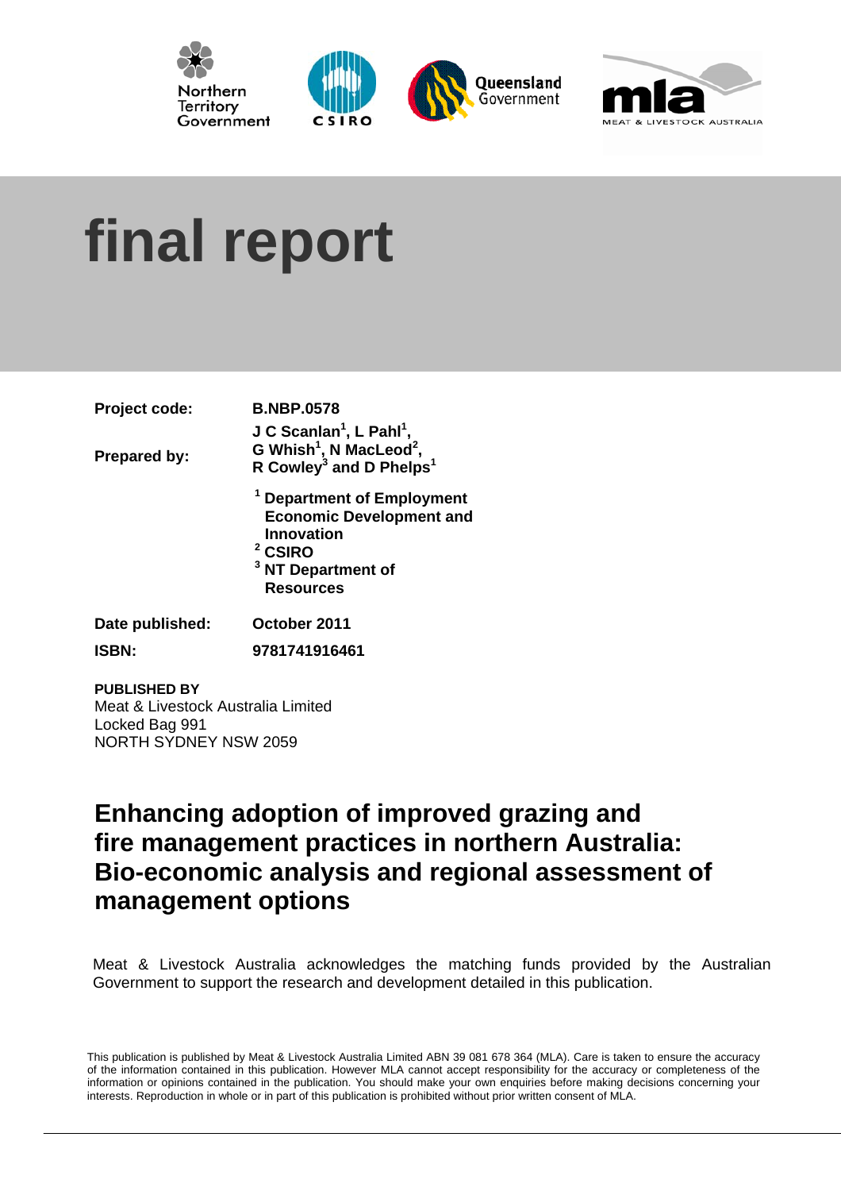Northern Territory Government

CSIRO

Queensland Government

mla MEAT & LIVESTOCK AUSTRALIA

# final report

| | |
|---|---|
| **Project code:** | **B.NBP.0578** |
| **Prepared by:** | **J C Scanlan[1], L Pahl[1], G Whish[1], N MacLeod[2], R Cowley[3] and D Phelps[1]** |
| | **[1] Department of Employment Economic Development and Innovation**<br>**[2] CSIRO**<br>**[3] NT Department of Resources** |
| **Date published:** | **October 2011** |
| **ISBN:** | **9781741916461** |

**PUBLISHED BY**
Meat & Livestock Australia Limited
Locked Bag 991
NORTH SYDNEY NSW 2059

## Enhancing adoption of improved grazing and fire management practices in northern Australia: Bio-economic analysis and regional assessment of management options

Meat & Livestock Australia acknowledges the matching funds provided by the Australian Government to support the research and development detailed in this publication.

This publication is published by Meat & Livestock Australia Limited ABN 39 081 678 364 (MLA). Care is taken to ensure the accuracy of the information contained in this publication. However MLA cannot accept responsibility for the accuracy or completeness of the information or opinions contained in the publication. You should make your own enquiries before making decisions concerning your interests. Reproduction in whole or in part of this publication is prohibited without prior written consent of MLA.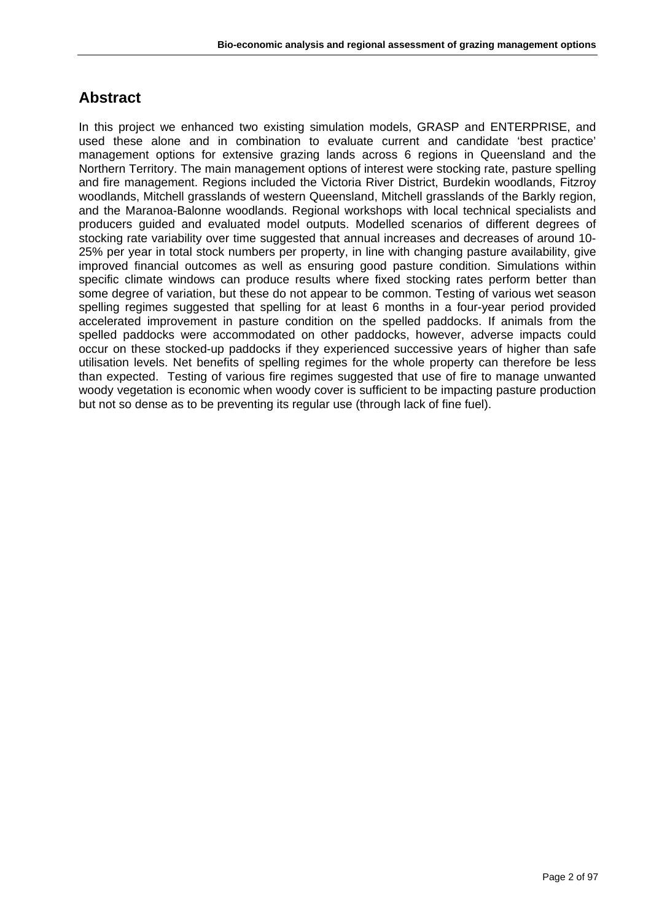## Abstract

In this project we enhanced two existing simulation models, GRASP and ENTERPRISE, and used these alone and in combination to evaluate current and candidate 'best practice' management options for extensive grazing lands across 6 regions in Queensland and the Northern Territory. The main management options of interest were stocking rate, pasture spelling and fire management. Regions included the Victoria River District, Burdekin woodlands, Fitzroy woodlands, Mitchell grasslands of western Queensland, Mitchell grasslands of the Barkly region, and the Maranoa-Balonne woodlands. Regional workshops with local technical specialists and producers guided and evaluated model outputs. Modelled scenarios of different degrees of stocking rate variability over time suggested that annual increases and decreases of around 10-25% per year in total stock numbers per property, in line with changing pasture availability, give improved financial outcomes as well as ensuring good pasture condition. Simulations within specific climate windows can produce results where fixed stocking rates perform better than some degree of variation, but these do not appear to be common. Testing of various wet season spelling regimes suggested that spelling for at least 6 months in a four-year period provided accelerated improvement in pasture condition on the spelled paddocks. If animals from the spelled paddocks were accommodated on other paddocks, however, adverse impacts could occur on these stocked-up paddocks if they experienced successive years of higher than safe utilisation levels. Net benefits of spelling regimes for the whole property can therefore be less than expected. Testing of various fire regimes suggested that use of fire to manage unwanted woody vegetation is economic when woody cover is sufficient to be impacting pasture production but not so dense as to be preventing its regular use (through lack of fine fuel).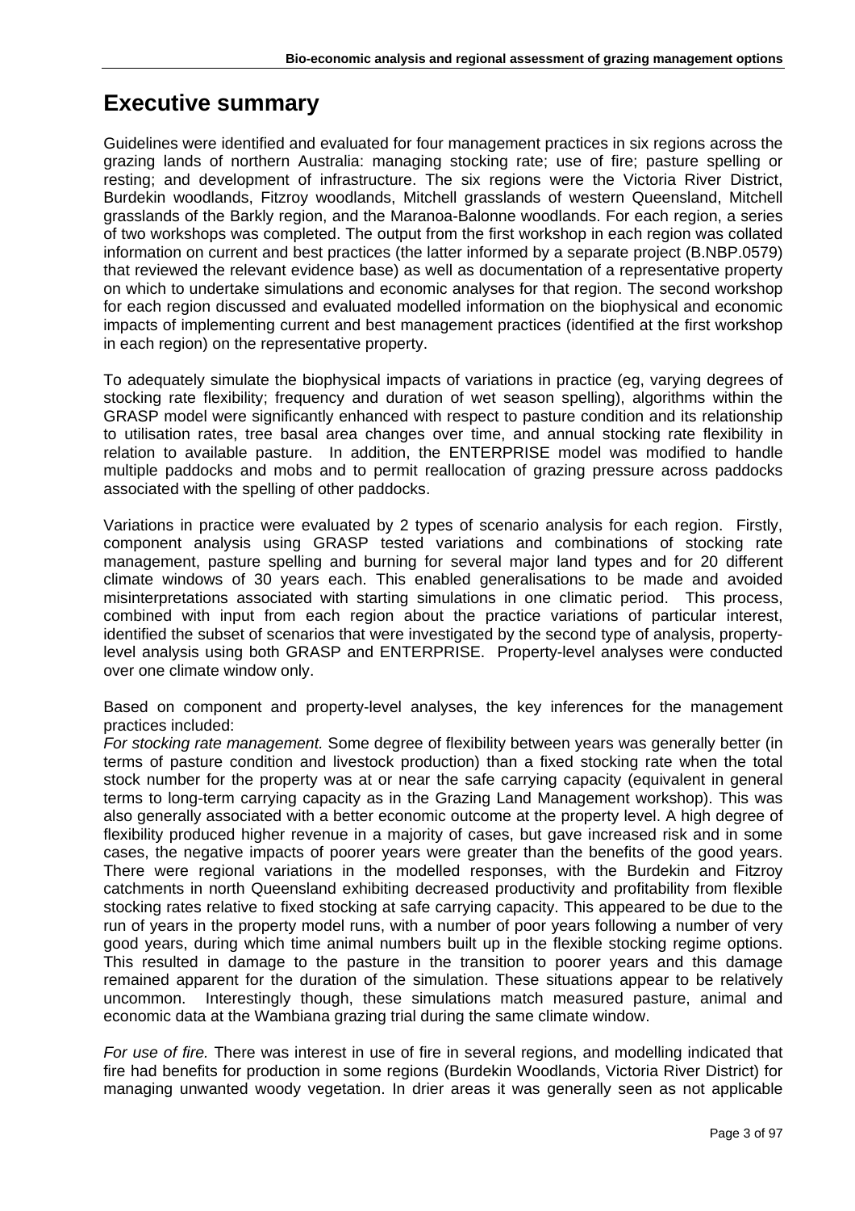# Executive summary

Guidelines were identified and evaluated for four management practices in six regions across the grazing lands of northern Australia: managing stocking rate; use of fire; pasture spelling or resting; and development of infrastructure. The six regions were the Victoria River District, Burdekin woodlands, Fitzroy woodlands, Mitchell grasslands of western Queensland, Mitchell grasslands of the Barkly region, and the Maranoa-Balonne woodlands. For each region, a series of two workshops was completed. The output from the first workshop in each region was collated information on current and best practices (the latter informed by a separate project (B.NBP.0579) that reviewed the relevant evidence base) as well as documentation of a representative property on which to undertake simulations and economic analyses for that region. The second workshop for each region discussed and evaluated modelled information on the biophysical and economic impacts of implementing current and best management practices (identified at the first workshop in each region) on the representative property.

To adequately simulate the biophysical impacts of variations in practice (eg, varying degrees of stocking rate flexibility; frequency and duration of wet season spelling), algorithms within the GRASP model were significantly enhanced with respect to pasture condition and its relationship to utilisation rates, tree basal area changes over time, and annual stocking rate flexibility in relation to available pasture. In addition, the ENTERPRISE model was modified to handle multiple paddocks and mobs and to permit reallocation of grazing pressure across paddocks associated with the spelling of other paddocks.

Variations in practice were evaluated by 2 types of scenario analysis for each region. Firstly, component analysis using GRASP tested variations and combinations of stocking rate management, pasture spelling and burning for several major land types and for 20 different climate windows of 30 years each. This enabled generalisations to be made and avoided misinterpretations associated with starting simulations in one climatic period. This process, combined with input from each region about the practice variations of particular interest, identified the subset of scenarios that were investigated by the second type of analysis, property-level analysis using both GRASP and ENTERPRISE. Property-level analyses were conducted over one climate window only.

Based on component and property-level analyses, the key inferences for the management practices included:

*For stocking rate management.* Some degree of flexibility between years was generally better (in terms of pasture condition and livestock production) than a fixed stocking rate when the total stock number for the property was at or near the safe carrying capacity (equivalent in general terms to long-term carrying capacity as in the Grazing Land Management workshop). This was also generally associated with a better economic outcome at the property level. A high degree of flexibility produced higher revenue in a majority of cases, but gave increased risk and in some cases, the negative impacts of poorer years were greater than the benefits of the good years. There were regional variations in the modelled responses, with the Burdekin and Fitzroy catchments in north Queensland exhibiting decreased productivity and profitability from flexible stocking rates relative to fixed stocking at safe carrying capacity. This appeared to be due to the run of years in the property model runs, with a number of poor years following a number of very good years, during which time animal numbers built up in the flexible stocking regime options. This resulted in damage to the pasture in the transition to poorer years and this damage remained apparent for the duration of the simulation. These situations appear to be relatively uncommon. Interestingly though, these simulations match measured pasture, animal and economic data at the Wambiana grazing trial during the same climate window.

*For use of fire.* There was interest in use of fire in several regions, and modelling indicated that fire had benefits for production in some regions (Burdekin Woodlands, Victoria River District) for managing unwanted woody vegetation. In drier areas it was generally seen as not applicable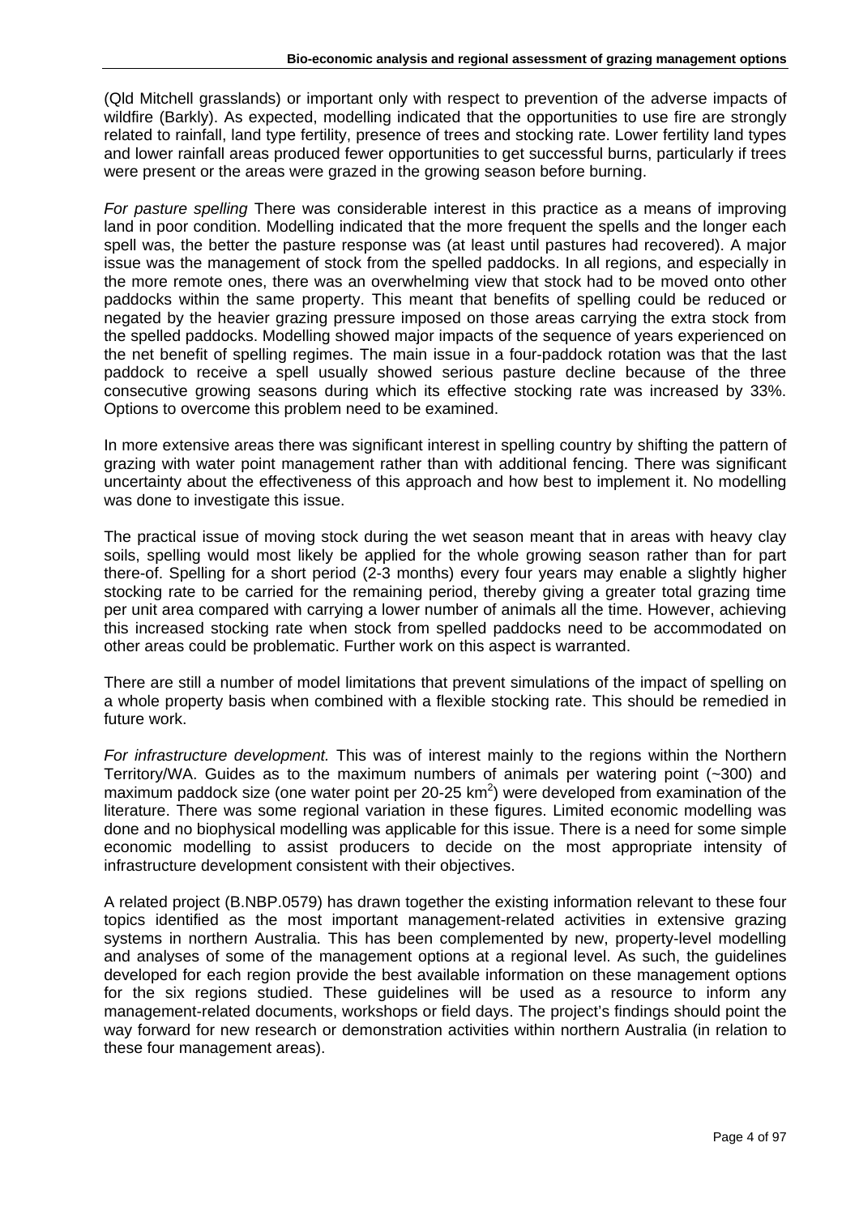(Qld Mitchell grasslands) or important only with respect to prevention of the adverse impacts of wildfire (Barkly). As expected, modelling indicated that the opportunities to use fire are strongly related to rainfall, land type fertility, presence of trees and stocking rate. Lower fertility land types and lower rainfall areas produced fewer opportunities to get successful burns, particularly if trees were present or the areas were grazed in the growing season before burning.

*For pasture spelling* There was considerable interest in this practice as a means of improving land in poor condition. Modelling indicated that the more frequent the spells and the longer each spell was, the better the pasture response was (at least until pastures had recovered). A major issue was the management of stock from the spelled paddocks. In all regions, and especially in the more remote ones, there was an overwhelming view that stock had to be moved onto other paddocks within the same property. This meant that benefits of spelling could be reduced or negated by the heavier grazing pressure imposed on those areas carrying the extra stock from the spelled paddocks. Modelling showed major impacts of the sequence of years experienced on the net benefit of spelling regimes. The main issue in a four-paddock rotation was that the last paddock to receive a spell usually showed serious pasture decline because of the three consecutive growing seasons during which its effective stocking rate was increased by 33%. Options to overcome this problem need to be examined.

In more extensive areas there was significant interest in spelling country by shifting the pattern of grazing with water point management rather than with additional fencing. There was significant uncertainty about the effectiveness of this approach and how best to implement it. No modelling was done to investigate this issue.

The practical issue of moving stock during the wet season meant that in areas with heavy clay soils, spelling would most likely be applied for the whole growing season rather than for part there-of. Spelling for a short period (2-3 months) every four years may enable a slightly higher stocking rate to be carried for the remaining period, thereby giving a greater total grazing time per unit area compared with carrying a lower number of animals all the time. However, achieving this increased stocking rate when stock from spelled paddocks need to be accommodated on other areas could be problematic. Further work on this aspect is warranted.

There are still a number of model limitations that prevent simulations of the impact of spelling on a whole property basis when combined with a flexible stocking rate. This should be remedied in future work.

*For infrastructure development.* This was of interest mainly to the regions within the Northern Territory/WA. Guides as to the maximum numbers of animals per watering point (~300) and maximum paddock size (one water point per 20-25 $km^2$) were developed from examination of the literature. There was some regional variation in these figures. Limited economic modelling was done and no biophysical modelling was applicable for this issue. There is a need for some simple economic modelling to assist producers to decide on the most appropriate intensity of infrastructure development consistent with their objectives.

A related project (B.NBP.0579) has drawn together the existing information relevant to these four topics identified as the most important management-related activities in extensive grazing systems in northern Australia. This has been complemented by new, property-level modelling and analyses of some of the management options at a regional level. As such, the guidelines developed for each region provide the best available information on these management options for the six regions studied. These guidelines will be used as a resource to inform any management-related documents, workshops or field days. The project's findings should point the way forward for new research or demonstration activities within northern Australia (in relation to these four management areas).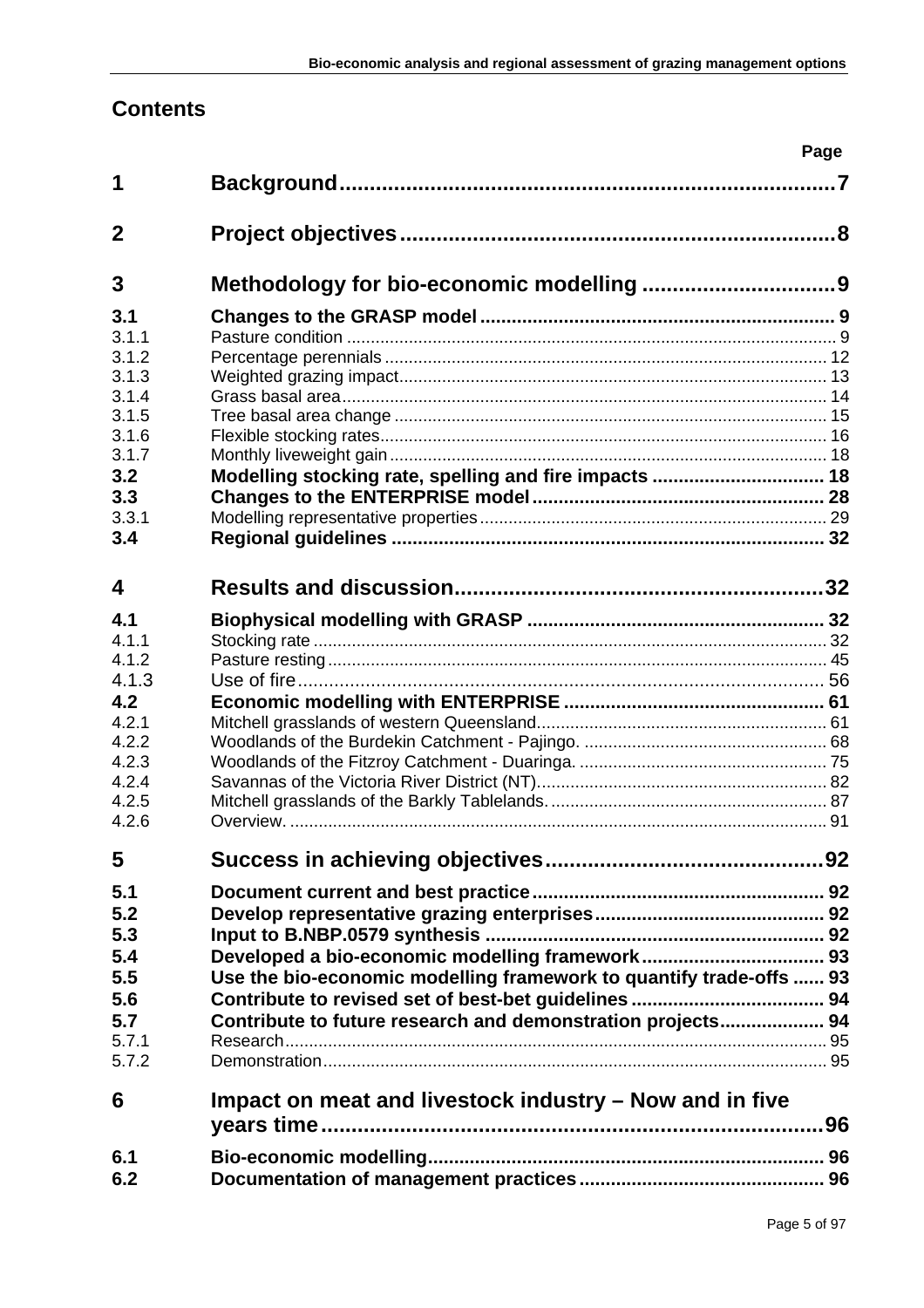## Contents

| | | Page |
|---|---|---|
| **1** | **Background** | **7** |
| **2** | **Project objectives** | **8** |
| **3** | **Methodology for bio-economic modelling** | **9** |
| **3.1** | **Changes to the GRASP model** | **9** |
| 3.1.1 | Pasture condition | 9 |
| 3.1.2 | Percentage perennials | 12 |
| 3.1.3 | Weighted grazing impact | 13 |
| 3.1.4 | Grass basal area | 14 |
| 3.1.5 | Tree basal area change | 15 |
| 3.1.6 | Flexible stocking rates | 16 |
| 3.1.7 | Monthly liveweight gain | 18 |
| **3.2** | **Modelling stocking rate, spelling and fire impacts** | **18** |
| **3.3** | **Changes to the ENTERPRISE model** | **28** |
| 3.3.1 | Modelling representative properties | 29 |
| **3.4** | **Regional guidelines** | **32** |
| **4** | **Results and discussion** | **32** |
| **4.1** | **Biophysical modelling with GRASP** | **32** |
| 4.1.1 | Stocking rate | 32 |
| 4.1.2 | Pasture resting | 45 |
| 4.1.3 | Use of fire | 56 |
| **4.2** | **Economic modelling with ENTERPRISE** | **61** |
| 4.2.1 | Mitchell grasslands of western Queensland | 61 |
| 4.2.2 | Woodlands of the Burdekin Catchment - Pajingo. | 68 |
| 4.2.3 | Woodlands of the Fitzroy Catchment - Duaringa. | 75 |
| 4.2.4 | Savannas of the Victoria River District (NT) | 82 |
| 4.2.5 | Mitchell grasslands of the Barkly Tablelands. | 87 |
| 4.2.6 | Overview. | 91 |
| **5** | **Success in achieving objectives** | **92** |
| **5.1** | **Document current and best practice** | **92** |
| **5.2** | **Develop representative grazing enterprises** | **92** |
| **5.3** | **Input to B.NBP.0579 synthesis** | **92** |
| **5.4** | **Developed a bio-economic modelling framework** | **93** |
| **5.5** | **Use the bio-economic modelling framework to quantify trade-offs** | **93** |
| **5.6** | **Contribute to revised set of best-bet guidelines** | **94** |
| **5.7** | **Contribute to future research and demonstration projects** | **94** |
| 5.7.1 | Research | 95 |
| 5.7.2 | Demonstration | 95 |
| **6** | **Impact on meat and livestock industry – Now and in five years time** | **96** |
| **6.1** | **Bio-economic modelling** | **96** |
| **6.2** | **Documentation of management practices** | **96** |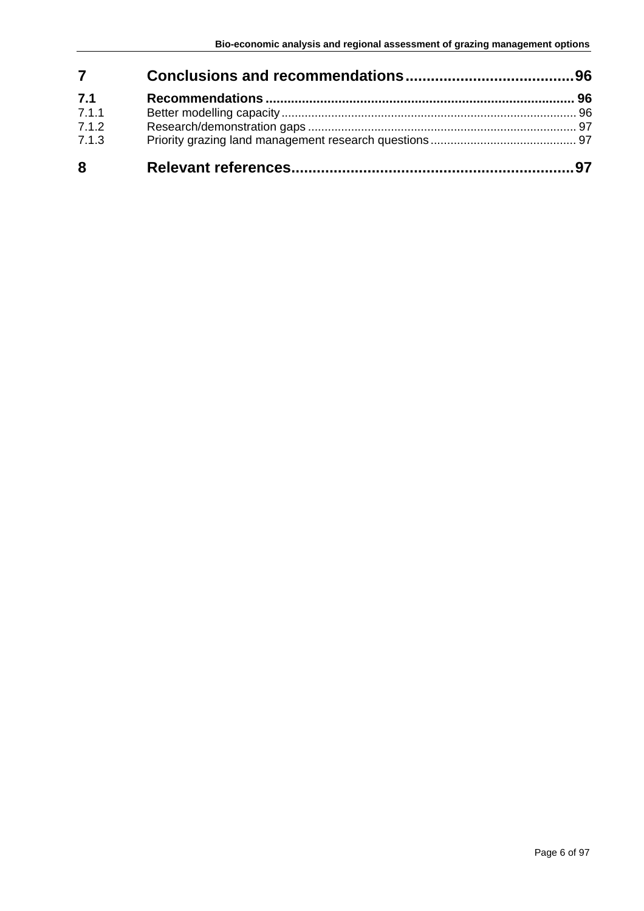| | | |
|---|---|---|
| **7** | **Conclusions and recommendations** | **96** |
| **7.1** | **Recommendations** | **96** |
| 7.1.1 | Better modelling capacity | 96 |
| 7.1.2 | Research/demonstration gaps | 97 |
| 7.1.3 | Priority grazing land management research questions | 97 |
| **8** | **Relevant references** | **97** |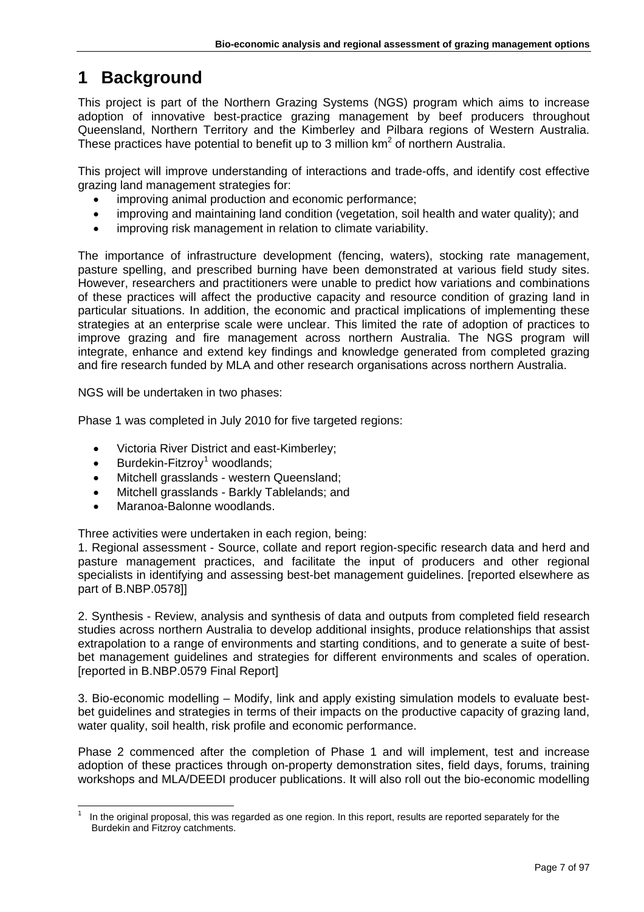# 1 Background

This project is part of the Northern Grazing Systems (NGS) program which aims to increase adoption of innovative best-practice grazing management by beef producers throughout Queensland, Northern Territory and the Kimberley and Pilbara regions of Western Australia. These practices have potential to benefit up to 3 million $km^2$ of northern Australia.

This project will improve understanding of interactions and trade-offs, and identify cost effective grazing land management strategies for:

- improving animal production and economic performance;
- improving and maintaining land condition (vegetation, soil health and water quality); and
- improving risk management in relation to climate variability.

The importance of infrastructure development (fencing, waters), stocking rate management, pasture spelling, and prescribed burning have been demonstrated at various field study sites. However, researchers and practitioners were unable to predict how variations and combinations of these practices will affect the productive capacity and resource condition of grazing land in particular situations. In addition, the economic and practical implications of implementing these strategies at an enterprise scale were unclear. This limited the rate of adoption of practices to improve grazing and fire management across northern Australia. The NGS program will integrate, enhance and extend key findings and knowledge generated from completed grazing and fire research funded by MLA and other research organisations across northern Australia.

NGS will be undertaken in two phases:

Phase 1 was completed in July 2010 for five targeted regions:

- Victoria River District and east-Kimberley;
- Burdekin-Fitzroy[1] woodlands;
- Mitchell grasslands - western Queensland;
- Mitchell grasslands - Barkly Tablelands; and
- Maranoa-Balonne woodlands.

Three activities were undertaken in each region, being:

1. Regional assessment - Source, collate and report region-specific research data and herd and pasture management practices, and facilitate the input of producers and other regional specialists in identifying and assessing best-bet management guidelines. [reported elsewhere as part of B.NBP.0578]]

2. Synthesis - Review, analysis and synthesis of data and outputs from completed field research studies across northern Australia to develop additional insights, produce relationships that assist extrapolation to a range of environments and starting conditions, and to generate a suite of best-bet management guidelines and strategies for different environments and scales of operation. [reported in B.NBP.0579 Final Report]

3. Bio-economic modelling – Modify, link and apply existing simulation models to evaluate best-bet guidelines and strategies in terms of their impacts on the productive capacity of grazing land, water quality, soil health, risk profile and economic performance.

Phase 2 commenced after the completion of Phase 1 and will implement, test and increase adoption of these practices through on-property demonstration sites, field days, forums, training workshops and MLA/DEEDI producer publications. It will also roll out the bio-economic modelling

[1] In the original proposal, this was regarded as one region. In this report, results are reported separately for the Burdekin and Fitzroy catchments.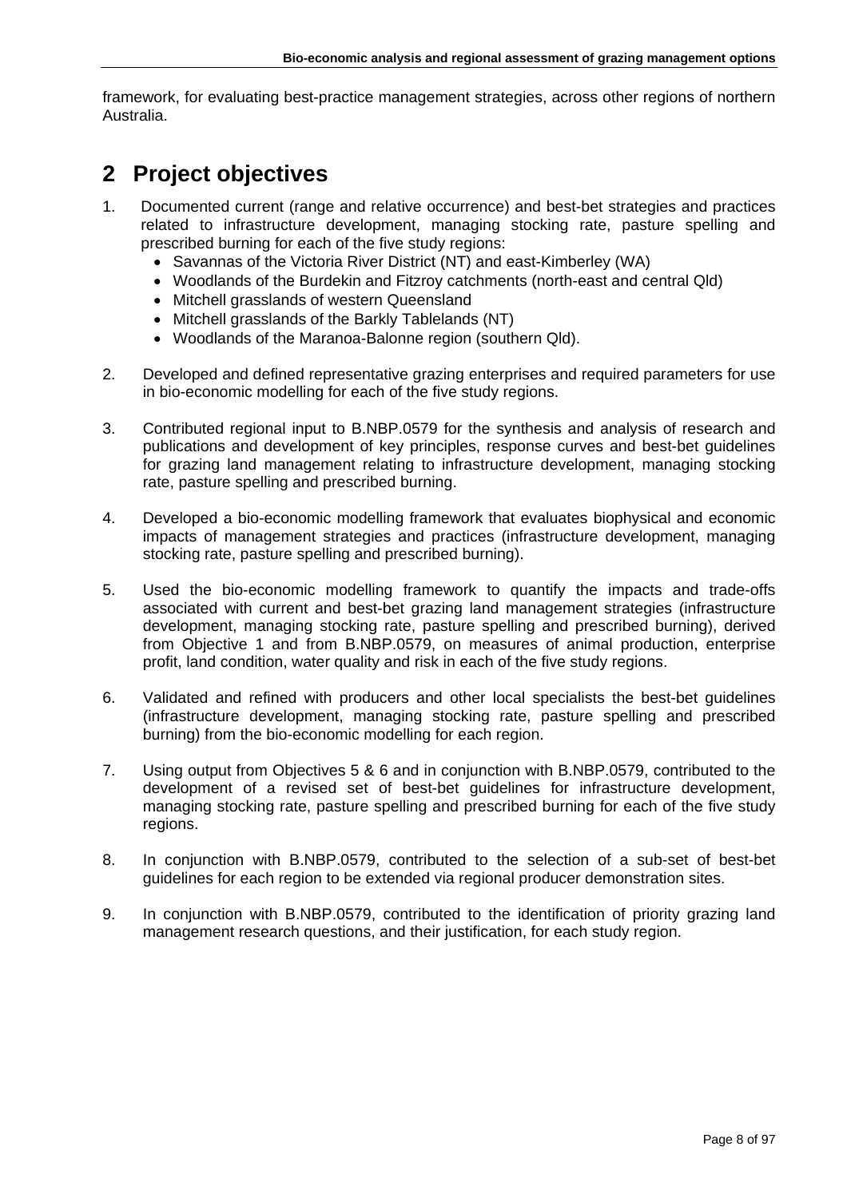framework, for evaluating best-practice management strategies, across other regions of northern Australia.

# 2 Project objectives

1. Documented current (range and relative occurrence) and best-bet strategies and practices related to infrastructure development, managing stocking rate, pasture spelling and prescribed burning for each of the five study regions:
   - Savannas of the Victoria River District (NT) and east-Kimberley (WA)
   - Woodlands of the Burdekin and Fitzroy catchments (north-east and central Qld)
   - Mitchell grasslands of western Queensland
   - Mitchell grasslands of the Barkly Tablelands (NT)
   - Woodlands of the Maranoa-Balonne region (southern Qld).

2. Developed and defined representative grazing enterprises and required parameters for use in bio-economic modelling for each of the five study regions.

3. Contributed regional input to B.NBP.0579 for the synthesis and analysis of research and publications and development of key principles, response curves and best-bet guidelines for grazing land management relating to infrastructure development, managing stocking rate, pasture spelling and prescribed burning.

4. Developed a bio-economic modelling framework that evaluates biophysical and economic impacts of management strategies and practices (infrastructure development, managing stocking rate, pasture spelling and prescribed burning).

5. Used the bio-economic modelling framework to quantify the impacts and trade-offs associated with current and best-bet grazing land management strategies (infrastructure development, managing stocking rate, pasture spelling and prescribed burning), derived from Objective 1 and from B.NBP.0579, on measures of animal production, enterprise profit, land condition, water quality and risk in each of the five study regions.

6. Validated and refined with producers and other local specialists the best-bet guidelines (infrastructure development, managing stocking rate, pasture spelling and prescribed burning) from the bio-economic modelling for each region.

7. Using output from Objectives 5 & 6 and in conjunction with B.NBP.0579, contributed to the development of a revised set of best-bet guidelines for infrastructure development, managing stocking rate, pasture spelling and prescribed burning for each of the five study regions.

8. In conjunction with B.NBP.0579, contributed to the selection of a sub-set of best-bet guidelines for each region to be extended via regional producer demonstration sites.

9. In conjunction with B.NBP.0579, contributed to the identification of priority grazing land management research questions, and their justification, for each study region.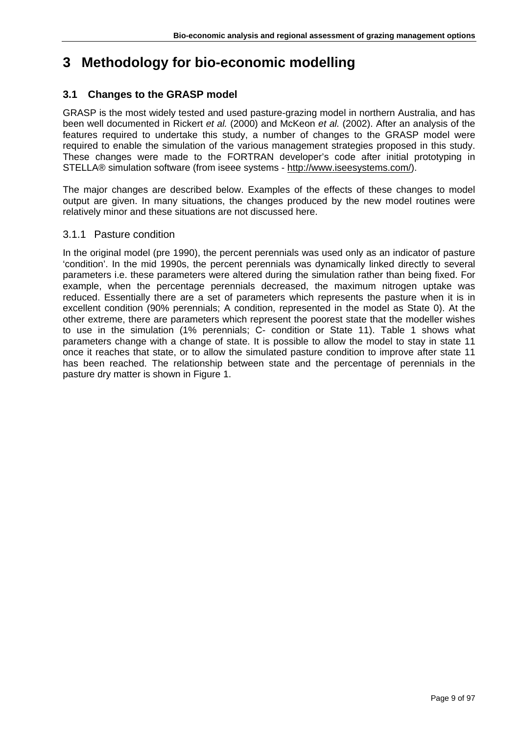# 3 Methodology for bio-economic modelling

## 3.1 Changes to the GRASP model

GRASP is the most widely tested and used pasture-grazing model in northern Australia, and has been well documented in Rickert *et al.* (2000) and McKeon *et al.* (2002). After an analysis of the features required to undertake this study, a number of changes to the GRASP model were required to enable the simulation of the various management strategies proposed in this study. These changes were made to the FORTRAN developer's code after initial prototyping in STELLA® simulation software (from isee systems - http://www.iseesystems.com/).

The major changes are described below. Examples of the effects of these changes to model output are given. In many situations, the changes produced by the new model routines were relatively minor and these situations are not discussed here.

### 3.1.1 Pasture condition

In the original model (pre 1990), the percent perennials was used only as an indicator of pasture 'condition'. In the mid 1990s, the percent perennials was dynamically linked directly to several parameters i.e. these parameters were altered during the simulation rather than being fixed. For example, when the percentage perennials decreased, the maximum nitrogen uptake was reduced. Essentially there are a set of parameters which represents the pasture when it is in excellent condition (90% perennials; A condition, represented in the model as State 0). At the other extreme, there are parameters which represent the poorest state that the modeller wishes to use in the simulation (1% perennials; C- condition or State 11). Table 1 shows what parameters change with a change of state. It is possible to allow the model to stay in state 11 once it reaches that state, or to allow the simulated pasture condition to improve after state 11 has been reached. The relationship between state and the percentage of perennials in the pasture dry matter is shown in Figure 1.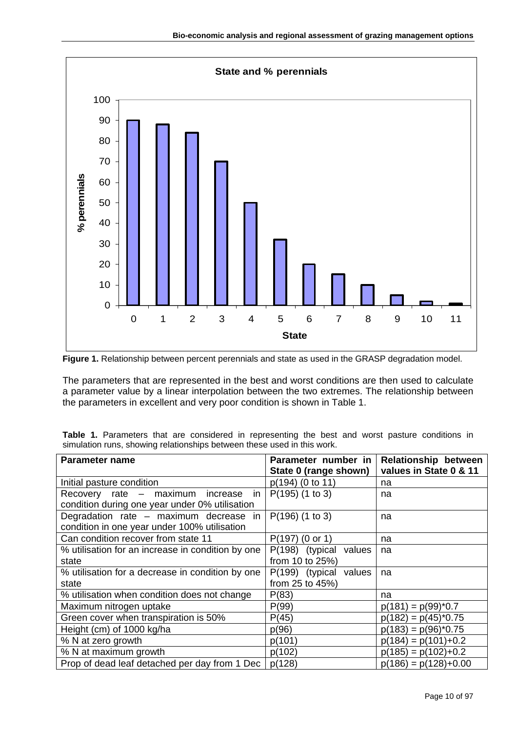**Figure 1.** Relationship between percent perennials and state as used in the GRASP degradation model.

The parameters that are represented in the best and worst conditions are then used to calculate a parameter value by a linear interpolation between the two extremes. The relationship between the parameters in excellent and very poor condition is shown in Table 1.

**Table 1.** Parameters that are considered in representing the best and worst pasture conditions in simulation runs, showing relationships between these used in this work.

| Parameter name | Parameter number in State 0 (range shown) | Relationship between values in State 0 & 11 |
|---|---|---|
| Initial pasture condition | p(194) (0 to 11) | na |
| Recovery rate – maximum increase in condition during one year under 0% utilisation | P(195) (1 to 3) | na |
| Degradation rate – maximum decrease in condition in one year under 100% utilisation | P(196) (1 to 3) | na |
| Can condition recover from state 11 | P(197) (0 or 1) | na |
| % utilisation for an increase in condition by one state | P(198) (typical values from 10 to 25%) | na |
| % utilisation for a decrease in condition by one state | P(199) (typical values from 25 to 45%) | na |
| % utilisation when condition does not change | P(83) | na |
| Maximum nitrogen uptake | P(99) | p(181) = p(99)*0.7 |
| Green cover when transpiration is 50% | P(45) | p(182) = p(45)*0.75 |
| Height (cm) of 1000 kg/ha | p(96) | p(183) = p(96)*0.75 |
| % N at zero growth | p(101) | p(184) = p(101)+0.2 |
| % N at maximum growth | p(102) | p(185) = p(102)+0.2 |
| Prop of dead leaf detached per day from 1 Dec | p(128) | p(186) = p(128)+0.00 |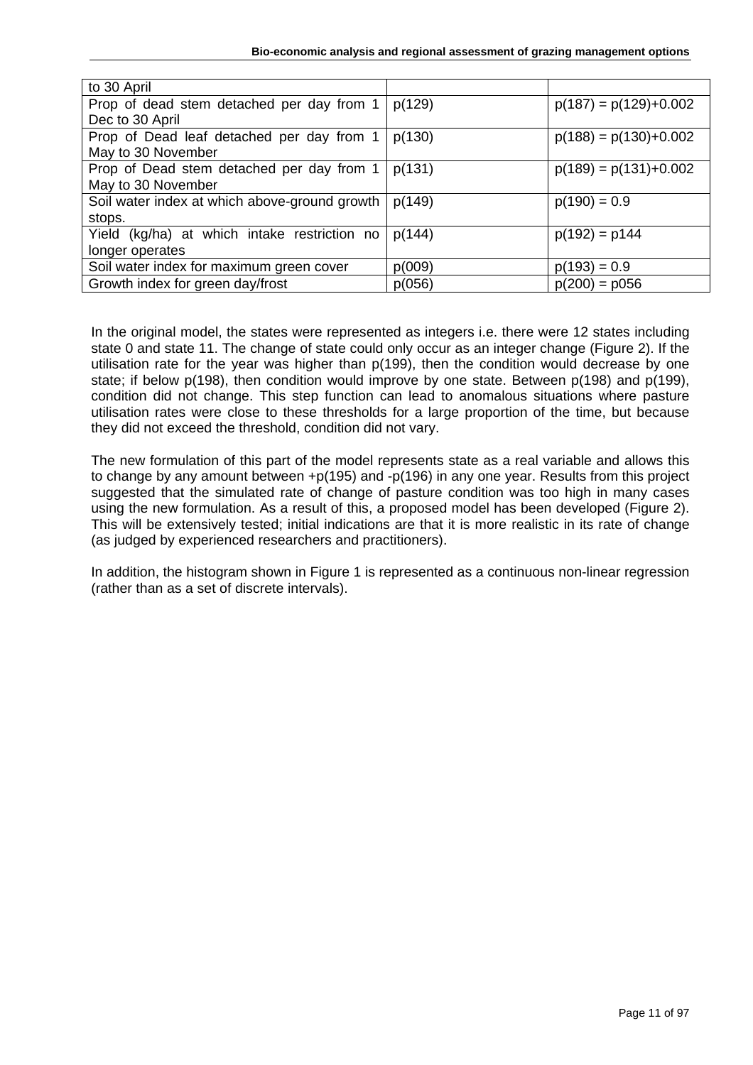| | | |
|---|---|---|
| to 30 April | | |
| Prop of dead stem detached per day from 1 Dec to 30 April | p(129) | p(187) = p(129)+0.002 |
| Prop of Dead leaf detached per day from 1 May to 30 November | p(130) | p(188) = p(130)+0.002 |
| Prop of Dead stem detached per day from 1 May to 30 November | p(131) | p(189) = p(131)+0.002 |
| Soil water index at which above-ground growth stops. | p(149) | p(190) = 0.9 |
| Yield (kg/ha) at which intake restriction no longer operates | p(144) | p(192) = p144 |
| Soil water index for maximum green cover | p(009) | p(193) = 0.9 |
| Growth index for green day/frost | p(056) | p(200) = p056 |

In the original model, the states were represented as integers i.e. there were 12 states including state 0 and state 11. The change of state could only occur as an integer change (Figure 2). If the utilisation rate for the year was higher than p(199), then the condition would decrease by one state; if below p(198), then condition would improve by one state. Between p(198) and p(199), condition did not change. This step function can lead to anomalous situations where pasture utilisation rates were close to these thresholds for a large proportion of the time, but because they did not exceed the threshold, condition did not vary.

The new formulation of this part of the model represents state as a real variable and allows this to change by any amount between +p(195) and -p(196) in any one year. Results from this project suggested that the simulated rate of change of pasture condition was too high in many cases using the new formulation. As a result of this, a proposed model has been developed (Figure 2). This will be extensively tested; initial indications are that it is more realistic in its rate of change (as judged by experienced researchers and practitioners).

In addition, the histogram shown in Figure 1 is represented as a continuous non-linear regression (rather than as a set of discrete intervals).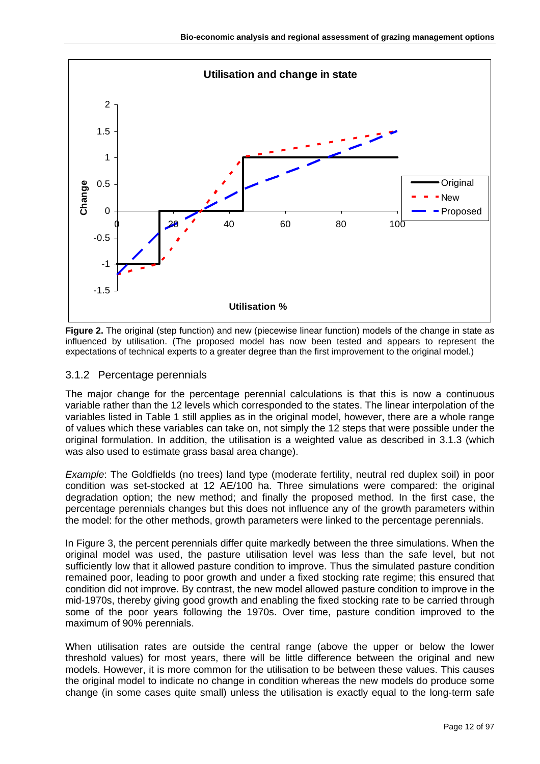**Figure 2.** The original (step function) and new (piecewise linear function) models of the change in state as influenced by utilisation. (The proposed model has now been tested and appears to represent the expectations of technical experts to a greater degree than the first improvement to the original model.)

### 3.1.2 Percentage perennials

The major change for the percentage perennial calculations is that this is now a continuous variable rather than the 12 levels which corresponded to the states. The linear interpolation of the variables listed in Table 1 still applies as in the original model, however, there are a whole range of values which these variables can take on, not simply the 12 steps that were possible under the original formulation. In addition, the utilisation is a weighted value as described in 3.1.3 (which was also used to estimate grass basal area change).

*Example*: The Goldfields (no trees) land type (moderate fertility, neutral red duplex soil) in poor condition was set-stocked at 12 AE/100 ha. Three simulations were compared: the original degradation option; the new method; and finally the proposed method. In the first case, the percentage perennials changes but this does not influence any of the growth parameters within the model: for the other methods, growth parameters were linked to the percentage perennials.

In Figure 3, the percent perennials differ quite markedly between the three simulations. When the original model was used, the pasture utilisation level was less than the safe level, but not sufficiently low that it allowed pasture condition to improve. Thus the simulated pasture condition remained poor, leading to poor growth and under a fixed stocking rate regime; this ensured that condition did not improve. By contrast, the new model allowed pasture condition to improve in the mid-1970s, thereby giving good growth and enabling the fixed stocking rate to be carried through some of the poor years following the 1970s. Over time, pasture condition improved to the maximum of 90% perennials.

When utilisation rates are outside the central range (above the upper or below the lower threshold values) for most years, there will be little difference between the original and new models. However, it is more common for the utilisation to be between these values. This causes the original model to indicate no change in condition whereas the new models do produce some change (in some cases quite small) unless the utilisation is exactly equal to the long-term safe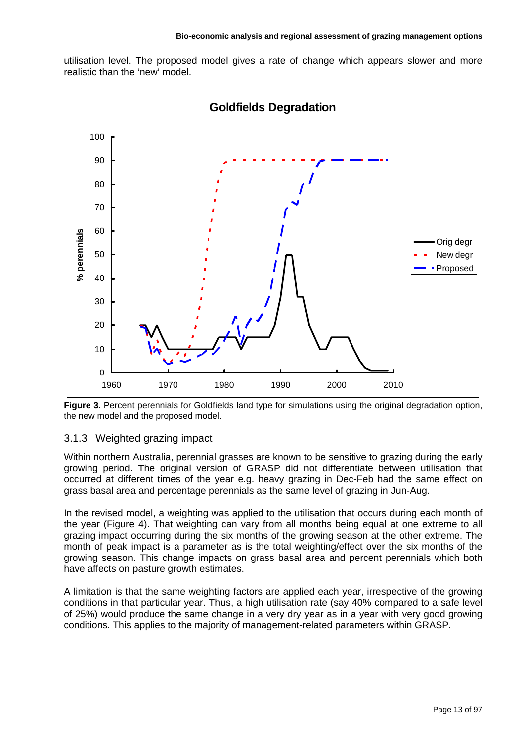utilisation level. The proposed model gives a rate of change which appears slower and more realistic than the 'new' model.

**Figure 3.** Percent perennials for Goldfields land type for simulations using the original degradation option, the new model and the proposed model.

### 3.1.3 Weighted grazing impact

Within northern Australia, perennial grasses are known to be sensitive to grazing during the early growing period. The original version of GRASP did not differentiate between utilisation that occurred at different times of the year e.g. heavy grazing in Dec-Feb had the same effect on grass basal area and percentage perennials as the same level of grazing in Jun-Aug.

In the revised model, a weighting was applied to the utilisation that occurs during each month of the year (Figure 4). That weighting can vary from all months being equal at one extreme to all grazing impact occurring during the six months of the growing season at the other extreme. The month of peak impact is a parameter as is the total weighting/effect over the six months of the growing season. This change impacts on grass basal area and percent perennials which both have affects on pasture growth estimates.

A limitation is that the same weighting factors are applied each year, irrespective of the growing conditions in that particular year. Thus, a high utilisation rate (say 40% compared to a safe level of 25%) would produce the same change in a very dry year as in a year with very good growing conditions. This applies to the majority of management-related parameters within GRASP.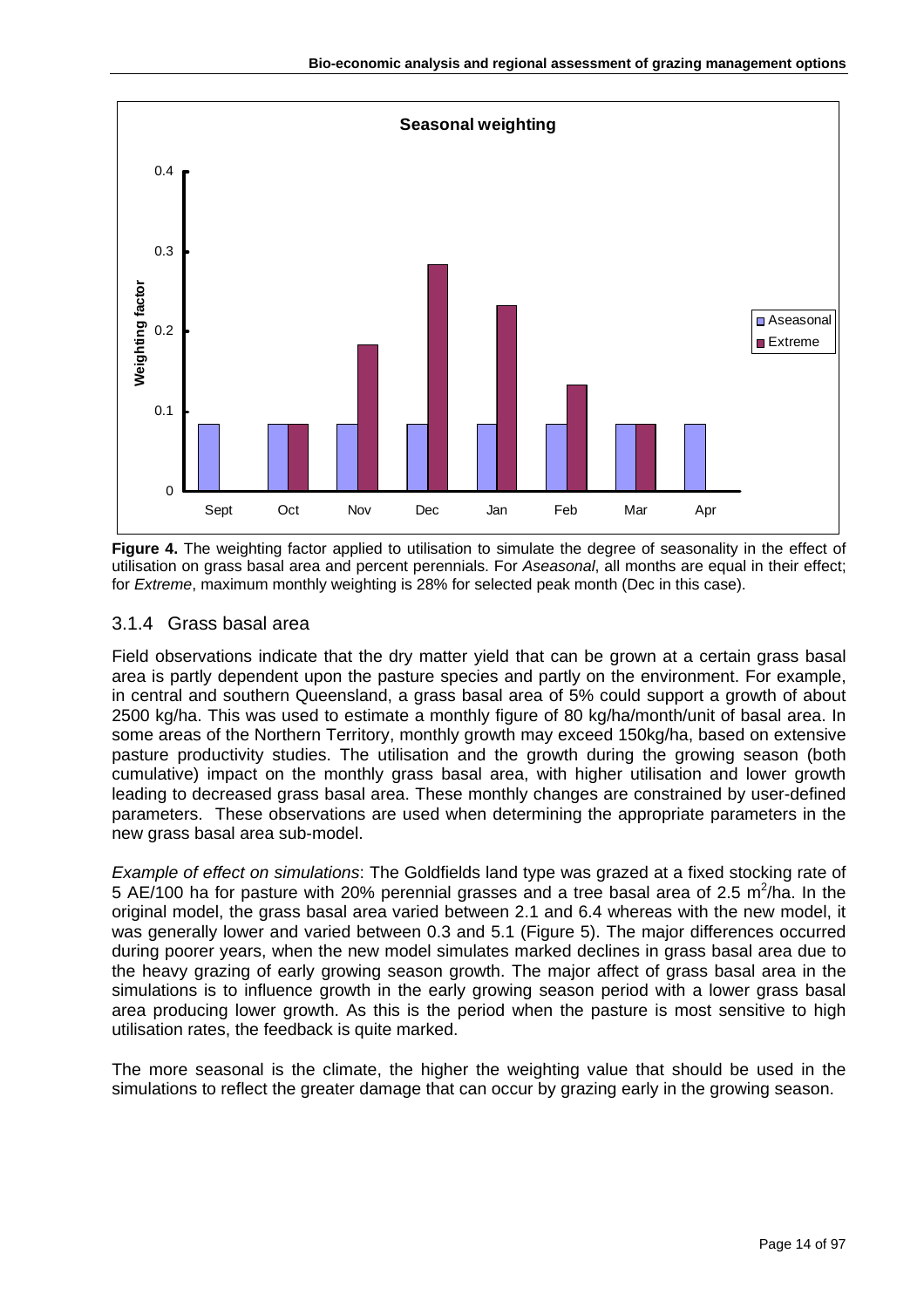**Figure 4.** The weighting factor applied to utilisation to simulate the degree of seasonality in the effect of utilisation on grass basal area and percent perennials. For *Aseasonal*, all months are equal in their effect; for *Extreme*, maximum monthly weighting is 28% for selected peak month (Dec in this case).

### 3.1.4 Grass basal area

Field observations indicate that the dry matter yield that can be grown at a certain grass basal area is partly dependent upon the pasture species and partly on the environment. For example, in central and southern Queensland, a grass basal area of 5% could support a growth of about 2500 kg/ha. This was used to estimate a monthly figure of 80 kg/ha/month/unit of basal area. In some areas of the Northern Territory, monthly growth may exceed 150kg/ha, based on extensive pasture productivity studies. The utilisation and the growth during the growing season (both cumulative) impact on the monthly grass basal area, with higher utilisation and lower growth leading to decreased grass basal area. These monthly changes are constrained by user-defined parameters. These observations are used when determining the appropriate parameters in the new grass basal area sub-model.

*Example of effect on simulations*: The Goldfields land type was grazed at a fixed stocking rate of 5 AE/100 ha for pasture with 20% perennial grasses and a tree basal area of 2.5 $m^2$/ha. In the original model, the grass basal area varied between 2.1 and 6.4 whereas with the new model, it was generally lower and varied between 0.3 and 5.1 (Figure 5). The major differences occurred during poorer years, when the new model simulates marked declines in grass basal area due to the heavy grazing of early growing season growth. The major affect of grass basal area in the simulations is to influence growth in the early growing season period with a lower grass basal area producing lower growth. As this is the period when the pasture is most sensitive to high utilisation rates, the feedback is quite marked.

The more seasonal is the climate, the higher the weighting value that should be used in the simulations to reflect the greater damage that can occur by grazing early in the growing season.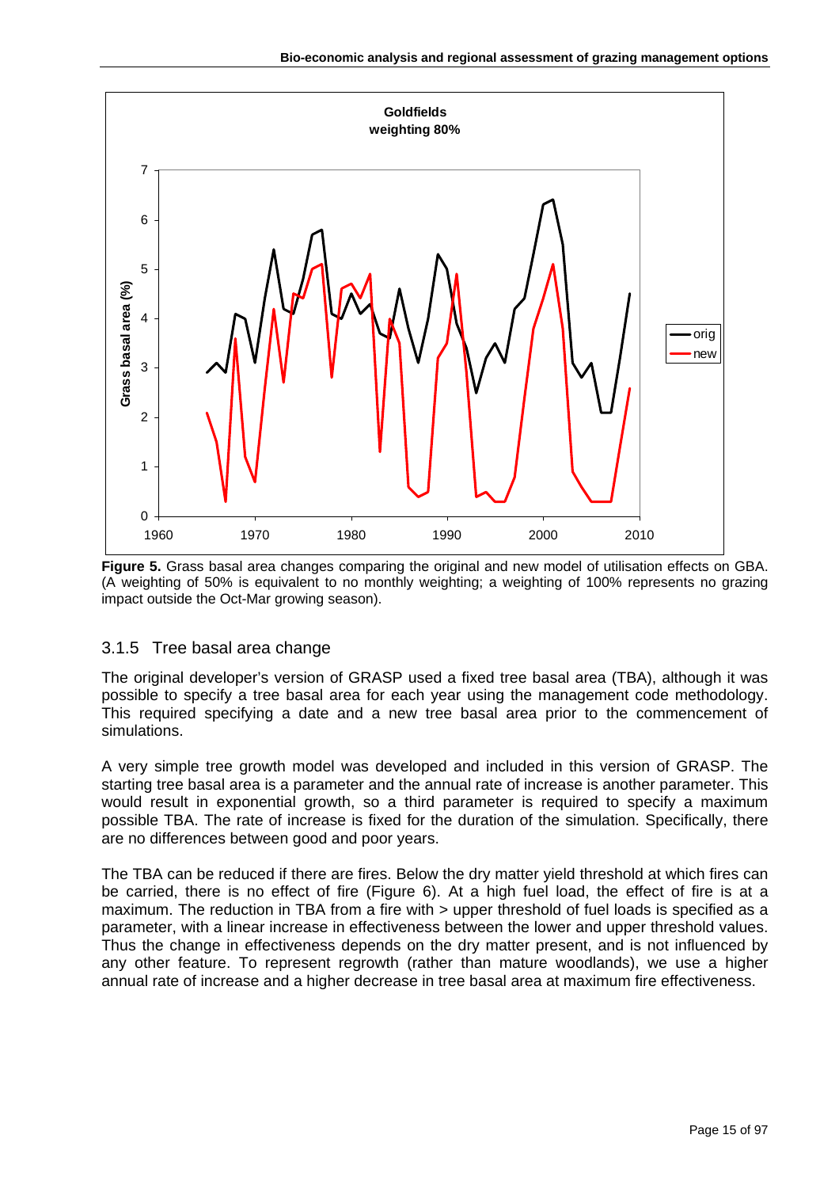**Figure 5.** Grass basal area changes comparing the original and new model of utilisation effects on GBA. (A weighting of 50% is equivalent to no monthly weighting; a weighting of 100% represents no grazing impact outside the Oct-Mar growing season).

### 3.1.5 Tree basal area change

The original developer's version of GRASP used a fixed tree basal area (TBA), although it was possible to specify a tree basal area for each year using the management code methodology. This required specifying a date and a new tree basal area prior to the commencement of simulations.

A very simple tree growth model was developed and included in this version of GRASP. The starting tree basal area is a parameter and the annual rate of increase is another parameter. This would result in exponential growth, so a third parameter is required to specify a maximum possible TBA. The rate of increase is fixed for the duration of the simulation. Specifically, there are no differences between good and poor years.

The TBA can be reduced if there are fires. Below the dry matter yield threshold at which fires can be carried, there is no effect of fire (Figure 6). At a high fuel load, the effect of fire is at a maximum. The reduction in TBA from a fire with > upper threshold of fuel loads is specified as a parameter, with a linear increase in effectiveness between the lower and upper threshold values. Thus the change in effectiveness depends on the dry matter present, and is not influenced by any other feature. To represent regrowth (rather than mature woodlands), we use a higher annual rate of increase and a higher decrease in tree basal area at maximum fire effectiveness.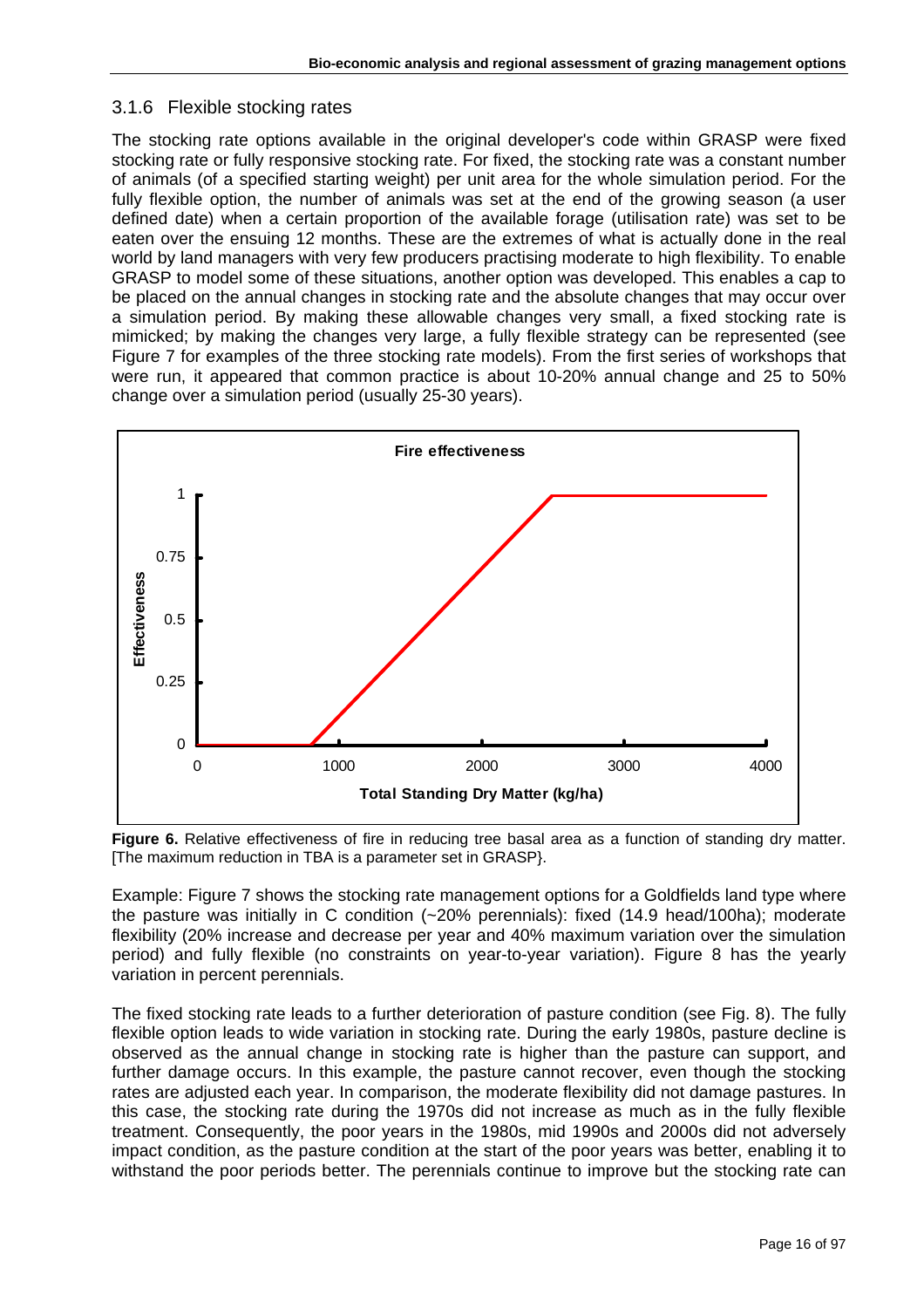### 3.1.6 Flexible stocking rates

The stocking rate options available in the original developer's code within GRASP were fixed stocking rate or fully responsive stocking rate. For fixed, the stocking rate was a constant number of animals (of a specified starting weight) per unit area for the whole simulation period. For the fully flexible option, the number of animals was set at the end of the growing season (a user defined date) when a certain proportion of the available forage (utilisation rate) was set to be eaten over the ensuing 12 months. These are the extremes of what is actually done in the real world by land managers with very few producers practising moderate to high flexibility. To enable GRASP to model some of these situations, another option was developed. This enables a cap to be placed on the annual changes in stocking rate and the absolute changes that may occur over a simulation period. By making these allowable changes very small, a fixed stocking rate is mimicked; by making the changes very large, a fully flexible strategy can be represented (see Figure 7 for examples of the three stocking rate models). From the first series of workshops that were run, it appeared that common practice is about 10-20% annual change and 25 to 50% change over a simulation period (usually 25-30 years).

**Figure 6.** Relative effectiveness of fire in reducing tree basal area as a function of standing dry matter. [The maximum reduction in TBA is a parameter set in GRASP}.

Example: Figure 7 shows the stocking rate management options for a Goldfields land type where the pasture was initially in C condition (~20% perennials): fixed (14.9 head/100ha); moderate flexibility (20% increase and decrease per year and 40% maximum variation over the simulation period) and fully flexible (no constraints on year-to-year variation). Figure 8 has the yearly variation in percent perennials.

The fixed stocking rate leads to a further deterioration of pasture condition (see Fig. 8). The fully flexible option leads to wide variation in stocking rate. During the early 1980s, pasture decline is observed as the annual change in stocking rate is higher than the pasture can support, and further damage occurs. In this example, the pasture cannot recover, even though the stocking rates are adjusted each year. In comparison, the moderate flexibility did not damage pastures. In this case, the stocking rate during the 1970s did not increase as much as in the fully flexible treatment. Consequently, the poor years in the 1980s, mid 1990s and 2000s did not adversely impact condition, as the pasture condition at the start of the poor years was better, enabling it to withstand the poor periods better. The perennials continue to improve but the stocking rate can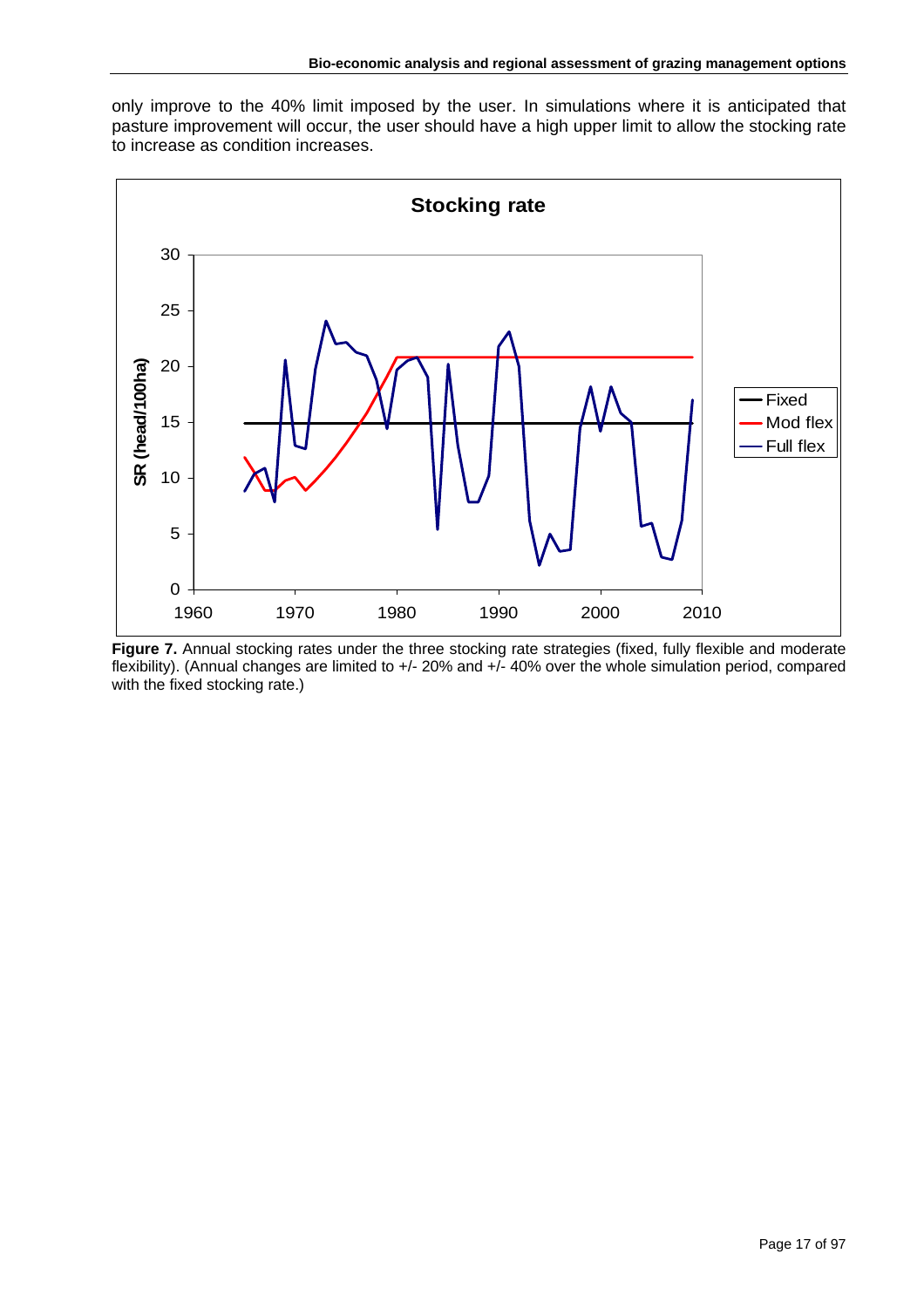only improve to the 40% limit imposed by the user. In simulations where it is anticipated that pasture improvement will occur, the user should have a high upper limit to allow the stocking rate to increase as condition increases.

**Figure 7.** Annual stocking rates under the three stocking rate strategies (fixed, fully flexible and moderate flexibility). (Annual changes are limited to +/- 20% and +/- 40% over the whole simulation period, compared with the fixed stocking rate.)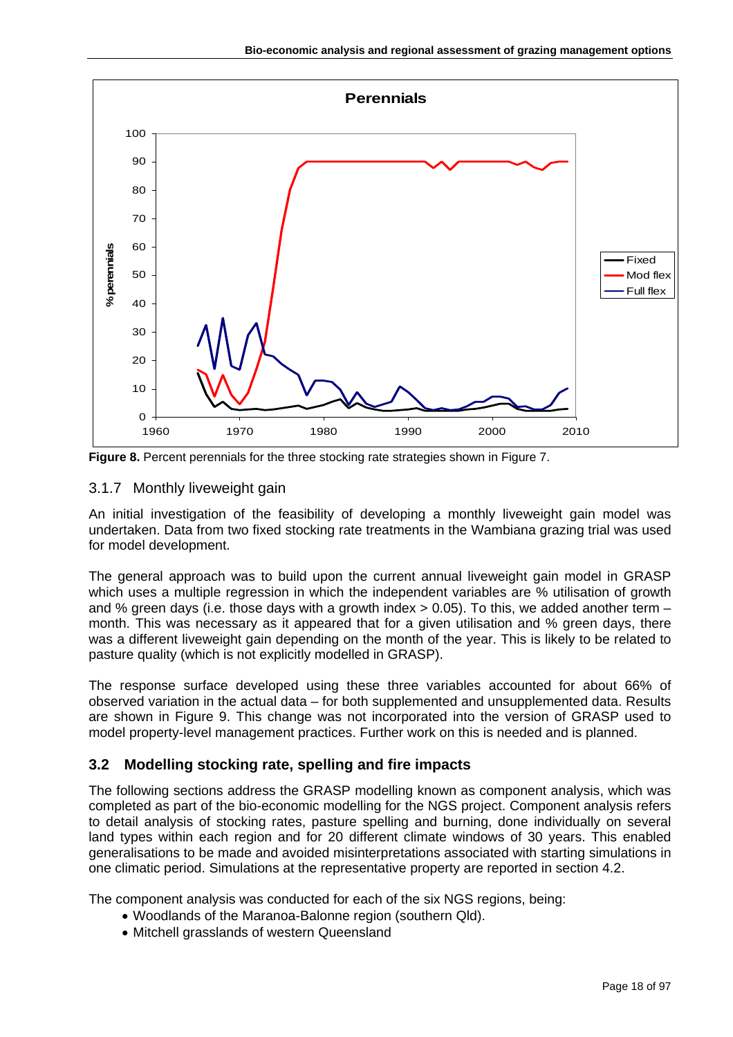**Figure 8.** Percent perennials for the three stocking rate strategies shown in Figure 7.

### 3.1.7 Monthly liveweight gain

An initial investigation of the feasibility of developing a monthly liveweight gain model was undertaken. Data from two fixed stocking rate treatments in the Wambiana grazing trial was used for model development.

The general approach was to build upon the current annual liveweight gain model in GRASP which uses a multiple regression in which the independent variables are % utilisation of growth and % green days (i.e. those days with a growth index > 0.05). To this, we added another term – month. This was necessary as it appeared that for a given utilisation and % green days, there was a different liveweight gain depending on the month of the year. This is likely to be related to pasture quality (which is not explicitly modelled in GRASP).

The response surface developed using these three variables accounted for about 66% of observed variation in the actual data – for both supplemented and unsupplemented data. Results are shown in Figure 9. This change was not incorporated into the version of GRASP used to model property-level management practices. Further work on this is needed and is planned.

## 3.2 Modelling stocking rate, spelling and fire impacts

The following sections address the GRASP modelling known as component analysis, which was completed as part of the bio-economic modelling for the NGS project. Component analysis refers to detail analysis of stocking rates, pasture spelling and burning, done individually on several land types within each region and for 20 different climate windows of 30 years. This enabled generalisations to be made and avoided misinterpretations associated with starting simulations in one climatic period. Simulations at the representative property are reported in section 4.2.

The component analysis was conducted for each of the six NGS regions, being:

- Woodlands of the Maranoa-Balonne region (southern Qld).
- Mitchell grasslands of western Queensland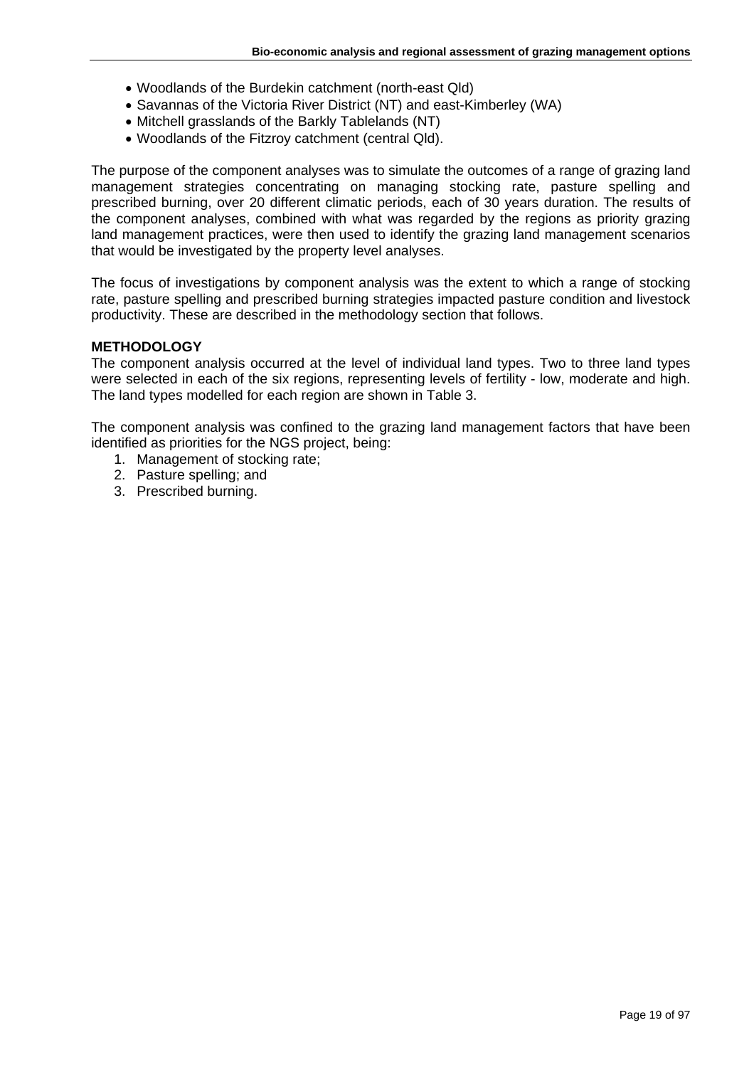- Woodlands of the Burdekin catchment (north-east Qld)
- Savannas of the Victoria River District (NT) and east-Kimberley (WA)
- Mitchell grasslands of the Barkly Tablelands (NT)
- Woodlands of the Fitzroy catchment (central Qld).

The purpose of the component analyses was to simulate the outcomes of a range of grazing land management strategies concentrating on managing stocking rate, pasture spelling and prescribed burning, over 20 different climatic periods, each of 30 years duration. The results of the component analyses, combined with what was regarded by the regions as priority grazing land management practices, were then used to identify the grazing land management scenarios that would be investigated by the property level analyses.

The focus of investigations by component analysis was the extent to which a range of stocking rate, pasture spelling and prescribed burning strategies impacted pasture condition and livestock productivity. These are described in the methodology section that follows.

**METHODOLOGY**

The component analysis occurred at the level of individual land types. Two to three land types were selected in each of the six regions, representing levels of fertility - low, moderate and high. The land types modelled for each region are shown in Table 3.

The component analysis was confined to the grazing land management factors that have been identified as priorities for the NGS project, being:

1. Management of stocking rate;
2. Pasture spelling; and
3. Prescribed burning.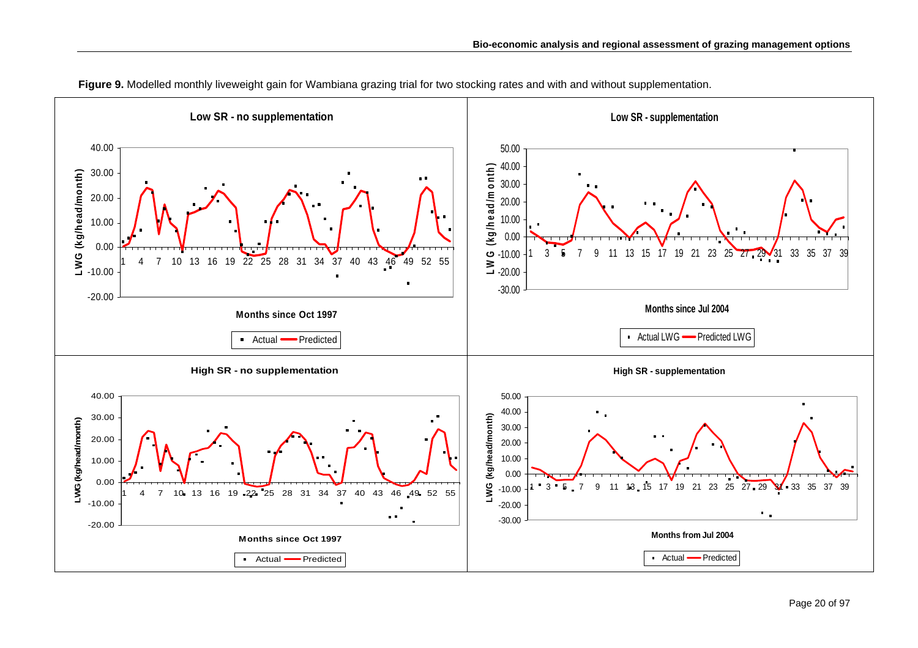**Figure 9.** Modelled monthly liveweight gain for Wambiana grazing trial for two stocking rates and with and without supplementation.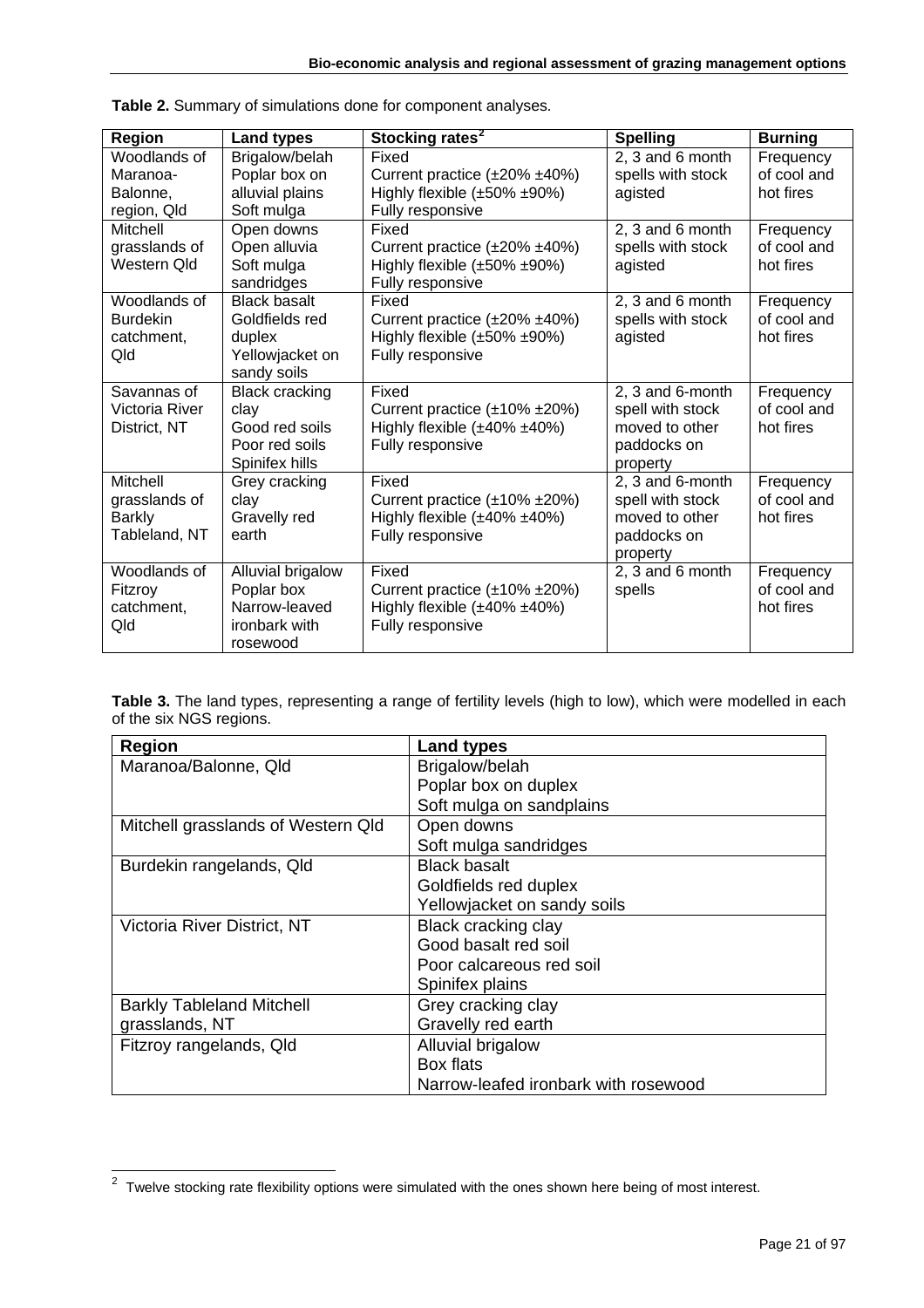**Table 2.** Summary of simulations done for component analyses.

| Region | Land types | Stocking rates[2] | Spelling | Burning |
|---|---|---|---|---|
| Woodlands of Maranoa-Balonne, region, Qld | Brigalow/belah<br>Poplar box on alluvial plains<br>Soft mulga | Fixed<br>Current practice (±20% ±40%)<br>Highly flexible (±50% ±90%)<br>Fully responsive | 2, 3 and 6 month spells with stock agisted | Frequency of cool and hot fires |
| Mitchell grasslands of Western Qld | Open downs<br>Open alluvia<br>Soft mulga sandridges | Fixed<br>Current practice (±20% ±40%)<br>Highly flexible (±50% ±90%)<br>Fully responsive | 2, 3 and 6 month spells with stock agisted | Frequency of cool and hot fires |
| Woodlands of Burdekin catchment, Qld | Black basalt<br>Goldfields red duplex<br>Yellowjacket on sandy soils | Fixed<br>Current practice (±20% ±40%)<br>Highly flexible (±50% ±90%)<br>Fully responsive | 2, 3 and 6 month spells with stock agisted | Frequency of cool and hot fires |
| Savannas of Victoria River District, NT | Black cracking clay<br>Good red soils<br>Poor red soils<br>Spinifex hills | Fixed<br>Current practice (±10% ±20%)<br>Highly flexible (±40% ±40%)<br>Fully responsive | 2, 3 and 6-month spell with stock moved to other paddocks on property | Frequency of cool and hot fires |
| Mitchell grasslands of Barkly Tableland, NT | Grey cracking clay<br>Gravelly red earth | Fixed<br>Current practice (±10% ±20%)<br>Highly flexible (±40% ±40%)<br>Fully responsive | 2, 3 and 6-month spell with stock moved to other paddocks on property | Frequency of cool and hot fires |
| Woodlands of Fitzroy catchment, Qld | Alluvial brigalow<br>Poplar box<br>Narrow-leaved ironbark with rosewood | Fixed<br>Current practice (±10% ±20%)<br>Highly flexible (±40% ±40%)<br>Fully responsive | 2, 3 and 6 month spells | Frequency of cool and hot fires |

**Table 3.** The land types, representing a range of fertility levels (high to low), which were modelled in each of the six NGS regions.

| Region | Land types |
|---|---|
| Maranoa/Balonne, Qld | Brigalow/belah<br>Poplar box on duplex<br>Soft mulga on sandplains |
| Mitchell grasslands of Western Qld | Open downs<br>Soft mulga sandridges |
| Burdekin rangelands, Qld | Black basalt<br>Goldfields red duplex<br>Yellowjacket on sandy soils |
| Victoria River District, NT | Black cracking clay<br>Good basalt red soil<br>Poor calcareous red soil<br>Spinifex plains |
| Barkly Tableland Mitchell grasslands, NT | Grey cracking clay<br>Gravelly red earth |
| Fitzroy rangelands, Qld | Alluvial brigalow<br>Box flats<br>Narrow-leafed ironbark with rosewood |

[2] Twelve stocking rate flexibility options were simulated with the ones shown here being of most interest.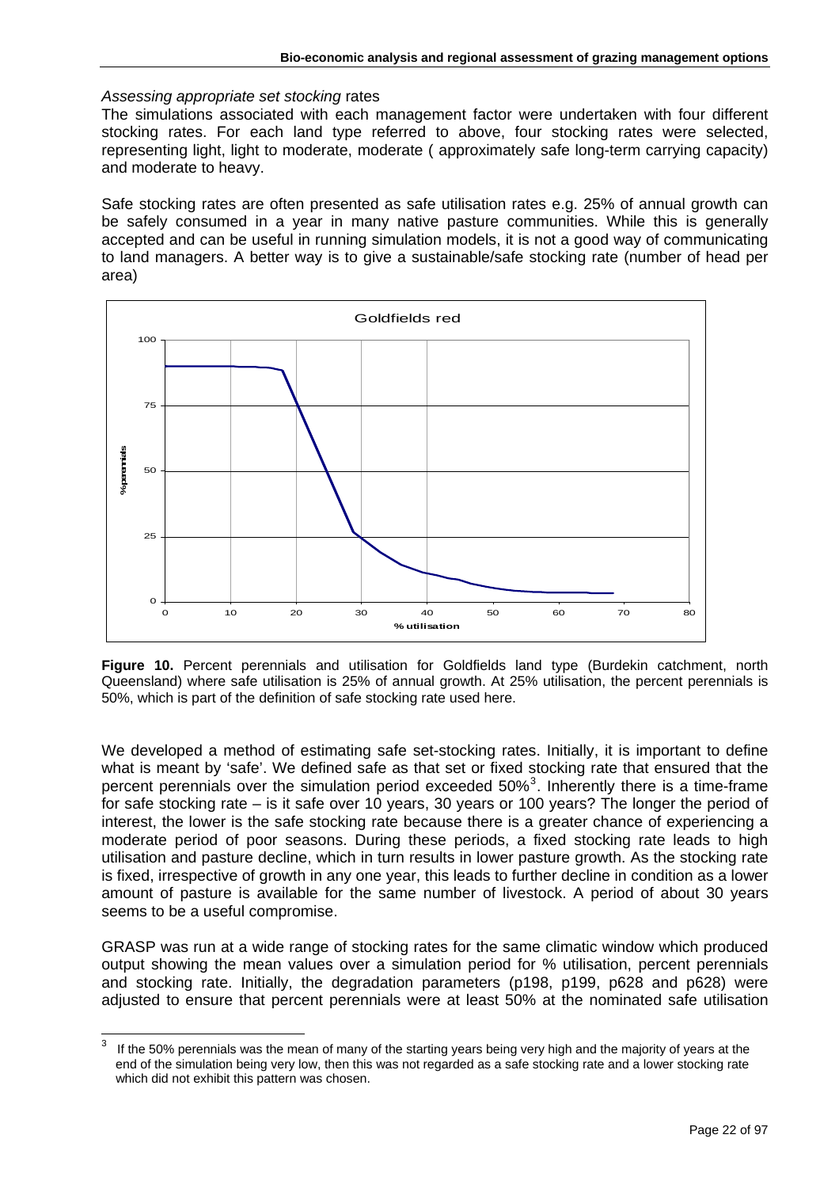*Assessing appropriate set stocking* rates

The simulations associated with each management factor were undertaken with four different stocking rates. For each land type referred to above, four stocking rates were selected, representing light, light to moderate, moderate ( approximately safe long-term carrying capacity) and moderate to heavy.

Safe stocking rates are often presented as safe utilisation rates e.g. 25% of annual growth can be safely consumed in a year in many native pasture communities. While this is generally accepted and can be useful in running simulation models, it is not a good way of communicating to land managers. A better way is to give a sustainable/safe stocking rate (number of head per area)

**Figure 10.** Percent perennials and utilisation for Goldfields land type (Burdekin catchment, north Queensland) where safe utilisation is 25% of annual growth. At 25% utilisation, the percent perennials is 50%, which is part of the definition of safe stocking rate used here.

We developed a method of estimating safe set-stocking rates. Initially, it is important to define what is meant by 'safe'. We defined safe as that set or fixed stocking rate that ensured that the percent perennials over the simulation period exceeded 50%[3]. Inherently there is a time-frame for safe stocking rate – is it safe over 10 years, 30 years or 100 years? The longer the period of interest, the lower is the safe stocking rate because there is a greater chance of experiencing a moderate period of poor seasons. During these periods, a fixed stocking rate leads to high utilisation and pasture decline, which in turn results in lower pasture growth. As the stocking rate is fixed, irrespective of growth in any one year, this leads to further decline in condition as a lower amount of pasture is available for the same number of livestock. A period of about 30 years seems to be a useful compromise.

GRASP was run at a wide range of stocking rates for the same climatic window which produced output showing the mean values over a simulation period for % utilisation, percent perennials and stocking rate. Initially, the degradation parameters (p198, p199, p628 and p628) were adjusted to ensure that percent perennials were at least 50% at the nominated safe utilisation

[3] If the 50% perennials was the mean of many of the starting years being very high and the majority of years at the end of the simulation being very low, then this was not regarded as a safe stocking rate and a lower stocking rate which did not exhibit this pattern was chosen.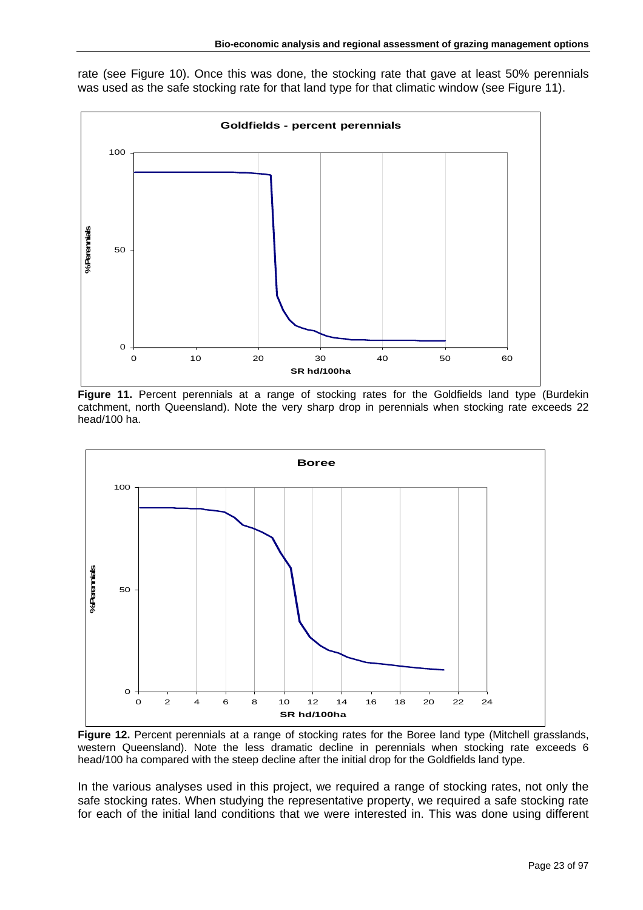rate (see Figure 10). Once this was done, the stocking rate that gave at least 50% perennials was used as the safe stocking rate for that land type for that climatic window (see Figure 11).

**Figure 11.** Percent perennials at a range of stocking rates for the Goldfields land type (Burdekin catchment, north Queensland). Note the very sharp drop in perennials when stocking rate exceeds 22 head/100 ha.

**Figure 12.** Percent perennials at a range of stocking rates for the Boree land type (Mitchell grasslands, western Queensland). Note the less dramatic decline in perennials when stocking rate exceeds 6 head/100 ha compared with the steep decline after the initial drop for the Goldfields land type.

In the various analyses used in this project, we required a range of stocking rates, not only the safe stocking rates. When studying the representative property, we required a safe stocking rate for each of the initial land conditions that we were interested in. This was done using different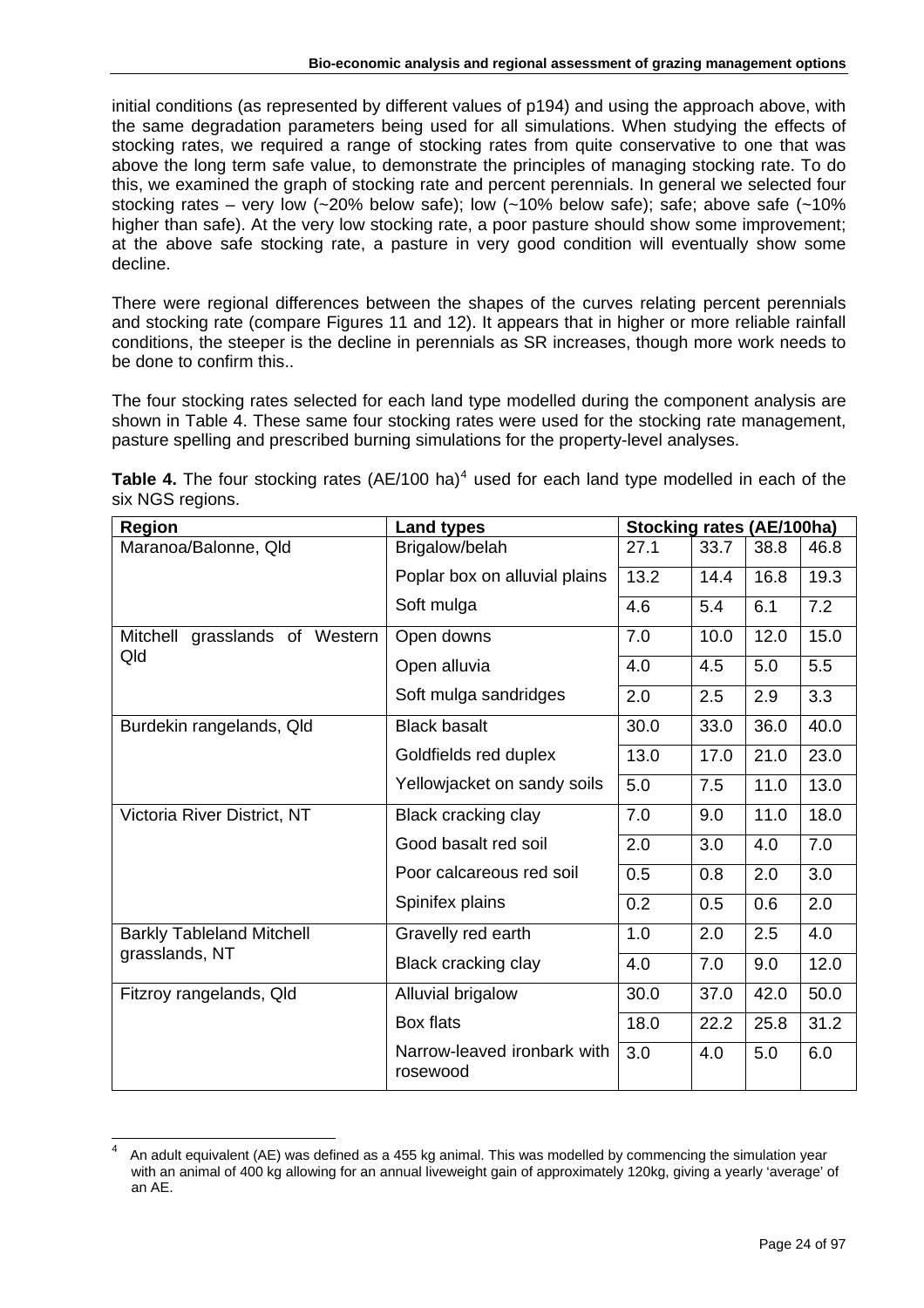initial conditions (as represented by different values of p194) and using the approach above, with the same degradation parameters being used for all simulations. When studying the effects of stocking rates, we required a range of stocking rates from quite conservative to one that was above the long term safe value, to demonstrate the principles of managing stocking rate. To do this, we examined the graph of stocking rate and percent perennials. In general we selected four stocking rates – very low (~20% below safe); low (~10% below safe); safe; above safe (~10% higher than safe). At the very low stocking rate, a poor pasture should show some improvement; at the above safe stocking rate, a pasture in very good condition will eventually show some decline.

There were regional differences between the shapes of the curves relating percent perennials and stocking rate (compare Figures 11 and 12). It appears that in higher or more reliable rainfall conditions, the steeper is the decline in perennials as SR increases, though more work needs to be done to confirm this..

The four stocking rates selected for each land type modelled during the component analysis are shown in Table 4. These same four stocking rates were used for the stocking rate management, pasture spelling and prescribed burning simulations for the property-level analyses.

**Table 4.** The four stocking rates (AE/100 ha)[4] used for each land type modelled in each of the six NGS regions.

| Region | Land types | Stocking rates (AE/100ha) | | | |
|---|---|---|---|---|---|
| Maranoa/Balonne, Qld | Brigalow/belah | 27.1 | 33.7 | 38.8 | 46.8 |
| | Poplar box on alluvial plains | 13.2 | 14.4 | 16.8 | 19.3 |
| | Soft mulga | 4.6 | 5.4 | 6.1 | 7.2 |
| Mitchell grasslands of Western Qld | Open downs | 7.0 | 10.0 | 12.0 | 15.0 |
| | Open alluvia | 4.0 | 4.5 | 5.0 | 5.5 |
| | Soft mulga sandridges | 2.0 | 2.5 | 2.9 | 3.3 |
| Burdekin rangelands, Qld | Black basalt | 30.0 | 33.0 | 36.0 | 40.0 |
| | Goldfields red duplex | 13.0 | 17.0 | 21.0 | 23.0 |
| | Yellowjacket on sandy soils | 5.0 | 7.5 | 11.0 | 13.0 |
| Victoria River District, NT | Black cracking clay | 7.0 | 9.0 | 11.0 | 18.0 |
| | Good basalt red soil | 2.0 | 3.0 | 4.0 | 7.0 |
| | Poor calcareous red soil | 0.5 | 0.8 | 2.0 | 3.0 |
| | Spinifex plains | 0.2 | 0.5 | 0.6 | 2.0 |
| Barkly Tableland Mitchell grasslands, NT | Gravelly red earth | 1.0 | 2.0 | 2.5 | 4.0 |
| | Black cracking clay | 4.0 | 7.0 | 9.0 | 12.0 |
| Fitzroy rangelands, Qld | Alluvial brigalow | 30.0 | 37.0 | 42.0 | 50.0 |
| | Box flats | 18.0 | 22.2 | 25.8 | 31.2 |
| | Narrow-leaved ironbark with rosewood | 3.0 | 4.0 | 5.0 | 6.0 |

[4] An adult equivalent (AE) was defined as a 455 kg animal. This was modelled by commencing the simulation year with an animal of 400 kg allowing for an annual liveweight gain of approximately 120kg, giving a yearly 'average' of an AE.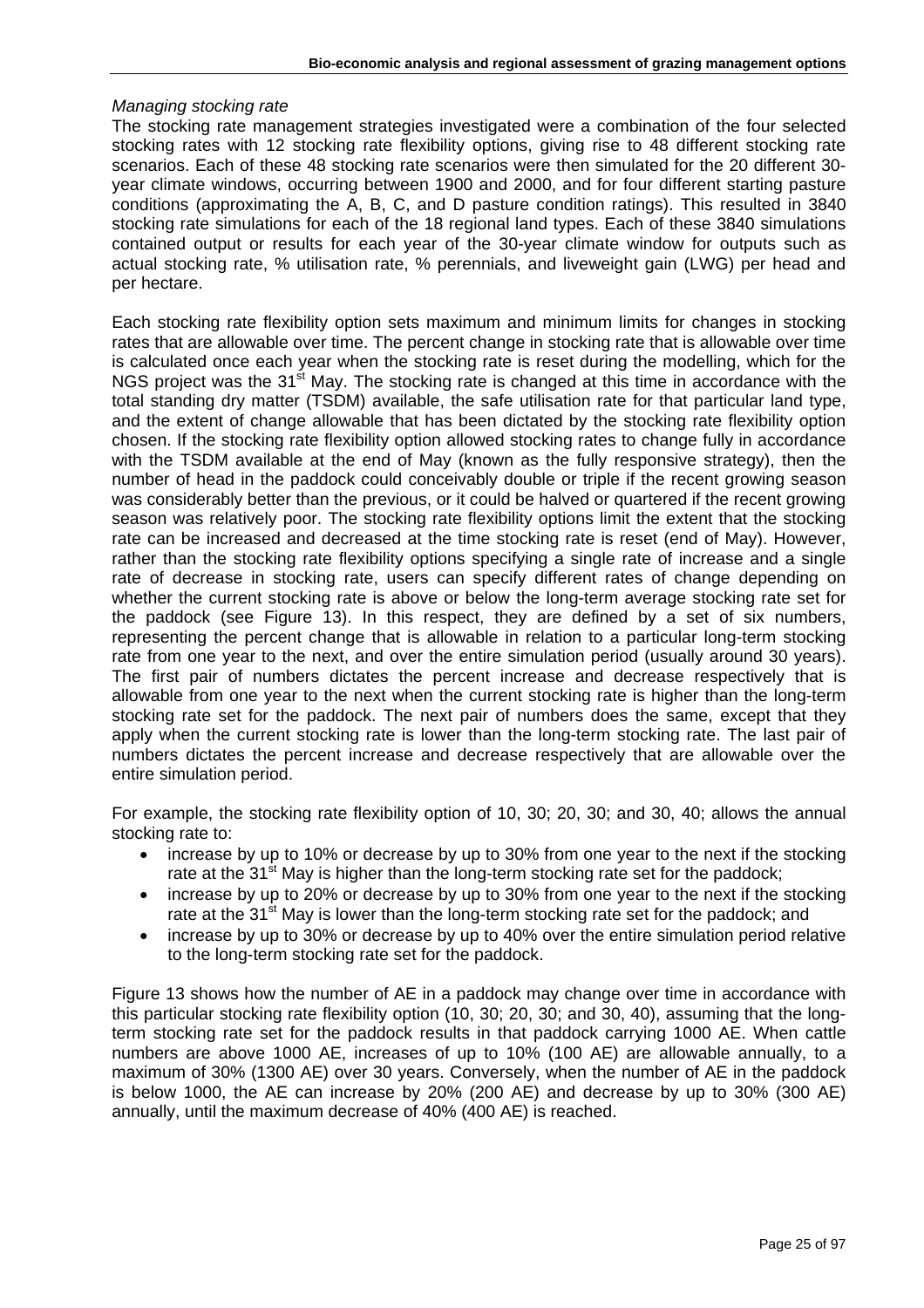*Managing stocking rate*

The stocking rate management strategies investigated were a combination of the four selected stocking rates with 12 stocking rate flexibility options, giving rise to 48 different stocking rate scenarios. Each of these 48 stocking rate scenarios were then simulated for the 20 different 30-year climate windows, occurring between 1900 and 2000, and for four different starting pasture conditions (approximating the A, B, C, and D pasture condition ratings). This resulted in 3840 stocking rate simulations for each of the 18 regional land types. Each of these 3840 simulations contained output or results for each year of the 30-year climate window for outputs such as actual stocking rate, % utilisation rate, % perennials, and liveweight gain (LWG) per head and per hectare.

Each stocking rate flexibility option sets maximum and minimum limits for changes in stocking rates that are allowable over time. The percent change in stocking rate that is allowable over time is calculated once each year when the stocking rate is reset during the modelling, which for the NGS project was the 31st May. The stocking rate is changed at this time in accordance with the total standing dry matter (TSDM) available, the safe utilisation rate for that particular land type, and the extent of change allowable that has been dictated by the stocking rate flexibility option chosen. If the stocking rate flexibility option allowed stocking rates to change fully in accordance with the TSDM available at the end of May (known as the fully responsive strategy), then the number of head in the paddock could conceivably double or triple if the recent growing season was considerably better than the previous, or it could be halved or quartered if the recent growing season was relatively poor. The stocking rate flexibility options limit the extent that the stocking rate can be increased and decreased at the time stocking rate is reset (end of May). However, rather than the stocking rate flexibility options specifying a single rate of increase and a single rate of decrease in stocking rate, users can specify different rates of change depending on whether the current stocking rate is above or below the long-term average stocking rate set for the paddock (see Figure 13). In this respect, they are defined by a set of six numbers, representing the percent change that is allowable in relation to a particular long-term stocking rate from one year to the next, and over the entire simulation period (usually around 30 years). The first pair of numbers dictates the percent increase and decrease respectively that is allowable from one year to the next when the current stocking rate is higher than the long-term stocking rate set for the paddock. The next pair of numbers does the same, except that they apply when the current stocking rate is lower than the long-term stocking rate. The last pair of numbers dictates the percent increase and decrease respectively that are allowable over the entire simulation period.

For example, the stocking rate flexibility option of 10, 30; 20, 30; and 30, 40; allows the annual stocking rate to:

- increase by up to 10% or decrease by up to 30% from one year to the next if the stocking rate at the 31st May is higher than the long-term stocking rate set for the paddock;
- increase by up to 20% or decrease by up to 30% from one year to the next if the stocking rate at the 31st May is lower than the long-term stocking rate set for the paddock; and
- increase by up to 30% or decrease by up to 40% over the entire simulation period relative to the long-term stocking rate set for the paddock.

Figure 13 shows how the number of AE in a paddock may change over time in accordance with this particular stocking rate flexibility option (10, 30; 20, 30; and 30, 40), assuming that the long-term stocking rate set for the paddock results in that paddock carrying 1000 AE. When cattle numbers are above 1000 AE, increases of up to 10% (100 AE) are allowable annually, to a maximum of 30% (1300 AE) over 30 years. Conversely, when the number of AE in the paddock is below 1000, the AE can increase by 20% (200 AE) and decrease by up to 30% (300 AE) annually, until the maximum decrease of 40% (400 AE) is reached.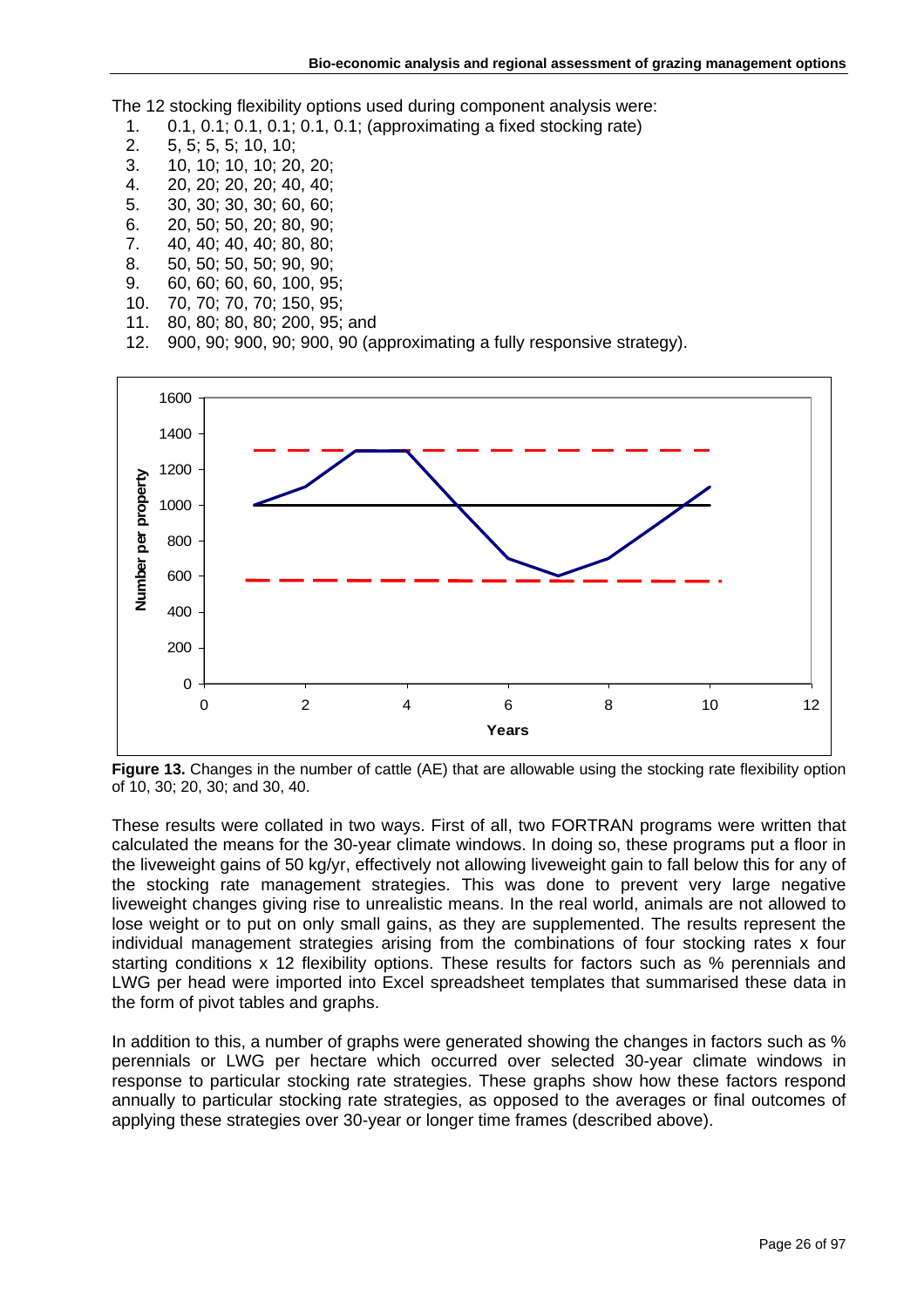The 12 stocking flexibility options used during component analysis were:

1. 0.1, 0.1; 0.1, 0.1; 0.1, 0.1; (approximating a fixed stocking rate)
2. 5, 5; 5, 5; 10, 10;
3. 10, 10; 10, 10; 20, 20;
4. 20, 20; 20, 20; 40, 40;
5. 30, 30; 30, 30; 60, 60;
6. 20, 50; 50, 20; 80, 90;
7. 40, 40; 40, 40; 80, 80;
8. 50, 50; 50, 50; 90, 90;
9. 60, 60; 60, 60, 100, 95;
10. 70, 70; 70, 70; 150, 95;
11. 80, 80; 80, 80; 200, 95; and
12. 900, 90; 900, 90; 900, 90 (approximating a fully responsive strategy).

**Figure 13.** Changes in the number of cattle (AE) that are allowable using the stocking rate flexibility option of 10, 30; 20, 30; and 30, 40.

These results were collated in two ways. First of all, two FORTRAN programs were written that calculated the means for the 30-year climate windows. In doing so, these programs put a floor in the liveweight gains of 50 kg/yr, effectively not allowing liveweight gain to fall below this for any of the stocking rate management strategies. This was done to prevent very large negative liveweight changes giving rise to unrealistic means. In the real world, animals are not allowed to lose weight or to put on only small gains, as they are supplemented. The results represent the individual management strategies arising from the combinations of four stocking rates x four starting conditions x 12 flexibility options. These results for factors such as % perennials and LWG per head were imported into Excel spreadsheet templates that summarised these data in the form of pivot tables and graphs.

In addition to this, a number of graphs were generated showing the changes in factors such as % perennials or LWG per hectare which occurred over selected 30-year climate windows in response to particular stocking rate strategies. These graphs show how these factors respond annually to particular stocking rate strategies, as opposed to the averages or final outcomes of applying these strategies over 30-year or longer time frames (described above).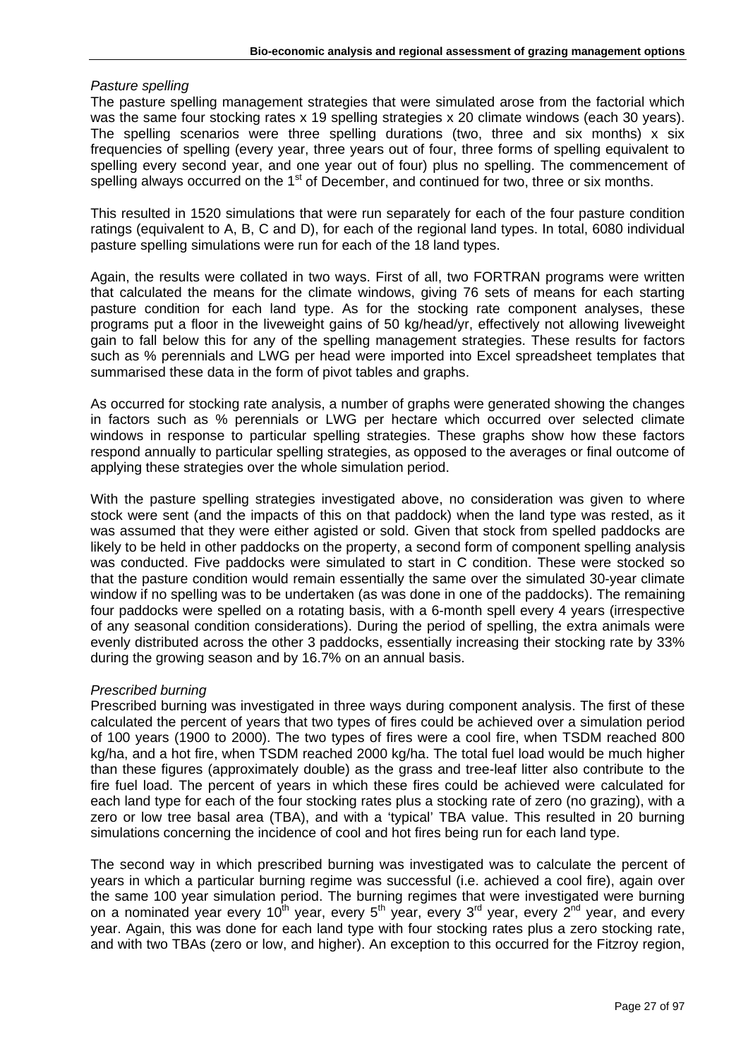*Pasture spelling*

The pasture spelling management strategies that were simulated arose from the factorial which was the same four stocking rates x 19 spelling strategies x 20 climate windows (each 30 years). The spelling scenarios were three spelling durations (two, three and six months) x six frequencies of spelling (every year, three years out of four, three forms of spelling equivalent to spelling every second year, and one year out of four) plus no spelling. The commencement of spelling always occurred on the 1st of December, and continued for two, three or six months.

This resulted in 1520 simulations that were run separately for each of the four pasture condition ratings (equivalent to A, B, C and D), for each of the regional land types. In total, 6080 individual pasture spelling simulations were run for each of the 18 land types.

Again, the results were collated in two ways. First of all, two FORTRAN programs were written that calculated the means for the climate windows, giving 76 sets of means for each starting pasture condition for each land type. As for the stocking rate component analyses, these programs put a floor in the liveweight gains of 50 kg/head/yr, effectively not allowing liveweight gain to fall below this for any of the spelling management strategies. These results for factors such as % perennials and LWG per head were imported into Excel spreadsheet templates that summarised these data in the form of pivot tables and graphs.

As occurred for stocking rate analysis, a number of graphs were generated showing the changes in factors such as % perennials or LWG per hectare which occurred over selected climate windows in response to particular spelling strategies. These graphs show how these factors respond annually to particular spelling strategies, as opposed to the averages or final outcome of applying these strategies over the whole simulation period.

With the pasture spelling strategies investigated above, no consideration was given to where stock were sent (and the impacts of this on that paddock) when the land type was rested, as it was assumed that they were either agisted or sold. Given that stock from spelled paddocks are likely to be held in other paddocks on the property, a second form of component spelling analysis was conducted. Five paddocks were simulated to start in C condition. These were stocked so that the pasture condition would remain essentially the same over the simulated 30-year climate window if no spelling was to be undertaken (as was done in one of the paddocks). The remaining four paddocks were spelled on a rotating basis, with a 6-month spell every 4 years (irrespective of any seasonal condition considerations). During the period of spelling, the extra animals were evenly distributed across the other 3 paddocks, essentially increasing their stocking rate by 33% during the growing season and by 16.7% on an annual basis.

*Prescribed burning*

Prescribed burning was investigated in three ways during component analysis. The first of these calculated the percent of years that two types of fires could be achieved over a simulation period of 100 years (1900 to 2000). The two types of fires were a cool fire, when TSDM reached 800 kg/ha, and a hot fire, when TSDM reached 2000 kg/ha. The total fuel load would be much higher than these figures (approximately double) as the grass and tree-leaf litter also contribute to the fire fuel load. The percent of years in which these fires could be achieved were calculated for each land type for each of the four stocking rates plus a stocking rate of zero (no grazing), with a zero or low tree basal area (TBA), and with a 'typical' TBA value. This resulted in 20 burning simulations concerning the incidence of cool and hot fires being run for each land type.

The second way in which prescribed burning was investigated was to calculate the percent of years in which a particular burning regime was successful (i.e. achieved a cool fire), again over the same 100 year simulation period. The burning regimes that were investigated were burning on a nominated year every 10th year, every 5th year, every 3rd year, every 2nd year, and every year. Again, this was done for each land type with four stocking rates plus a zero stocking rate, and with two TBAs (zero or low, and higher). An exception to this occurred for the Fitzroy region,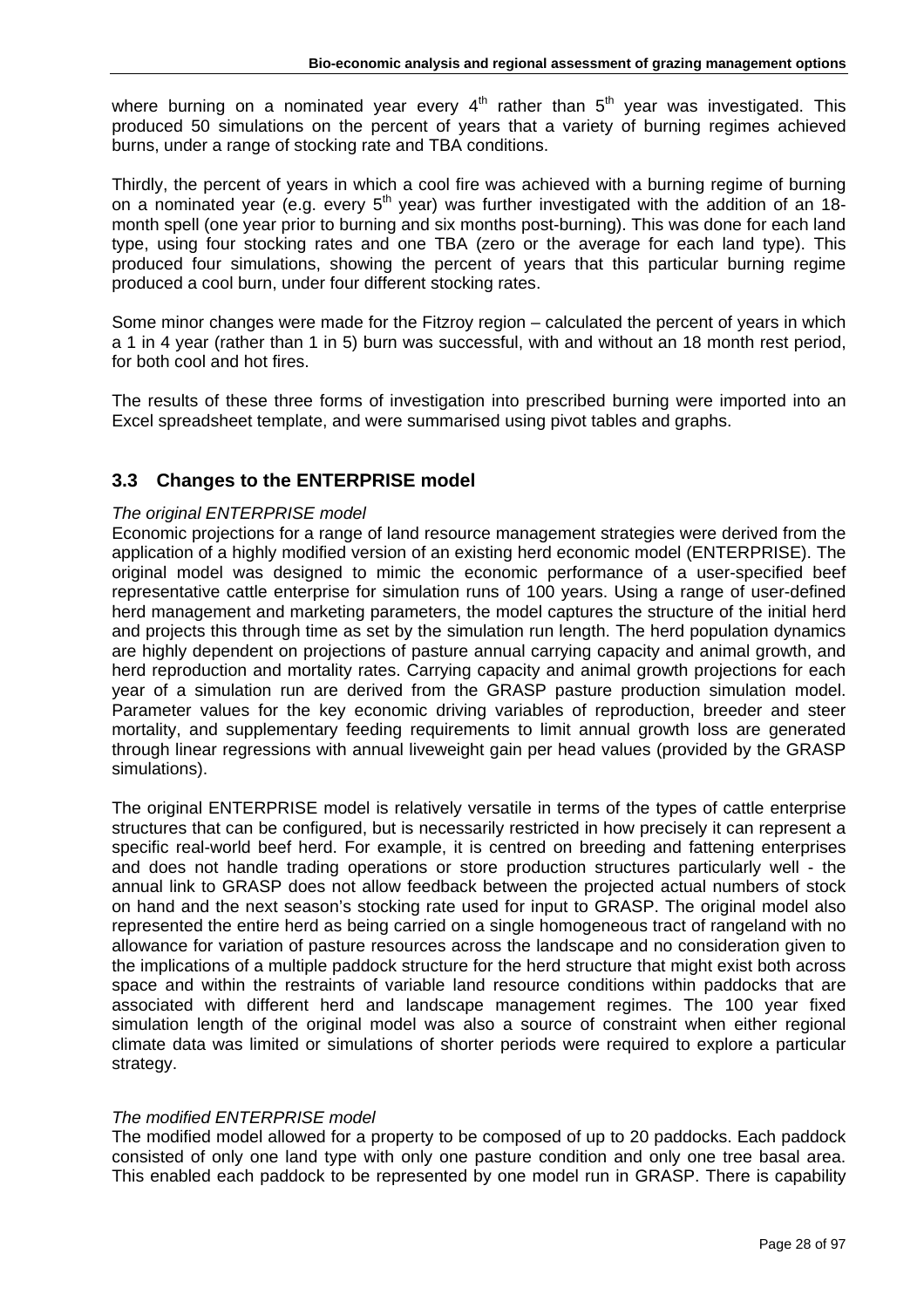where burning on a nominated year every 4th rather than 5th year was investigated. This produced 50 simulations on the percent of years that a variety of burning regimes achieved burns, under a range of stocking rate and TBA conditions.

Thirdly, the percent of years in which a cool fire was achieved with a burning regime of burning on a nominated year (e.g. every 5th year) was further investigated with the addition of an 18-month spell (one year prior to burning and six months post-burning). This was done for each land type, using four stocking rates and one TBA (zero or the average for each land type). This produced four simulations, showing the percent of years that this particular burning regime produced a cool burn, under four different stocking rates.

Some minor changes were made for the Fitzroy region – calculated the percent of years in which a 1 in 4 year (rather than 1 in 5) burn was successful, with and without an 18 month rest period, for both cool and hot fires.

The results of these three forms of investigation into prescribed burning were imported into an Excel spreadsheet template, and were summarised using pivot tables and graphs.

## 3.3 Changes to the ENTERPRISE model

*The original ENTERPRISE model*

Economic projections for a range of land resource management strategies were derived from the application of a highly modified version of an existing herd economic model (ENTERPRISE). The original model was designed to mimic the economic performance of a user-specified beef representative cattle enterprise for simulation runs of 100 years. Using a range of user-defined herd management and marketing parameters, the model captures the structure of the initial herd and projects this through time as set by the simulation run length. The herd population dynamics are highly dependent on projections of pasture annual carrying capacity and animal growth, and herd reproduction and mortality rates. Carrying capacity and animal growth projections for each year of a simulation run are derived from the GRASP pasture production simulation model. Parameter values for the key economic driving variables of reproduction, breeder and steer mortality, and supplementary feeding requirements to limit annual growth loss are generated through linear regressions with annual liveweight gain per head values (provided by the GRASP simulations).

The original ENTERPRISE model is relatively versatile in terms of the types of cattle enterprise structures that can be configured, but is necessarily restricted in how precisely it can represent a specific real-world beef herd. For example, it is centred on breeding and fattening enterprises and does not handle trading operations or store production structures particularly well - the annual link to GRASP does not allow feedback between the projected actual numbers of stock on hand and the next season's stocking rate used for input to GRASP. The original model also represented the entire herd as being carried on a single homogeneous tract of rangeland with no allowance for variation of pasture resources across the landscape and no consideration given to the implications of a multiple paddock structure for the herd structure that might exist both across space and within the restraints of variable land resource conditions within paddocks that are associated with different herd and landscape management regimes. The 100 year fixed simulation length of the original model was also a source of constraint when either regional climate data was limited or simulations of shorter periods were required to explore a particular strategy.

*The modified ENTERPRISE model*

The modified model allowed for a property to be composed of up to 20 paddocks. Each paddock consisted of only one land type with only one pasture condition and only one tree basal area. This enabled each paddock to be represented by one model run in GRASP. There is capability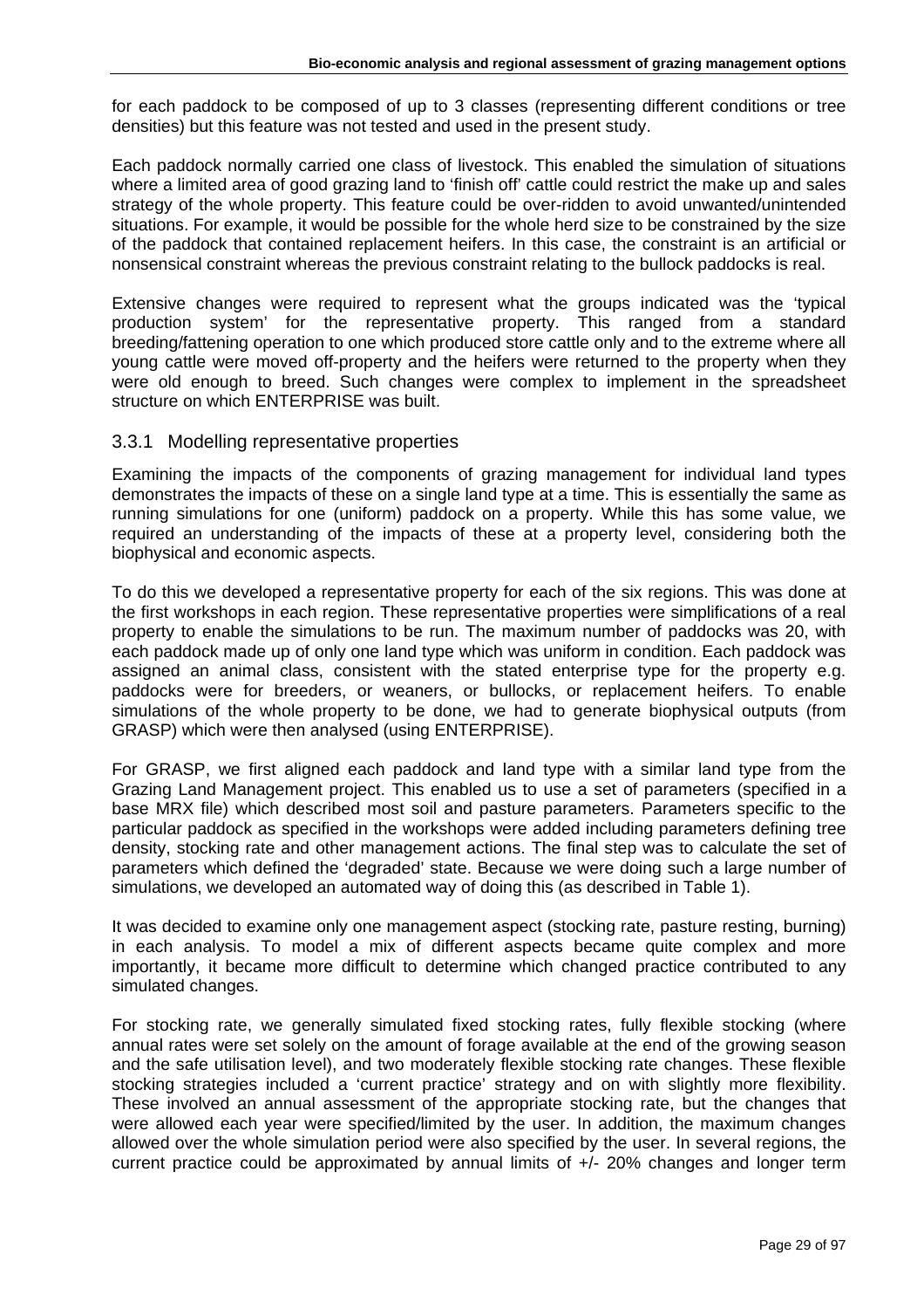for each paddock to be composed of up to 3 classes (representing different conditions or tree densities) but this feature was not tested and used in the present study.

Each paddock normally carried one class of livestock. This enabled the simulation of situations where a limited area of good grazing land to 'finish off' cattle could restrict the make up and sales strategy of the whole property. This feature could be over-ridden to avoid unwanted/unintended situations. For example, it would be possible for the whole herd size to be constrained by the size of the paddock that contained replacement heifers. In this case, the constraint is an artificial or nonsensical constraint whereas the previous constraint relating to the bullock paddocks is real.

Extensive changes were required to represent what the groups indicated was the 'typical production system' for the representative property. This ranged from a standard breeding/fattening operation to one which produced store cattle only and to the extreme where all young cattle were moved off-property and the heifers were returned to the property when they were old enough to breed. Such changes were complex to implement in the spreadsheet structure on which ENTERPRISE was built.

### 3.3.1 Modelling representative properties

Examining the impacts of the components of grazing management for individual land types demonstrates the impacts of these on a single land type at a time. This is essentially the same as running simulations for one (uniform) paddock on a property. While this has some value, we required an understanding of the impacts of these at a property level, considering both the biophysical and economic aspects.

To do this we developed a representative property for each of the six regions. This was done at the first workshops in each region. These representative properties were simplifications of a real property to enable the simulations to be run. The maximum number of paddocks was 20, with each paddock made up of only one land type which was uniform in condition. Each paddock was assigned an animal class, consistent with the stated enterprise type for the property e.g. paddocks were for breeders, or weaners, or bullocks, or replacement heifers. To enable simulations of the whole property to be done, we had to generate biophysical outputs (from GRASP) which were then analysed (using ENTERPRISE).

For GRASP, we first aligned each paddock and land type with a similar land type from the Grazing Land Management project. This enabled us to use a set of parameters (specified in a base MRX file) which described most soil and pasture parameters. Parameters specific to the particular paddock as specified in the workshops were added including parameters defining tree density, stocking rate and other management actions. The final step was to calculate the set of parameters which defined the 'degraded' state. Because we were doing such a large number of simulations, we developed an automated way of doing this (as described in Table 1).

It was decided to examine only one management aspect (stocking rate, pasture resting, burning) in each analysis. To model a mix of different aspects became quite complex and more importantly, it became more difficult to determine which changed practice contributed to any simulated changes.

For stocking rate, we generally simulated fixed stocking rates, fully flexible stocking (where annual rates were set solely on the amount of forage available at the end of the growing season and the safe utilisation level), and two moderately flexible stocking rate changes. These flexible stocking strategies included a 'current practice' strategy and on with slightly more flexibility. These involved an annual assessment of the appropriate stocking rate, but the changes that were allowed each year were specified/limited by the user. In addition, the maximum changes allowed over the whole simulation period were also specified by the user. In several regions, the current practice could be approximated by annual limits of +/- 20% changes and longer term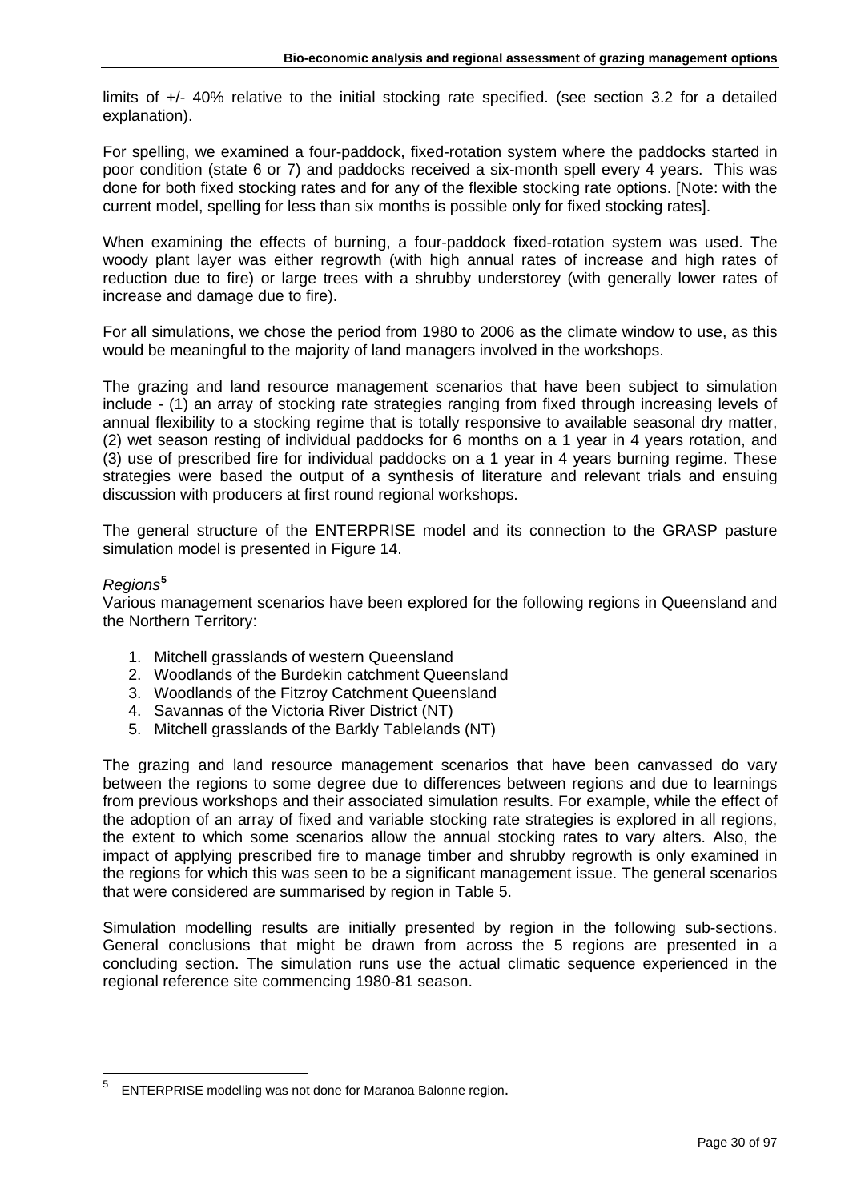limits of +/- 40% relative to the initial stocking rate specified. (see section 3.2 for a detailed explanation).

For spelling, we examined a four-paddock, fixed-rotation system where the paddocks started in poor condition (state 6 or 7) and paddocks received a six-month spell every 4 years. This was done for both fixed stocking rates and for any of the flexible stocking rate options. [Note: with the current model, spelling for less than six months is possible only for fixed stocking rates].

When examining the effects of burning, a four-paddock fixed-rotation system was used. The woody plant layer was either regrowth (with high annual rates of increase and high rates of reduction due to fire) or large trees with a shrubby understorey (with generally lower rates of increase and damage due to fire).

For all simulations, we chose the period from 1980 to 2006 as the climate window to use, as this would be meaningful to the majority of land managers involved in the workshops.

The grazing and land resource management scenarios that have been subject to simulation include - (1) an array of stocking rate strategies ranging from fixed through increasing levels of annual flexibility to a stocking regime that is totally responsive to available seasonal dry matter, (2) wet season resting of individual paddocks for 6 months on a 1 year in 4 years rotation, and (3) use of prescribed fire for individual paddocks on a 1 year in 4 years burning regime. These strategies were based the output of a synthesis of literature and relevant trials and ensuing discussion with producers at first round regional workshops.

The general structure of the ENTERPRISE model and its connection to the GRASP pasture simulation model is presented in Figure 14.

*Regions*[5]

Various management scenarios have been explored for the following regions in Queensland and the Northern Territory:

1. Mitchell grasslands of western Queensland
2. Woodlands of the Burdekin catchment Queensland
3. Woodlands of the Fitzroy Catchment Queensland
4. Savannas of the Victoria River District (NT)
5. Mitchell grasslands of the Barkly Tablelands (NT)

The grazing and land resource management scenarios that have been canvassed do vary between the regions to some degree due to differences between regions and due to learnings from previous workshops and their associated simulation results. For example, while the effect of the adoption of an array of fixed and variable stocking rate strategies is explored in all regions, the extent to which some scenarios allow the annual stocking rates to vary alters. Also, the impact of applying prescribed fire to manage timber and shrubby regrowth is only examined in the regions for which this was seen to be a significant management issue. The general scenarios that were considered are summarised by region in Table 5.

Simulation modelling results are initially presented by region in the following sub-sections. General conclusions that might be drawn from across the 5 regions are presented in a concluding section. The simulation runs use the actual climatic sequence experienced in the regional reference site commencing 1980-81 season.

[5] ENTERPRISE modelling was not done for Maranoa Balonne region.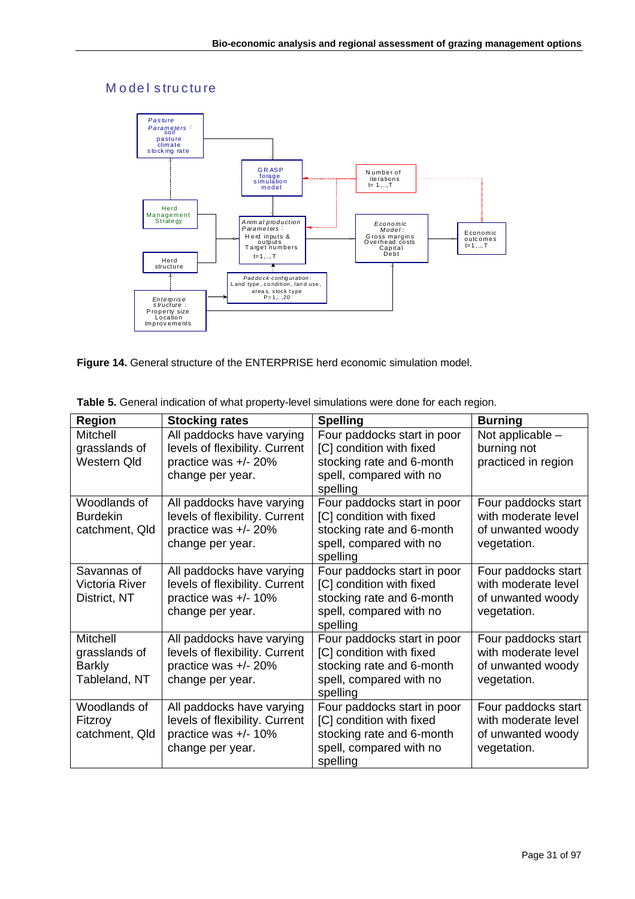## Model structure

**Figure 14.** General structure of the ENTERPRISE herd economic simulation model.

**Table 5.** General indication of what property-level simulations were done for each region.

| Region | Stocking rates | Spelling | Burning |
|---|---|---|---|
| Mitchell grasslands of Western Qld | All paddocks have varying levels of flexibility. Current practice was +/- 20% change per year. | Four paddocks start in poor [C] condition with fixed stocking rate and 6-month spell, compared with no spelling | Not applicable – burning not practiced in region |
| Woodlands of Burdekin catchment, Qld | All paddocks have varying levels of flexibility. Current practice was +/- 20% change per year. | Four paddocks start in poor [C] condition with fixed stocking rate and 6-month spell, compared with no spelling | Four paddocks start with moderate level of unwanted woody vegetation. |
| Savannas of Victoria River District, NT | All paddocks have varying levels of flexibility. Current practice was +/- 10% change per year. | Four paddocks start in poor [C] condition with fixed stocking rate and 6-month spell, compared with no spelling | Four paddocks start with moderate level of unwanted woody vegetation. |
| Mitchell grasslands of Barkly Tableland, NT | All paddocks have varying levels of flexibility. Current practice was +/- 20% change per year. | Four paddocks start in poor [C] condition with fixed stocking rate and 6-month spell, compared with no spelling | Four paddocks start with moderate level of unwanted woody vegetation. |
| Woodlands of Fitzroy catchment, Qld | All paddocks have varying levels of flexibility. Current practice was +/- 10% change per year. | Four paddocks start in poor [C] condition with fixed stocking rate and 6-month spell, compared with no spelling | Four paddocks start with moderate level of unwanted woody vegetation. |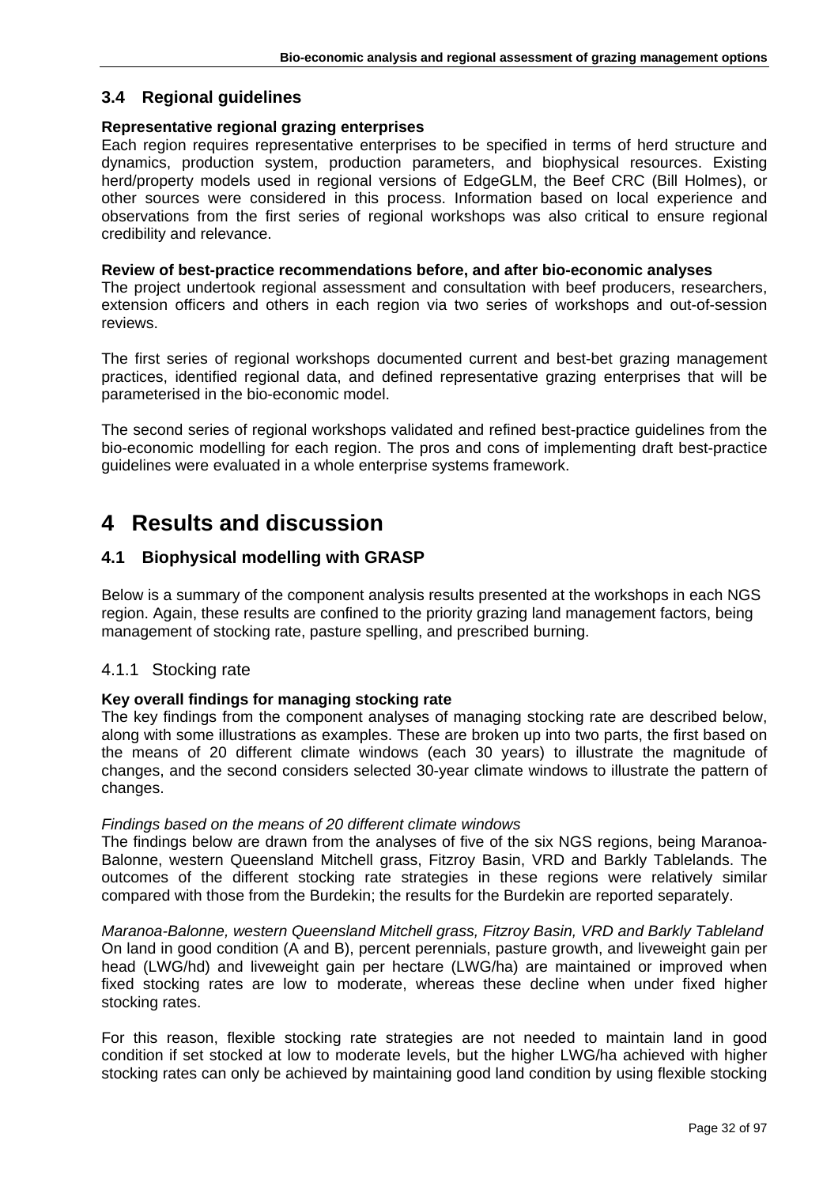## 3.4 Regional guidelines

**Representative regional grazing enterprises**

Each region requires representative enterprises to be specified in terms of herd structure and dynamics, production system, production parameters, and biophysical resources. Existing herd/property models used in regional versions of EdgeGLM, the Beef CRC (Bill Holmes), or other sources were considered in this process. Information based on local experience and observations from the first series of regional workshops was also critical to ensure regional credibility and relevance.

**Review of best-practice recommendations before, and after bio-economic analyses**

The project undertook regional assessment and consultation with beef producers, researchers, extension officers and others in each region via two series of workshops and out-of-session reviews.

The first series of regional workshops documented current and best-bet grazing management practices, identified regional data, and defined representative grazing enterprises that will be parameterised in the bio-economic model.

The second series of regional workshops validated and refined best-practice guidelines from the bio-economic modelling for each region. The pros and cons of implementing draft best-practice guidelines were evaluated in a whole enterprise systems framework.

# 4 Results and discussion

## 4.1 Biophysical modelling with GRASP

Below is a summary of the component analysis results presented at the workshops in each NGS region. Again, these results are confined to the priority grazing land management factors, being management of stocking rate, pasture spelling, and prescribed burning.

### 4.1.1 Stocking rate

**Key overall findings for managing stocking rate**

The key findings from the component analyses of managing stocking rate are described below, along with some illustrations as examples. These are broken up into two parts, the first based on the means of 20 different climate windows (each 30 years) to illustrate the magnitude of changes, and the second considers selected 30-year climate windows to illustrate the pattern of changes.

*Findings based on the means of 20 different climate windows*

The findings below are drawn from the analyses of five of the six NGS regions, being Maranoa-Balonne, western Queensland Mitchell grass, Fitzroy Basin, VRD and Barkly Tablelands. The outcomes of the different stocking rate strategies in these regions were relatively similar compared with those from the Burdekin; the results for the Burdekin are reported separately.

*Maranoa-Balonne, western Queensland Mitchell grass, Fitzroy Basin, VRD and Barkly Tableland*

On land in good condition (A and B), percent perennials, pasture growth, and liveweight gain per head (LWG/hd) and liveweight gain per hectare (LWG/ha) are maintained or improved when fixed stocking rates are low to moderate, whereas these decline when under fixed higher stocking rates.

For this reason, flexible stocking rate strategies are not needed to maintain land in good condition if set stocked at low to moderate levels, but the higher LWG/ha achieved with higher stocking rates can only be achieved by maintaining good land condition by using flexible stocking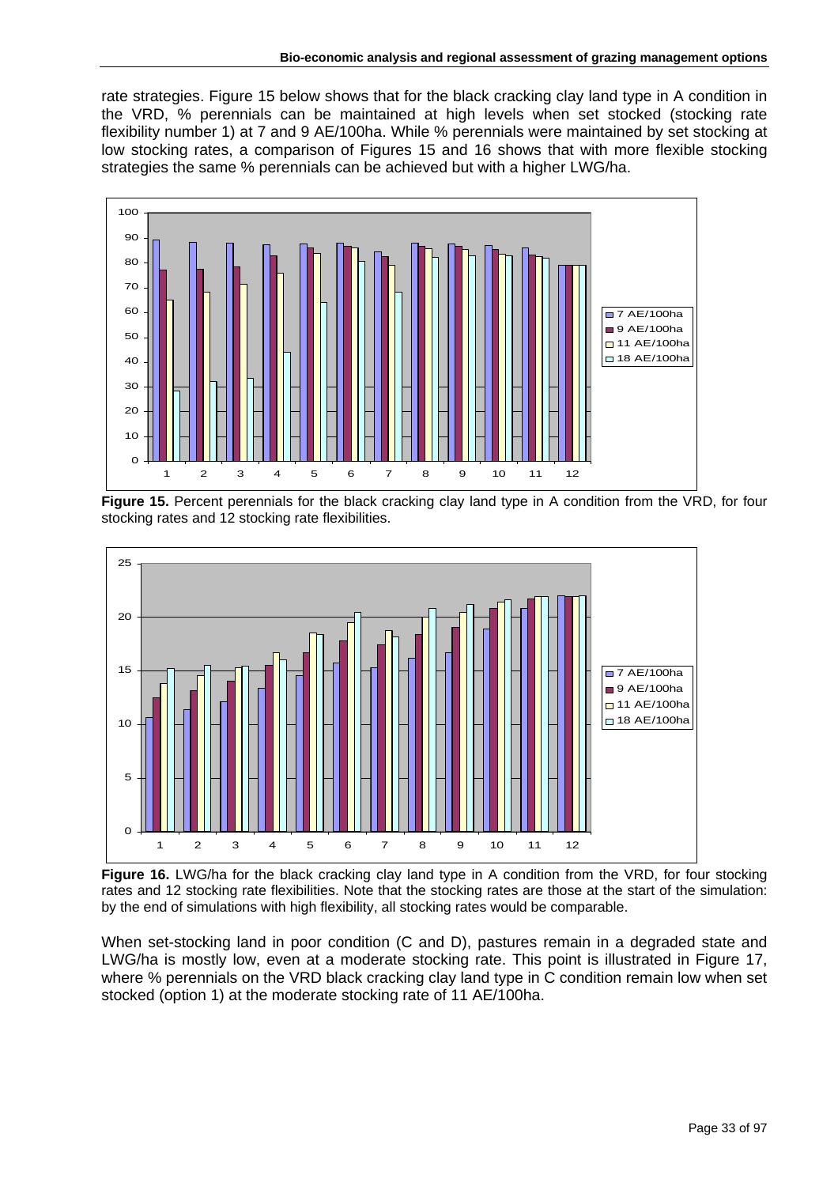rate strategies. Figure 15 below shows that for the black cracking clay land type in A condition in the VRD, % perennials can be maintained at high levels when set stocked (stocking rate flexibility number 1) at 7 and 9 AE/100ha. While % perennials were maintained by set stocking at low stocking rates, a comparison of Figures 15 and 16 shows that with more flexible stocking strategies the same % perennials can be achieved but with a higher LWG/ha.

**Figure 15.** Percent perennials for the black cracking clay land type in A condition from the VRD, for four stocking rates and 12 stocking rate flexibilities.

**Figure 16.** LWG/ha for the black cracking clay land type in A condition from the VRD, for four stocking rates and 12 stocking rate flexibilities. Note that the stocking rates are those at the start of the simulation: by the end of simulations with high flexibility, all stocking rates would be comparable.

When set-stocking land in poor condition (C and D), pastures remain in a degraded state and LWG/ha is mostly low, even at a moderate stocking rate. This point is illustrated in Figure 17, where % perennials on the VRD black cracking clay land type in C condition remain low when set stocked (option 1) at the moderate stocking rate of 11 AE/100ha.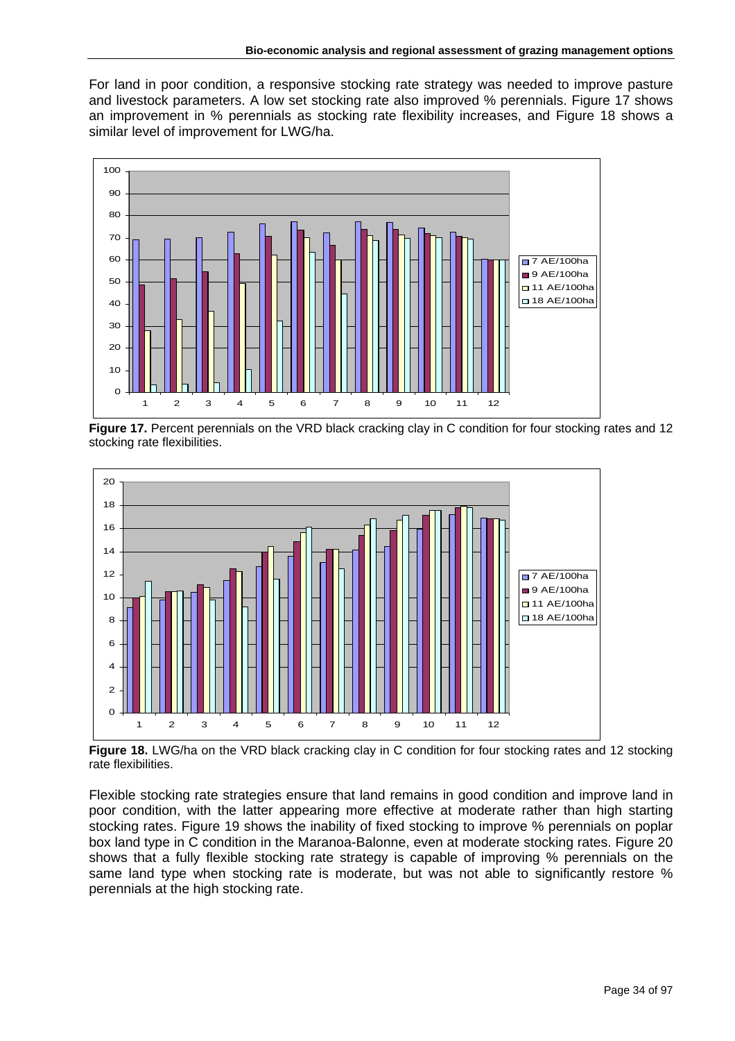For land in poor condition, a responsive stocking rate strategy was needed to improve pasture and livestock parameters. A low set stocking rate also improved % perennials. Figure 17 shows an improvement in % perennials as stocking rate flexibility increases, and Figure 18 shows a similar level of improvement for LWG/ha.

**Figure 17.** Percent perennials on the VRD black cracking clay in C condition for four stocking rates and 12 stocking rate flexibilities.

**Figure 18.** LWG/ha on the VRD black cracking clay in C condition for four stocking rates and 12 stocking rate flexibilities.

Flexible stocking rate strategies ensure that land remains in good condition and improve land in poor condition, with the latter appearing more effective at moderate rather than high starting stocking rates. Figure 19 shows the inability of fixed stocking to improve % perennials on poplar box land type in C condition in the Maranoa-Balonne, even at moderate stocking rates. Figure 20 shows that a fully flexible stocking rate strategy is capable of improving % perennials on the same land type when stocking rate is moderate, but was not able to significantly restore % perennials at the high stocking rate.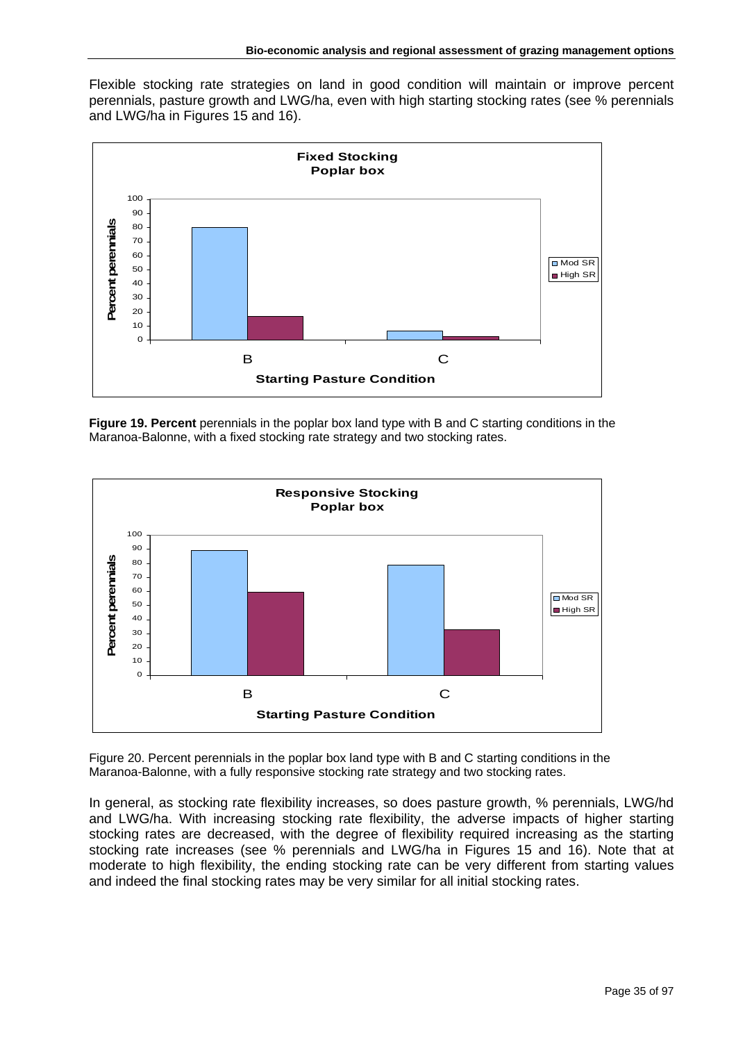Flexible stocking rate strategies on land in good condition will maintain or improve percent perennials, pasture growth and LWG/ha, even with high starting stocking rates (see % perennials and LWG/ha in Figures 15 and 16).

**Figure 19. Percent** perennials in the poplar box land type with B and C starting conditions in the Maranoa-Balonne, with a fixed stocking rate strategy and two stocking rates.

Figure 20. Percent perennials in the poplar box land type with B and C starting conditions in the Maranoa-Balonne, with a fully responsive stocking rate strategy and two stocking rates.

In general, as stocking rate flexibility increases, so does pasture growth, % perennials, LWG/hd and LWG/ha. With increasing stocking rate flexibility, the adverse impacts of higher starting stocking rates are decreased, with the degree of flexibility required increasing as the starting stocking rate increases (see % perennials and LWG/ha in Figures 15 and 16). Note that at moderate to high flexibility, the ending stocking rate can be very different from starting values and indeed the final stocking rates may be very similar for all initial stocking rates.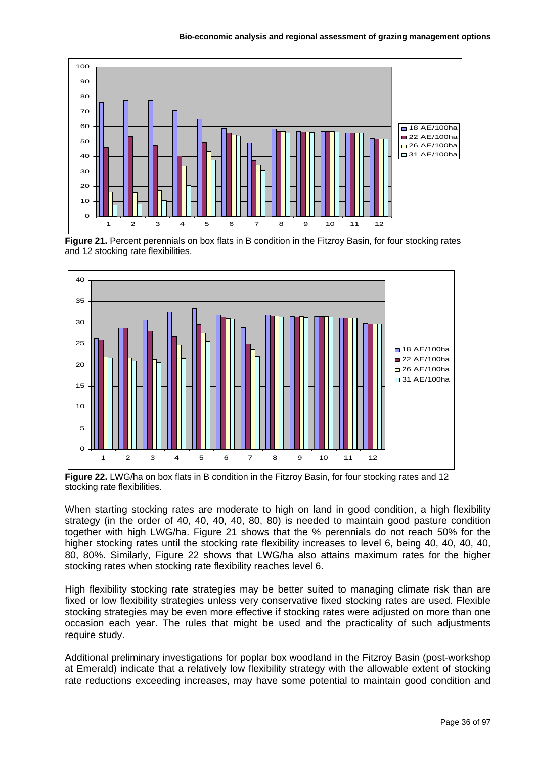**Figure 21.** Percent perennials on box flats in B condition in the Fitzroy Basin, for four stocking rates and 12 stocking rate flexibilities.

**Figure 22.** LWG/ha on box flats in B condition in the Fitzroy Basin, for four stocking rates and 12 stocking rate flexibilities.

When starting stocking rates are moderate to high on land in good condition, a high flexibility strategy (in the order of 40, 40, 40, 40, 80, 80) is needed to maintain good pasture condition together with high LWG/ha. Figure 21 shows that the % perennials do not reach 50% for the higher stocking rates until the stocking rate flexibility increases to level 6, being 40, 40, 40, 40, 80, 80%. Similarly, Figure 22 shows that LWG/ha also attains maximum rates for the higher stocking rates when stocking rate flexibility reaches level 6.

High flexibility stocking rate strategies may be better suited to managing climate risk than are fixed or low flexibility strategies unless very conservative fixed stocking rates are used. Flexible stocking strategies may be even more effective if stocking rates were adjusted on more than one occasion each year. The rules that might be used and the practicality of such adjustments require study.

Additional preliminary investigations for poplar box woodland in the Fitzroy Basin (post-workshop at Emerald) indicate that a relatively low flexibility strategy with the allowable extent of stocking rate reductions exceeding increases, may have some potential to maintain good condition and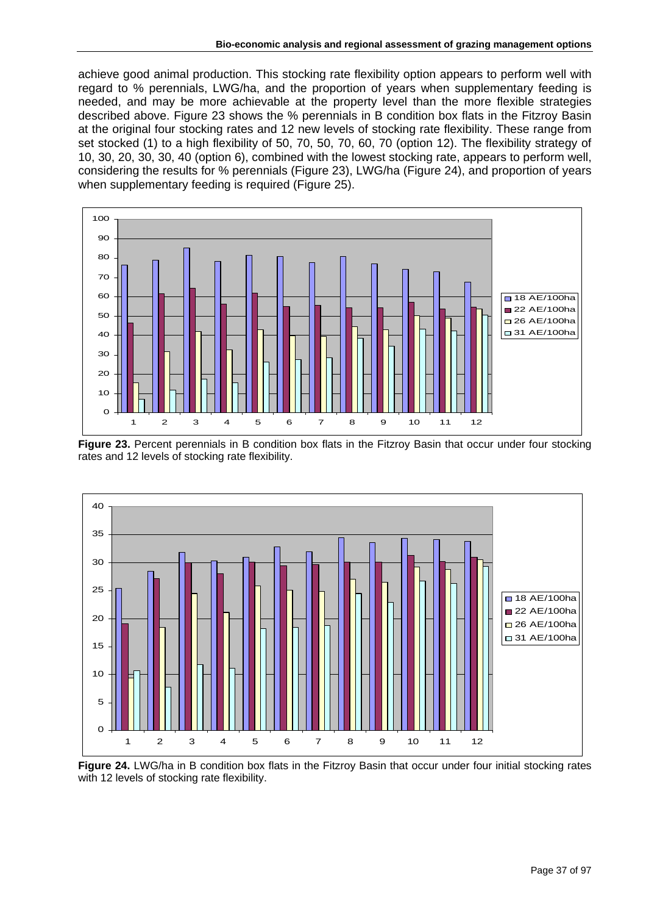achieve good animal production. This stocking rate flexibility option appears to perform well with regard to % perennials, LWG/ha, and the proportion of years when supplementary feeding is needed, and may be more achievable at the property level than the more flexible strategies described above. Figure 23 shows the % perennials in B condition box flats in the Fitzroy Basin at the original four stocking rates and 12 new levels of stocking rate flexibility. These range from set stocked (1) to a high flexibility of 50, 70, 50, 70, 60, 70 (option 12). The flexibility strategy of 10, 30, 20, 30, 30, 40 (option 6), combined with the lowest stocking rate, appears to perform well, considering the results for % perennials (Figure 23), LWG/ha (Figure 24), and proportion of years when supplementary feeding is required (Figure 25).

**Figure 23.** Percent perennials in B condition box flats in the Fitzroy Basin that occur under four stocking rates and 12 levels of stocking rate flexibility.

**Figure 24.** LWG/ha in B condition box flats in the Fitzroy Basin that occur under four initial stocking rates with 12 levels of stocking rate flexibility.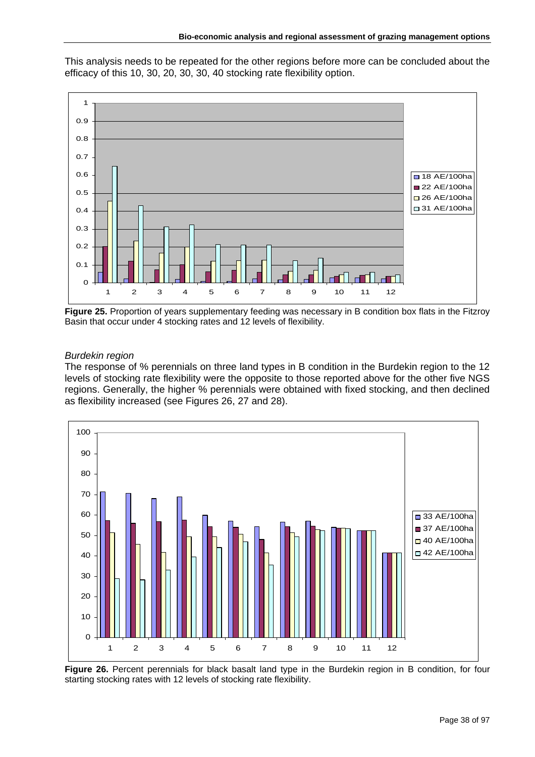This analysis needs to be repeated for the other regions before more can be concluded about the efficacy of this 10, 30, 20, 30, 30, 40 stocking rate flexibility option.

**Figure 25.** Proportion of years supplementary feeding was necessary in B condition box flats in the Fitzroy Basin that occur under 4 stocking rates and 12 levels of flexibility.

*Burdekin region*

The response of % perennials on three land types in B condition in the Burdekin region to the 12 levels of stocking rate flexibility were the opposite to those reported above for the other five NGS regions. Generally, the higher % perennials were obtained with fixed stocking, and then declined as flexibility increased (see Figures 26, 27 and 28).

**Figure 26.** Percent perennials for black basalt land type in the Burdekin region in B condition, for four starting stocking rates with 12 levels of stocking rate flexibility.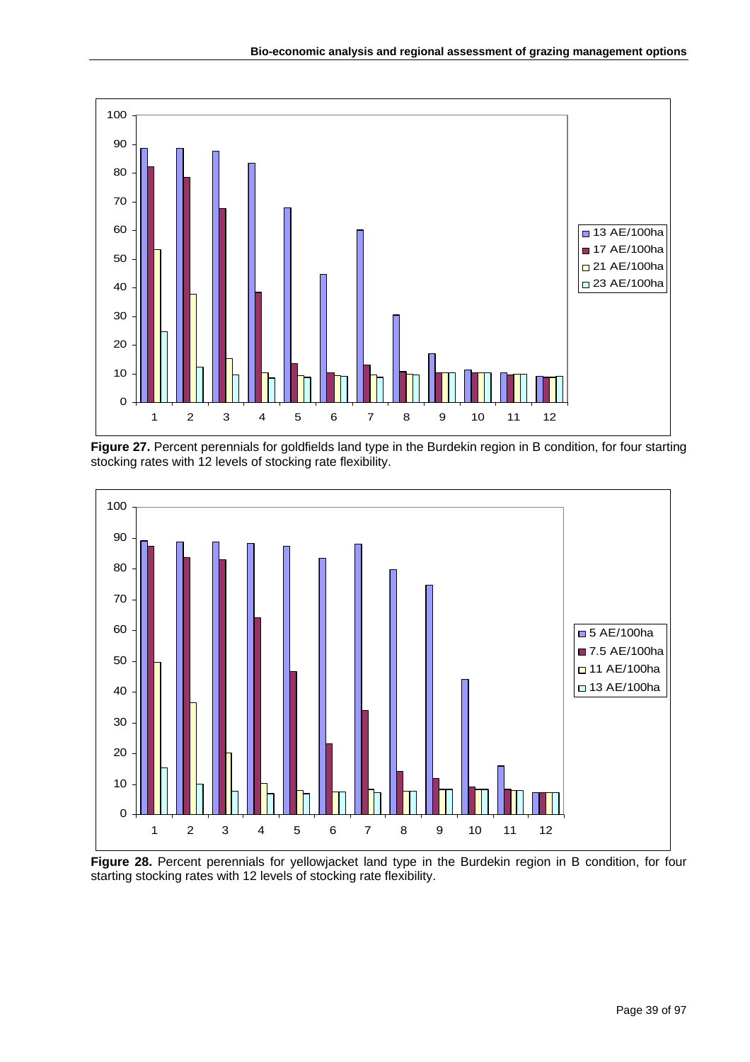Figure 27. Percent perennials for goldfields land type in the Burdekin region in B condition, for four starting stocking rates with 12 levels of stocking rate flexibility.

Figure 28. Percent perennials for yellowjacket land type in the Burdekin region in B condition, for four starting stocking rates with 12 levels of stocking rate flexibility.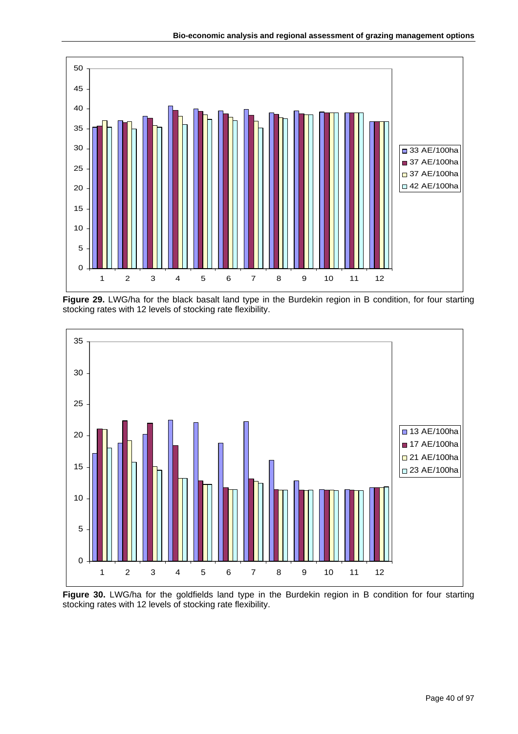**Figure 29.** LWG/ha for the black basalt land type in the Burdekin region in B condition, for four starting stocking rates with 12 levels of stocking rate flexibility.

**Figure 30.** LWG/ha for the goldfields land type in the Burdekin region in B condition for four starting stocking rates with 12 levels of stocking rate flexibility.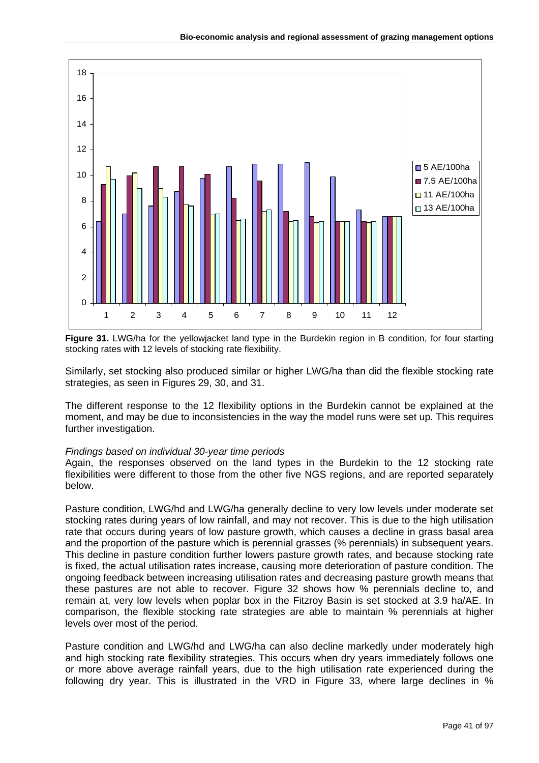**Figure 31.** LWG/ha for the yellowjacket land type in the Burdekin region in B condition, for four starting stocking rates with 12 levels of stocking rate flexibility.

Similarly, set stocking also produced similar or higher LWG/ha than did the flexible stocking rate strategies, as seen in Figures 29, 30, and 31.

The different response to the 12 flexibility options in the Burdekin cannot be explained at the moment, and may be due to inconsistencies in the way the model runs were set up. This requires further investigation.

*Findings based on individual 30-year time periods*

Again, the responses observed on the land types in the Burdekin to the 12 stocking rate flexibilities were different to those from the other five NGS regions, and are reported separately below.

Pasture condition, LWG/hd and LWG/ha generally decline to very low levels under moderate set stocking rates during years of low rainfall, and may not recover. This is due to the high utilisation rate that occurs during years of low pasture growth, which causes a decline in grass basal area and the proportion of the pasture which is perennial grasses (% perennials) in subsequent years. This decline in pasture condition further lowers pasture growth rates, and because stocking rate is fixed, the actual utilisation rates increase, causing more deterioration of pasture condition. The ongoing feedback between increasing utilisation rates and decreasing pasture growth means that these pastures are not able to recover. Figure 32 shows how % perennials decline to, and remain at, very low levels when poplar box in the Fitzroy Basin is set stocked at 3.9 ha/AE. In comparison, the flexible stocking rate strategies are able to maintain % perennials at higher levels over most of the period.

Pasture condition and LWG/hd and LWG/ha can also decline markedly under moderately high and high stocking rate flexibility strategies. This occurs when dry years immediately follows one or more above average rainfall years, due to the high utilisation rate experienced during the following dry year. This is illustrated in the VRD in Figure 33, where large declines in %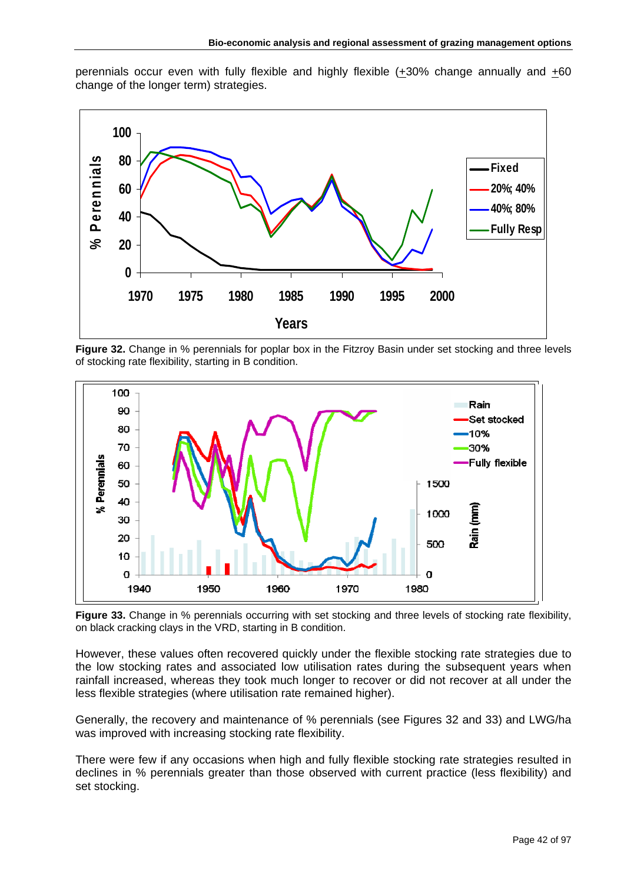perennials occur even with fully flexible and highly flexible (+30% change annually and +60 change of the longer term) strategies.

**Figure 32.** Change in % perennials for poplar box in the Fitzroy Basin under set stocking and three levels of stocking rate flexibility, starting in B condition.

**Figure 33.** Change in % perennials occurring with set stocking and three levels of stocking rate flexibility, on black cracking clays in the VRD, starting in B condition.

However, these values often recovered quickly under the flexible stocking rate strategies due to the low stocking rates and associated low utilisation rates during the subsequent years when rainfall increased, whereas they took much longer to recover or did not recover at all under the less flexible strategies (where utilisation rate remained higher).

Generally, the recovery and maintenance of % perennials (see Figures 32 and 33) and LWG/ha was improved with increasing stocking rate flexibility.

There were few if any occasions when high and fully flexible stocking rate strategies resulted in declines in % perennials greater than those observed with current practice (less flexibility) and set stocking.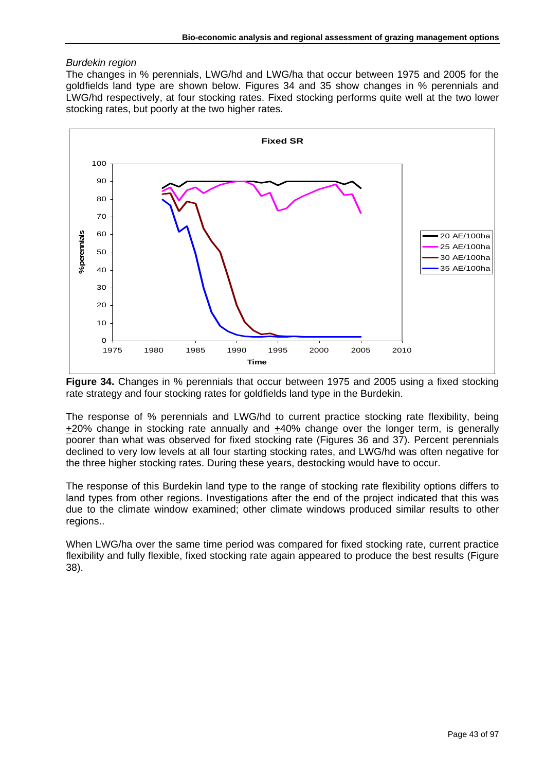*Burdekin region*

The changes in % perennials, LWG/hd and LWG/ha that occur between 1975 and 2005 for the goldfields land type are shown below. Figures 34 and 35 show changes in % perennials and LWG/hd respectively, at four stocking rates. Fixed stocking performs quite well at the two lower stocking rates, but poorly at the two higher rates.

**Figure 34.** Changes in % perennials that occur between 1975 and 2005 using a fixed stocking rate strategy and four stocking rates for goldfields land type in the Burdekin.

The response of % perennials and LWG/hd to current practice stocking rate flexibility, being ±20% change in stocking rate annually and ±40% change over the longer term, is generally poorer than what was observed for fixed stocking rate (Figures 36 and 37). Percent perennials declined to very low levels at all four starting stocking rates, and LWG/hd was often negative for the three higher stocking rates. During these years, destocking would have to occur.

The response of this Burdekin land type to the range of stocking rate flexibility options differs to land types from other regions. Investigations after the end of the project indicated that this was due to the climate window examined; other climate windows produced similar results to other regions..

When LWG/ha over the same time period was compared for fixed stocking rate, current practice flexibility and fully flexible, fixed stocking rate again appeared to produce the best results (Figure 38).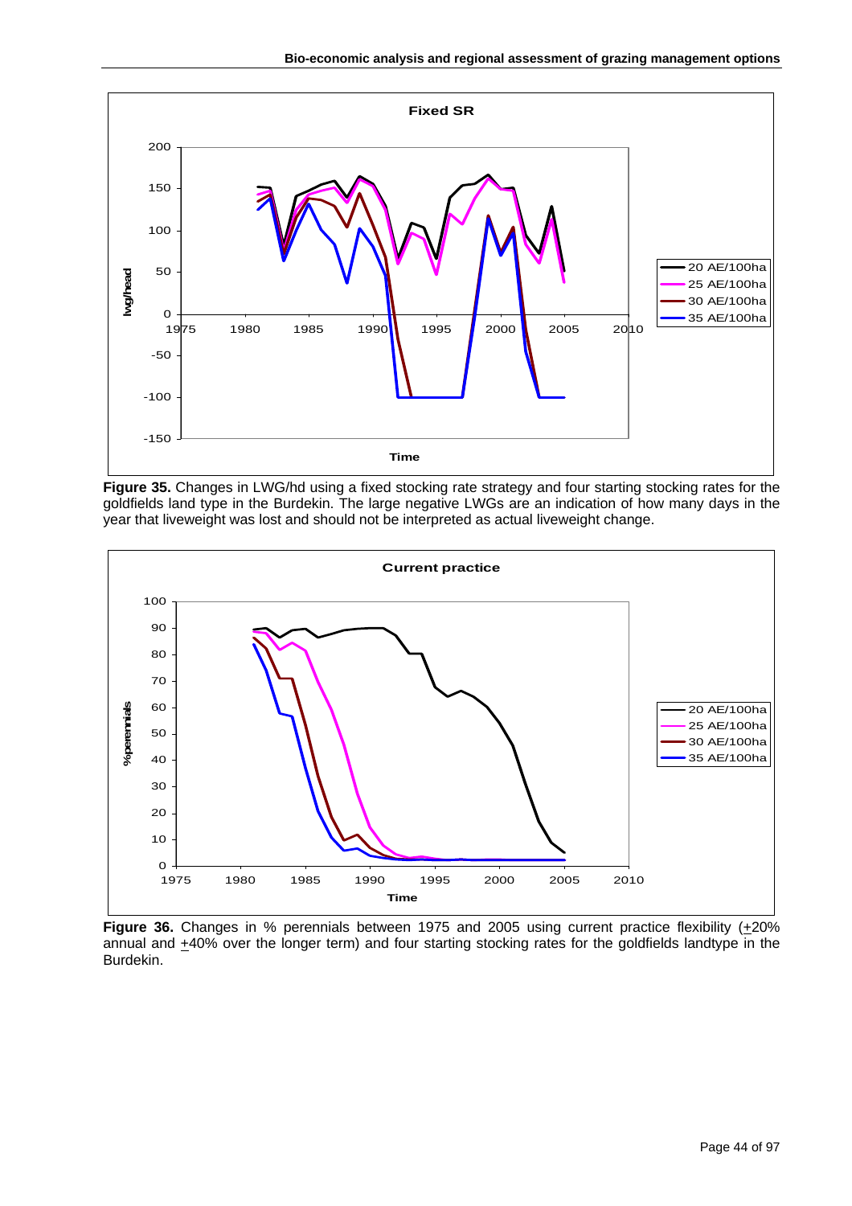**Figure 35.** Changes in LWG/hd using a fixed stocking rate strategy and four starting stocking rates for the goldfields land type in the Burdekin. The large negative LWGs are an indication of how many days in the year that liveweight was lost and should not be interpreted as actual liveweight change.

**Figure 36.** Changes in % perennials between 1975 and 2005 using current practice flexibility (±20% annual and ±40% over the longer term) and four starting stocking rates for the goldfields landtype in the Burdekin.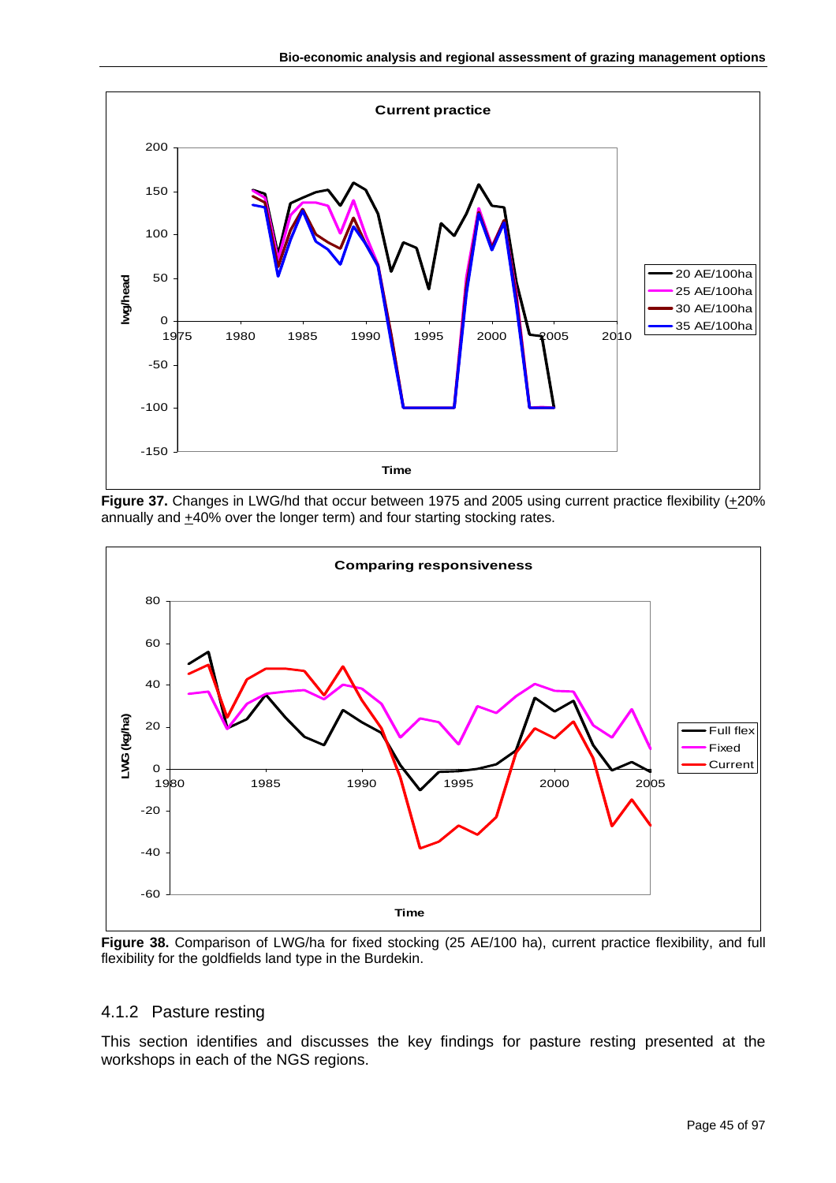Figure 37. Changes in LWG/hd that occur between 1975 and 2005 using current practice flexibility (±20% annually and ±40% over the longer term) and four starting stocking rates.

Figure 38. Comparison of LWG/ha for fixed stocking (25 AE/100 ha), current practice flexibility, and full flexibility for the goldfields land type in the Burdekin.

### 4.1.2 Pasture resting

This section identifies and discusses the key findings for pasture resting presented at the workshops in each of the NGS regions.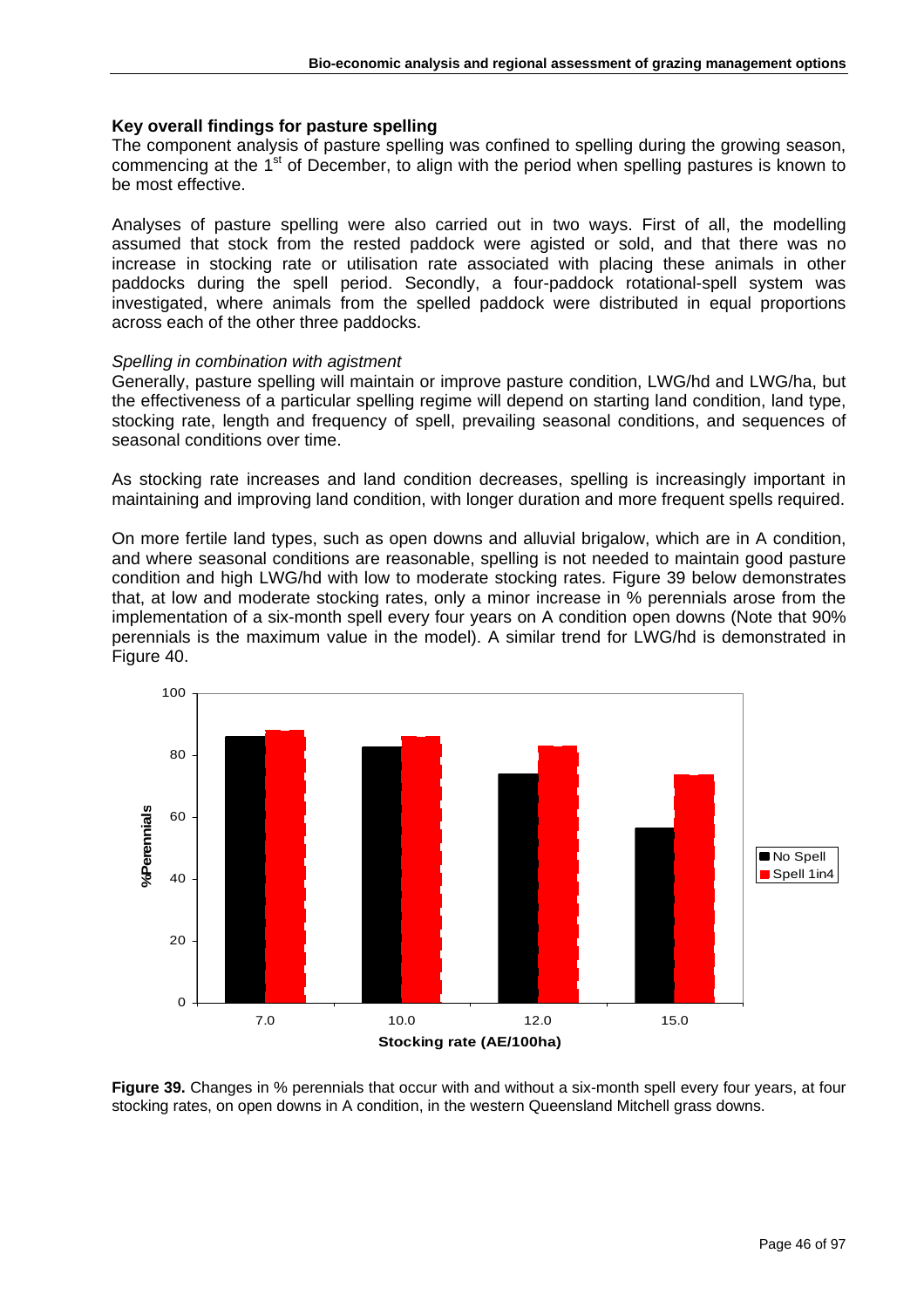### Key overall findings for pasture spelling

The component analysis of pasture spelling was confined to spelling during the growing season, commencing at the 1st of December, to align with the period when spelling pastures is known to be most effective.

Analyses of pasture spelling were also carried out in two ways. First of all, the modelling assumed that stock from the rested paddock were agisted or sold, and that there was no increase in stocking rate or utilisation rate associated with placing these animals in other paddocks during the spell period. Secondly, a four-paddock rotational-spell system was investigated, where animals from the spelled paddock were distributed in equal proportions across each of the other three paddocks.

*Spelling in combination with agistment*

Generally, pasture spelling will maintain or improve pasture condition, LWG/hd and LWG/ha, but the effectiveness of a particular spelling regime will depend on starting land condition, land type, stocking rate, length and frequency of spell, prevailing seasonal conditions, and sequences of seasonal conditions over time.

As stocking rate increases and land condition decreases, spelling is increasingly important in maintaining and improving land condition, with longer duration and more frequent spells required.

On more fertile land types, such as open downs and alluvial brigalow, which are in A condition, and where seasonal conditions are reasonable, spelling is not needed to maintain good pasture condition and high LWG/hd with low to moderate stocking rates. Figure 39 below demonstrates that, at low and moderate stocking rates, only a minor increase in % perennials arose from the implementation of a six-month spell every four years on A condition open downs (Note that 90% perennials is the maximum value in the model). A similar trend for LWG/hd is demonstrated in Figure 40.

**Figure 39.** Changes in % perennials that occur with and without a six-month spell every four years, at four stocking rates, on open downs in A condition, in the western Queensland Mitchell grass downs.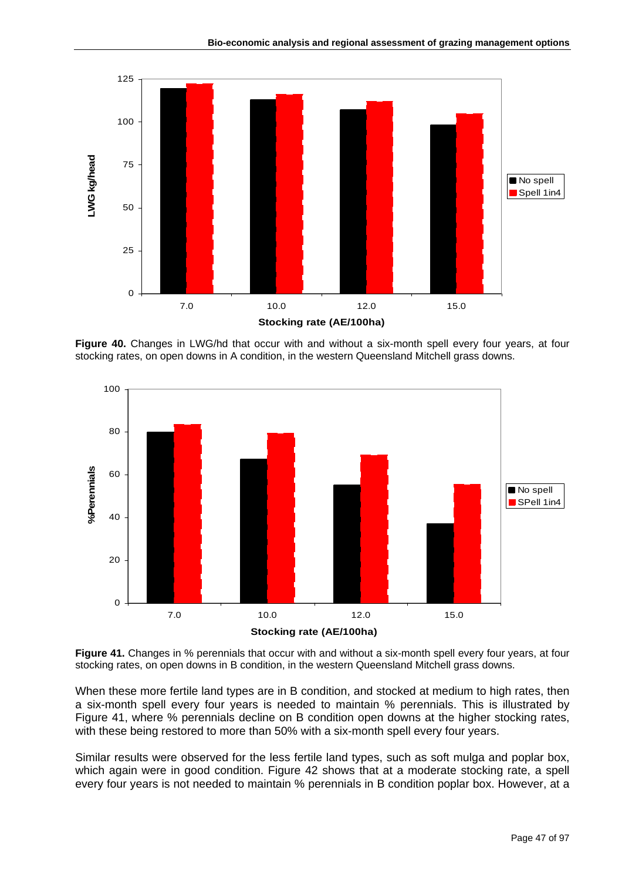**Figure 40.** Changes in LWG/hd that occur with and without a six-month spell every four years, at four stocking rates, on open downs in A condition, in the western Queensland Mitchell grass downs.

**Figure 41.** Changes in % perennials that occur with and without a six-month spell every four years, at four stocking rates, on open downs in B condition, in the western Queensland Mitchell grass downs.

When these more fertile land types are in B condition, and stocked at medium to high rates, then a six-month spell every four years is needed to maintain % perennials. This is illustrated by Figure 41, where % perennials decline on B condition open downs at the higher stocking rates, with these being restored to more than 50% with a six-month spell every four years.

Similar results were observed for the less fertile land types, such as soft mulga and poplar box, which again were in good condition. Figure 42 shows that at a moderate stocking rate, a spell every four years is not needed to maintain % perennials in B condition poplar box. However, at a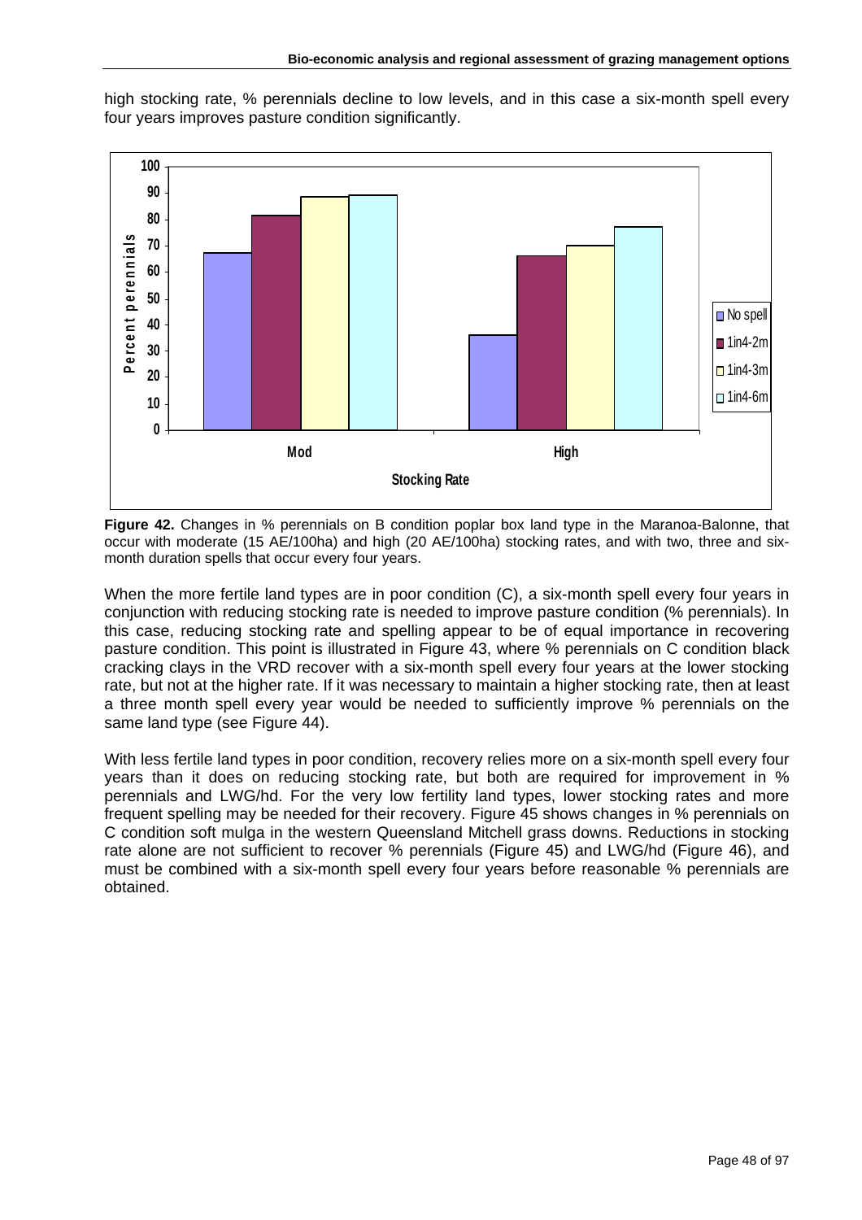high stocking rate, % perennials decline to low levels, and in this case a six-month spell every four years improves pasture condition significantly.

**Figure 42.** Changes in % perennials on B condition poplar box land type in the Maranoa-Balonne, that occur with moderate (15 AE/100ha) and high (20 AE/100ha) stocking rates, and with two, three and six-month duration spells that occur every four years.

When the more fertile land types are in poor condition (C), a six-month spell every four years in conjunction with reducing stocking rate is needed to improve pasture condition (% perennials). In this case, reducing stocking rate and spelling appear to be of equal importance in recovering pasture condition. This point is illustrated in Figure 43, where % perennials on C condition black cracking clays in the VRD recover with a six-month spell every four years at the lower stocking rate, but not at the higher rate. If it was necessary to maintain a higher stocking rate, then at least a three month spell every year would be needed to sufficiently improve % perennials on the same land type (see Figure 44).

With less fertile land types in poor condition, recovery relies more on a six-month spell every four years than it does on reducing stocking rate, but both are required for improvement in % perennials and LWG/hd. For the very low fertility land types, lower stocking rates and more frequent spelling may be needed for their recovery. Figure 45 shows changes in % perennials on C condition soft mulga in the western Queensland Mitchell grass downs. Reductions in stocking rate alone are not sufficient to recover % perennials (Figure 45) and LWG/hd (Figure 46), and must be combined with a six-month spell every four years before reasonable % perennials are obtained.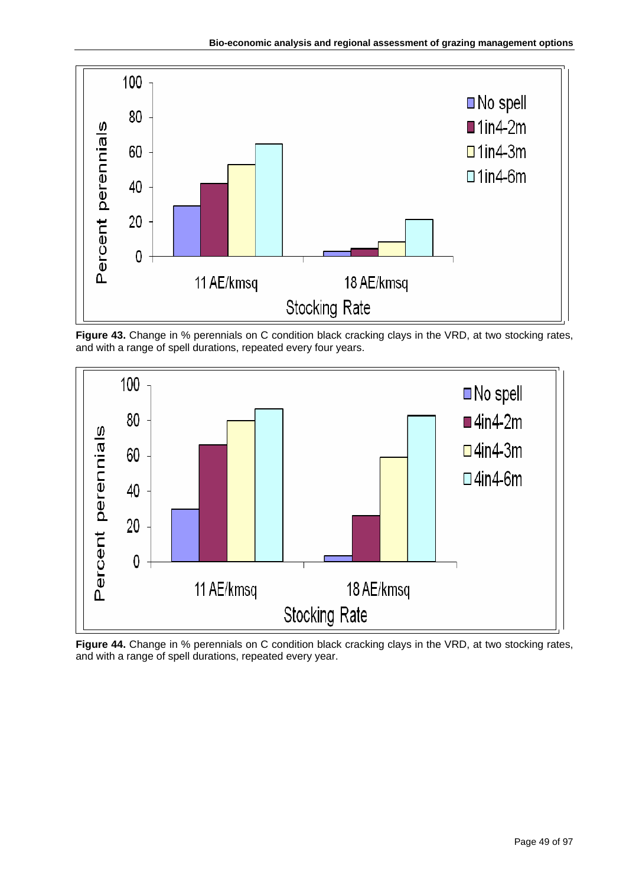**Figure 43.** Change in % perennials on C condition black cracking clays in the VRD, at two stocking rates, and with a range of spell durations, repeated every four years.

**Figure 44.** Change in % perennials on C condition black cracking clays in the VRD, at two stocking rates, and with a range of spell durations, repeated every year.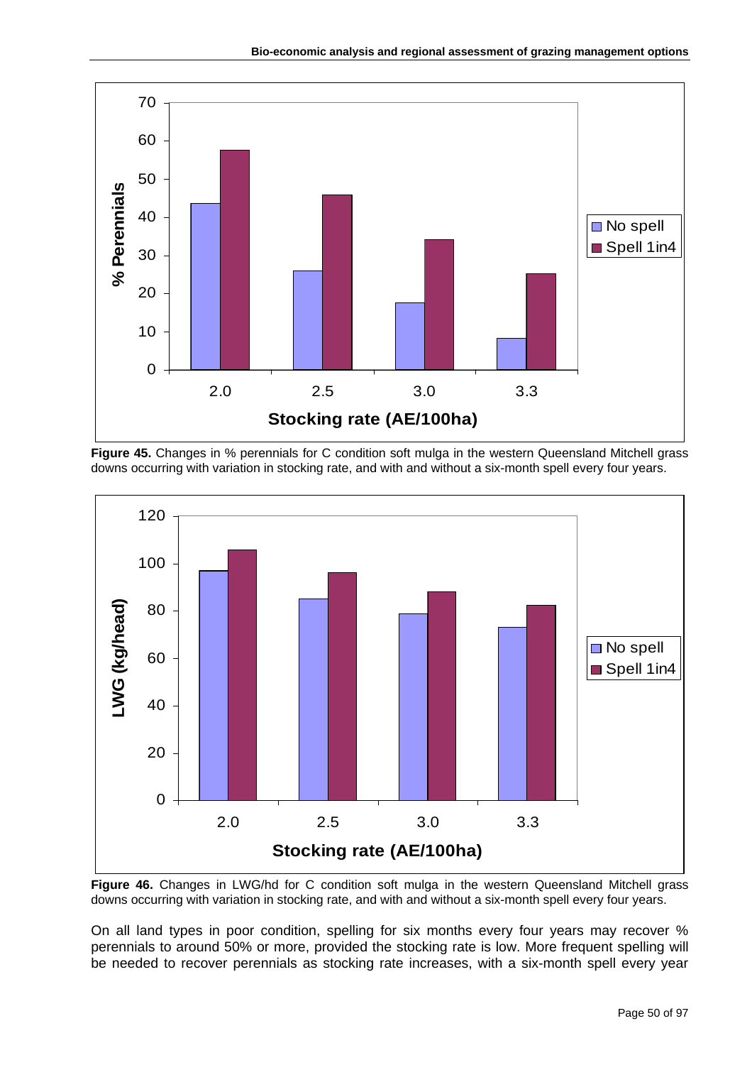**Figure 45.** Changes in % perennials for C condition soft mulga in the western Queensland Mitchell grass downs occurring with variation in stocking rate, and with and without a six-month spell every four years.

**Figure 46.** Changes in LWG/hd for C condition soft mulga in the western Queensland Mitchell grass downs occurring with variation in stocking rate, and with and without a six-month spell every four years.

On all land types in poor condition, spelling for six months every four years may recover % perennials to around 50% or more, provided the stocking rate is low. More frequent spelling will be needed to recover perennials as stocking rate increases, with a six-month spell every year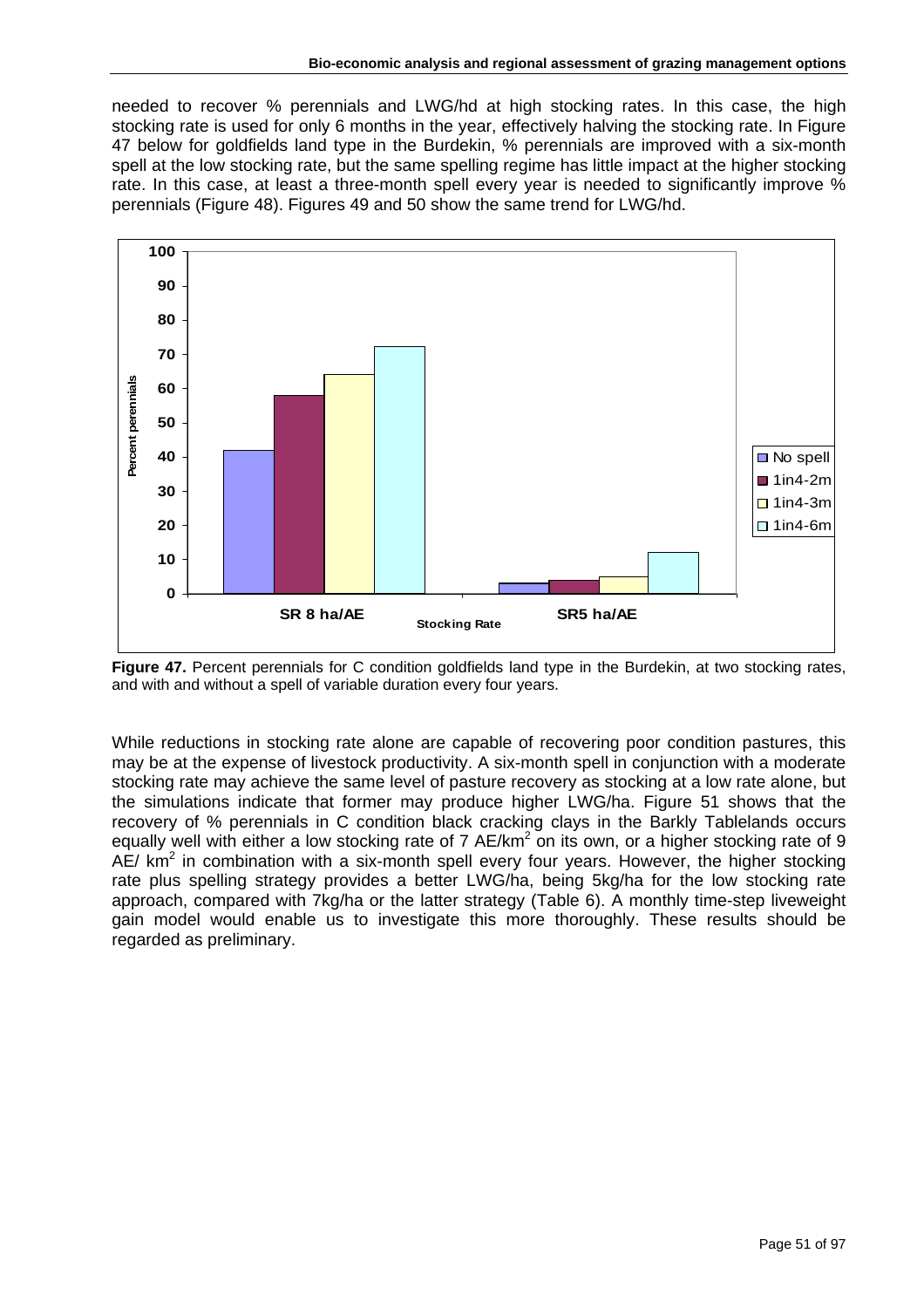needed to recover % perennials and LWG/hd at high stocking rates. In this case, the high stocking rate is used for only 6 months in the year, effectively halving the stocking rate. In Figure 47 below for goldfields land type in the Burdekin, % perennials are improved with a six-month spell at the low stocking rate, but the same spelling regime has little impact at the higher stocking rate. In this case, at least a three-month spell every year is needed to significantly improve % perennials (Figure 48). Figures 49 and 50 show the same trend for LWG/hd.

**Figure 47.** Percent perennials for C condition goldfields land type in the Burdekin, at two stocking rates, and with and without a spell of variable duration every four years.

While reductions in stocking rate alone are capable of recovering poor condition pastures, this may be at the expense of livestock productivity. A six-month spell in conjunction with a moderate stocking rate may achieve the same level of pasture recovery as stocking at a low rate alone, but the simulations indicate that former may produce higher LWG/ha. Figure 51 shows that the recovery of % perennials in C condition black cracking clays in the Barkly Tablelands occurs equally well with either a low stocking rate of 7 AE/km$^2$ on its own, or a higher stocking rate of 9 AE/ km$^2$ in combination with a six-month spell every four years. However, the higher stocking rate plus spelling strategy provides a better LWG/ha, being 5kg/ha for the low stocking rate approach, compared with 7kg/ha or the latter strategy (Table 6). A monthly time-step liveweight gain model would enable us to investigate this more thoroughly. These results should be regarded as preliminary.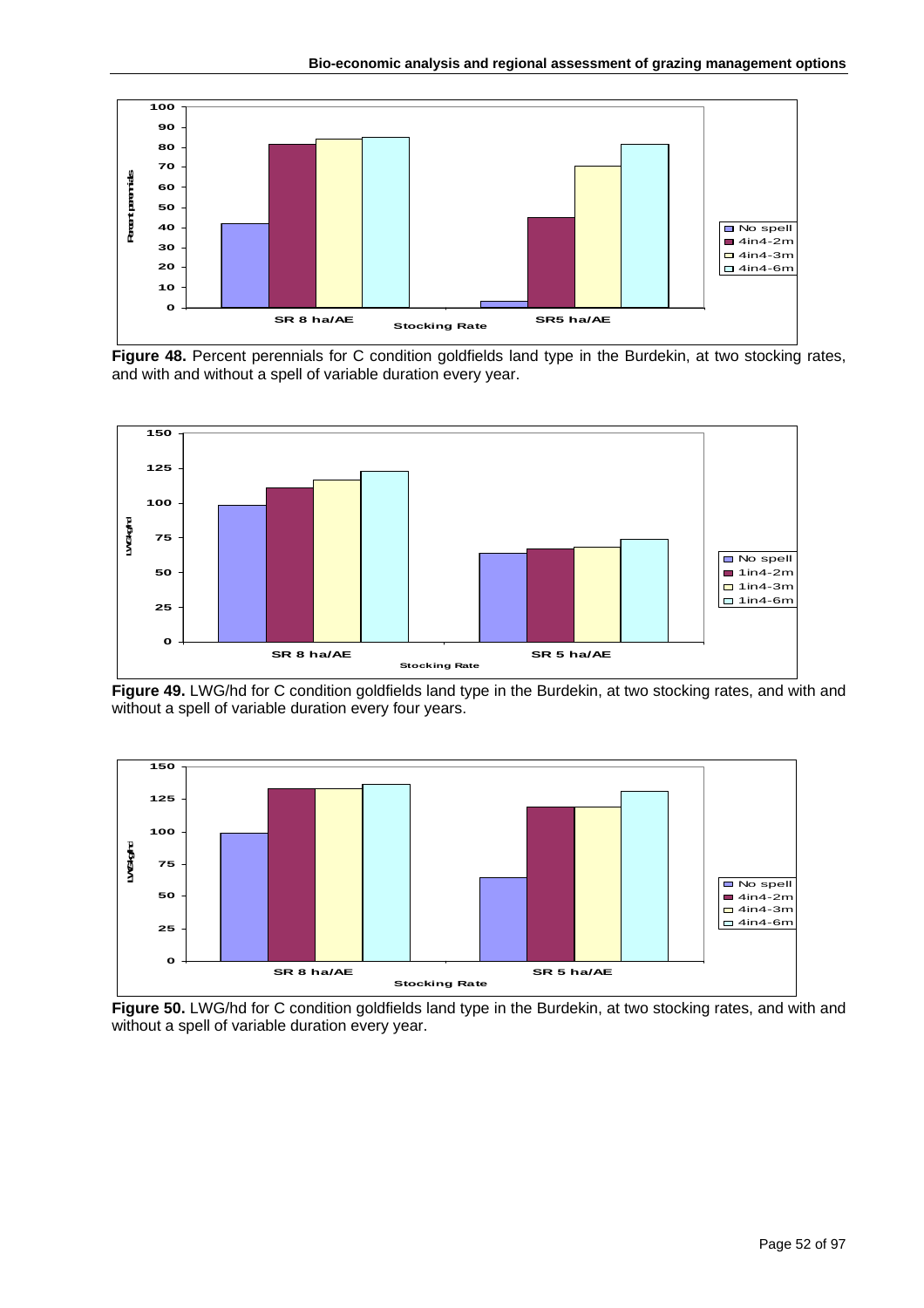**Figure 48.** Percent perennials for C condition goldfields land type in the Burdekin, at two stocking rates, and with and without a spell of variable duration every year.

**Figure 49.** LWG/hd for C condition goldfields land type in the Burdekin, at two stocking rates, and with and without a spell of variable duration every four years.

**Figure 50.** LWG/hd for C condition goldfields land type in the Burdekin, at two stocking rates, and with and without a spell of variable duration every year.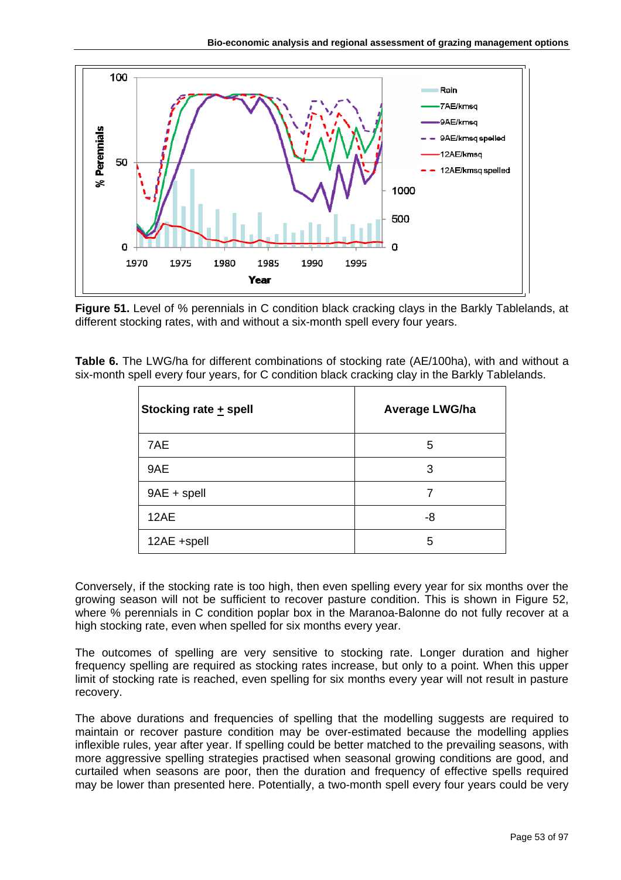**Figure 51.** Level of % perennials in C condition black cracking clays in the Barkly Tablelands, at different stocking rates, with and without a six-month spell every four years.

**Table 6.** The LWG/ha for different combinations of stocking rate (AE/100ha), with and without a six-month spell every four years, for C condition black cracking clay in the Barkly Tablelands.

| Stocking rate ± spell | Average LWG/ha |
|---|---|
| 7AE | 5 |
| 9AE | 3 |
| 9AE + spell | 7 |
| 12AE | -8 |
| 12AE +spell | 5 |

Conversely, if the stocking rate is too high, then even spelling every year for six months over the growing season will not be sufficient to recover pasture condition. This is shown in Figure 52, where % perennials in C condition poplar box in the Maranoa-Balonne do not fully recover at a high stocking rate, even when spelled for six months every year.

The outcomes of spelling are very sensitive to stocking rate. Longer duration and higher frequency spelling are required as stocking rates increase, but only to a point. When this upper limit of stocking rate is reached, even spelling for six months every year will not result in pasture recovery.

The above durations and frequencies of spelling that the modelling suggests are required to maintain or recover pasture condition may be over-estimated because the modelling applies inflexible rules, year after year. If spelling could be better matched to the prevailing seasons, with more aggressive spelling strategies practised when seasonal growing conditions are good, and curtailed when seasons are poor, then the duration and frequency of effective spells required may be lower than presented here. Potentially, a two-month spell every four years could be very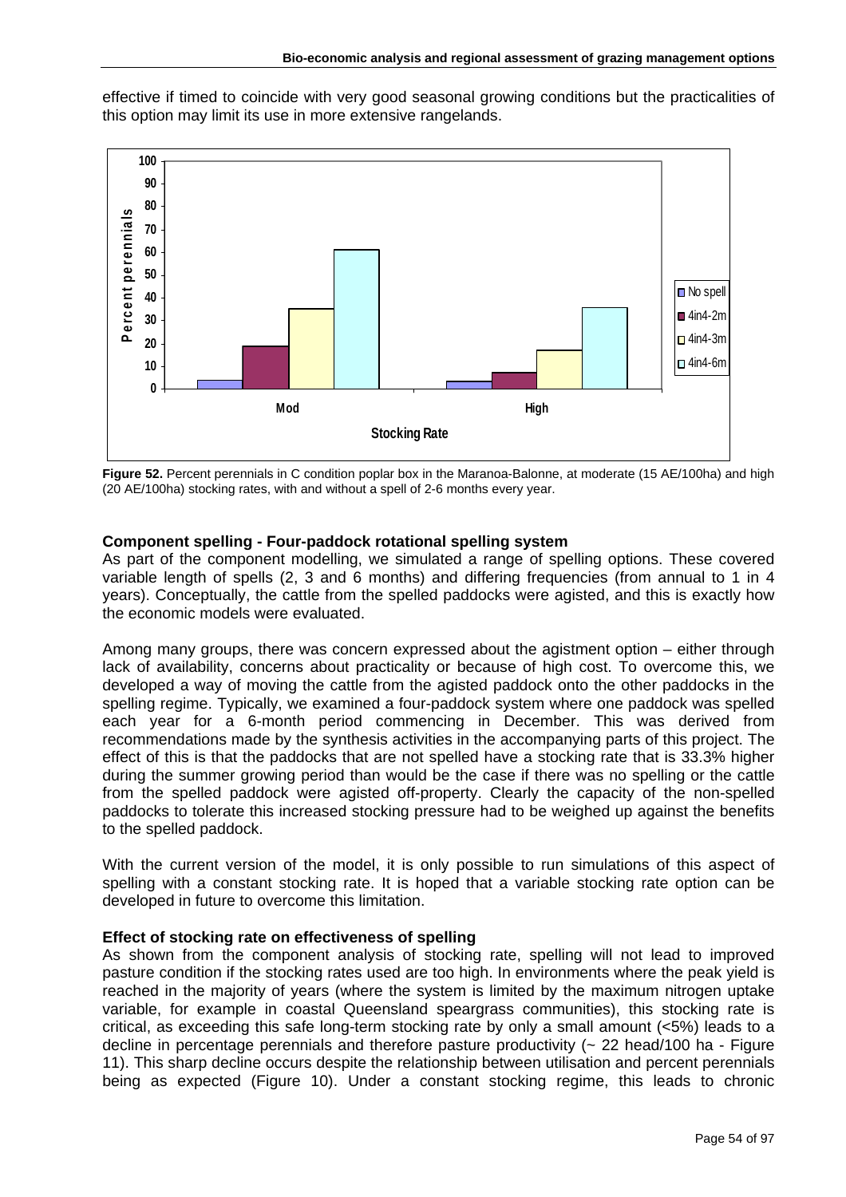effective if timed to coincide with very good seasonal growing conditions but the practicalities of this option may limit its use in more extensive rangelands.

**Figure 52.** Percent perennials in C condition poplar box in the Maranoa-Balonne, at moderate (15 AE/100ha) and high (20 AE/100ha) stocking rates, with and without a spell of 2-6 months every year.

**Component spelling - Four-paddock rotational spelling system**

As part of the component modelling, we simulated a range of spelling options. These covered variable length of spells (2, 3 and 6 months) and differing frequencies (from annual to 1 in 4 years). Conceptually, the cattle from the spelled paddocks were agisted, and this is exactly how the economic models were evaluated.

Among many groups, there was concern expressed about the agistment option – either through lack of availability, concerns about practicality or because of high cost. To overcome this, we developed a way of moving the cattle from the agisted paddock onto the other paddocks in the spelling regime. Typically, we examined a four-paddock system where one paddock was spelled each year for a 6-month period commencing in December. This was derived from recommendations made by the synthesis activities in the accompanying parts of this project. The effect of this is that the paddocks that are not spelled have a stocking rate that is 33.3% higher during the summer growing period than would be the case if there was no spelling or the cattle from the spelled paddock were agisted off-property. Clearly the capacity of the non-spelled paddocks to tolerate this increased stocking pressure had to be weighed up against the benefits to the spelled paddock.

With the current version of the model, it is only possible to run simulations of this aspect of spelling with a constant stocking rate. It is hoped that a variable stocking rate option can be developed in future to overcome this limitation.

**Effect of stocking rate on effectiveness of spelling**

As shown from the component analysis of stocking rate, spelling will not lead to improved pasture condition if the stocking rates used are too high. In environments where the peak yield is reached in the majority of years (where the system is limited by the maximum nitrogen uptake variable, for example in coastal Queensland speargrass communities), this stocking rate is critical, as exceeding this safe long-term stocking rate by only a small amount (<5%) leads to a decline in percentage perennials and therefore pasture productivity (~ 22 head/100 ha - Figure 11). This sharp decline occurs despite the relationship between utilisation and percent perennials being as expected (Figure 10). Under a constant stocking regime, this leads to chronic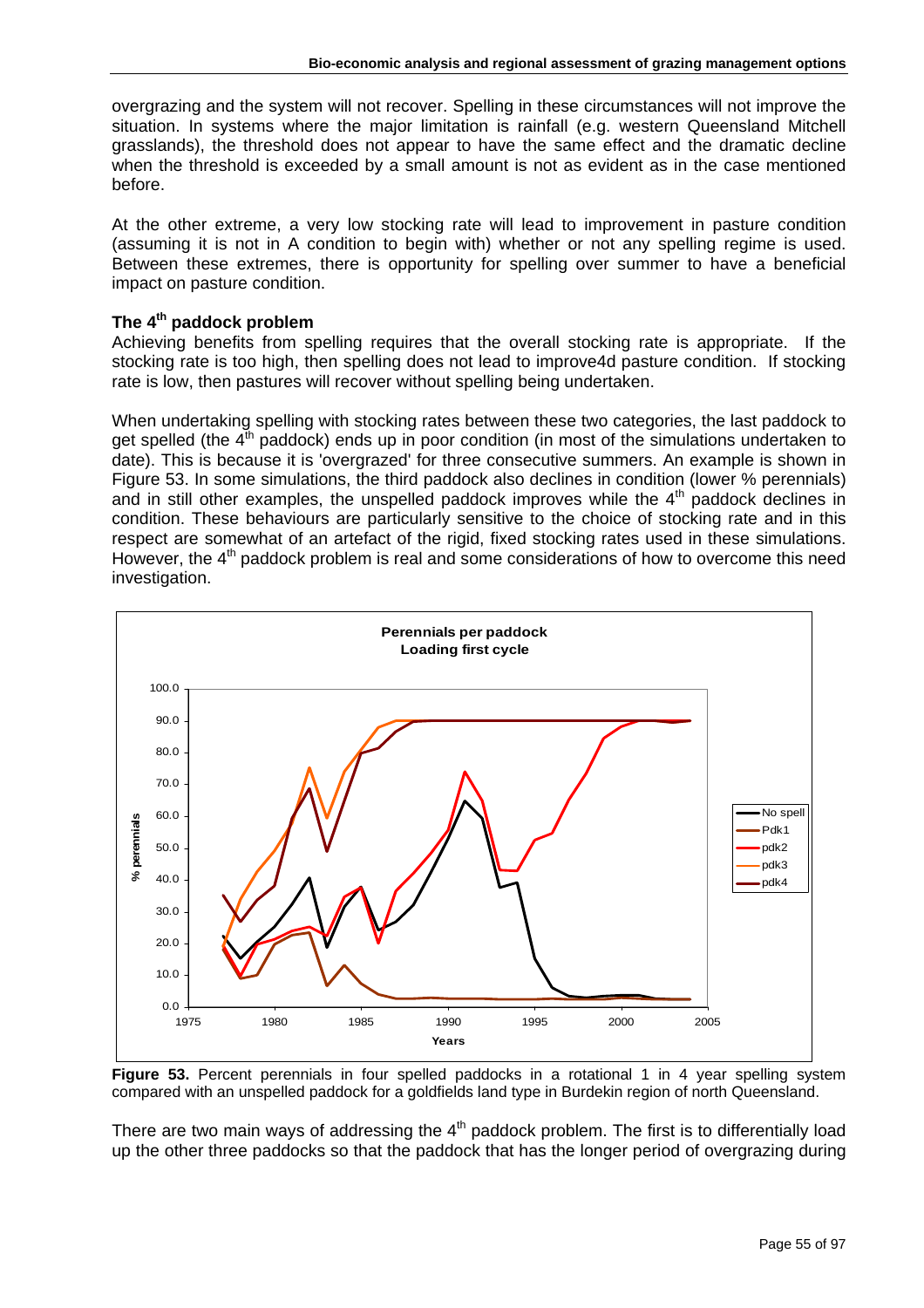overgrazing and the system will not recover. Spelling in these circumstances will not improve the situation. In systems where the major limitation is rainfall (e.g. western Queensland Mitchell grasslands), the threshold does not appear to have the same effect and the dramatic decline when the threshold is exceeded by a small amount is not as evident as in the case mentioned before.

At the other extreme, a very low stocking rate will lead to improvement in pasture condition (assuming it is not in A condition to begin with) whether or not any spelling regime is used. Between these extremes, there is opportunity for spelling over summer to have a beneficial impact on pasture condition.

### The 4th paddock problem

Achieving benefits from spelling requires that the overall stocking rate is appropriate. If the stocking rate is too high, then spelling does not lead to improve4d pasture condition. If stocking rate is low, then pastures will recover without spelling being undertaken.

When undertaking spelling with stocking rates between these two categories, the last paddock to get spelled (the 4th paddock) ends up in poor condition (in most of the simulations undertaken to date). This is because it is 'overgrazed' for three consecutive summers. An example is shown in Figure 53. In some simulations, the third paddock also declines in condition (lower % perennials) and in still other examples, the unspelled paddock improves while the 4th paddock declines in condition. These behaviours are particularly sensitive to the choice of stocking rate and in this respect are somewhat of an artefact of the rigid, fixed stocking rates used in these simulations. However, the 4th paddock problem is real and some considerations of how to overcome this need investigation.

**Figure 53.** Percent perennials in four spelled paddocks in a rotational 1 in 4 year spelling system compared with an unspelled paddock for a goldfields land type in Burdekin region of north Queensland.

There are two main ways of addressing the 4th paddock problem. The first is to differentially load up the other three paddocks so that the paddock that has the longer period of overgrazing during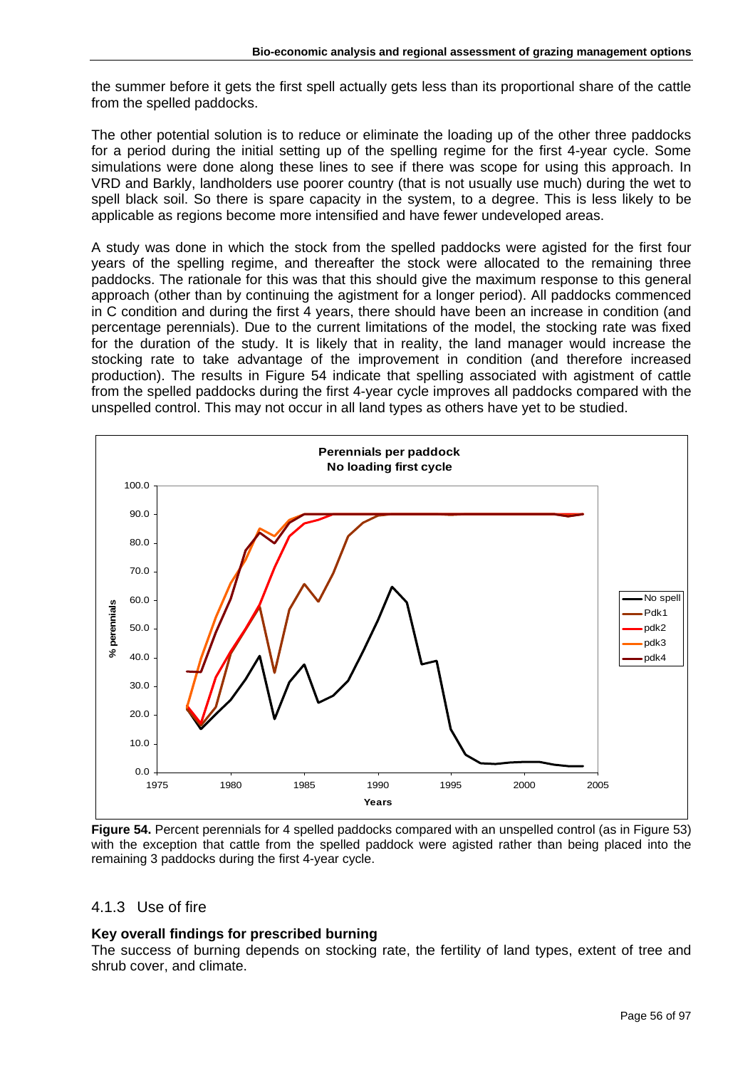the summer before it gets the first spell actually gets less than its proportional share of the cattle from the spelled paddocks.

The other potential solution is to reduce or eliminate the loading up of the other three paddocks for a period during the initial setting up of the spelling regime for the first 4-year cycle. Some simulations were done along these lines to see if there was scope for using this approach. In VRD and Barkly, landholders use poorer country (that is not usually use much) during the wet to spell black soil. So there is spare capacity in the system, to a degree. This is less likely to be applicable as regions become more intensified and have fewer undeveloped areas.

A study was done in which the stock from the spelled paddocks were agisted for the first four years of the spelling regime, and thereafter the stock were allocated to the remaining three paddocks. The rationale for this was that this should give the maximum response to this general approach (other than by continuing the agistment for a longer period). All paddocks commenced in C condition and during the first 4 years, there should have been an increase in condition (and percentage perennials). Due to the current limitations of the model, the stocking rate was fixed for the duration of the study. It is likely that in reality, the land manager would increase the stocking rate to take advantage of the improvement in condition (and therefore increased production). The results in Figure 54 indicate that spelling associated with agistment of cattle from the spelled paddocks during the first 4-year cycle improves all paddocks compared with the unspelled control. This may not occur in all land types as others have yet to be studied.

**Figure 54.** Percent perennials for 4 spelled paddocks compared with an unspelled control (as in Figure 53) with the exception that cattle from the spelled paddock were agisted rather than being placed into the remaining 3 paddocks during the first 4-year cycle.

### 4.1.3 Use of fire

**Key overall findings for prescribed burning**

The success of burning depends on stocking rate, the fertility of land types, extent of tree and shrub cover, and climate.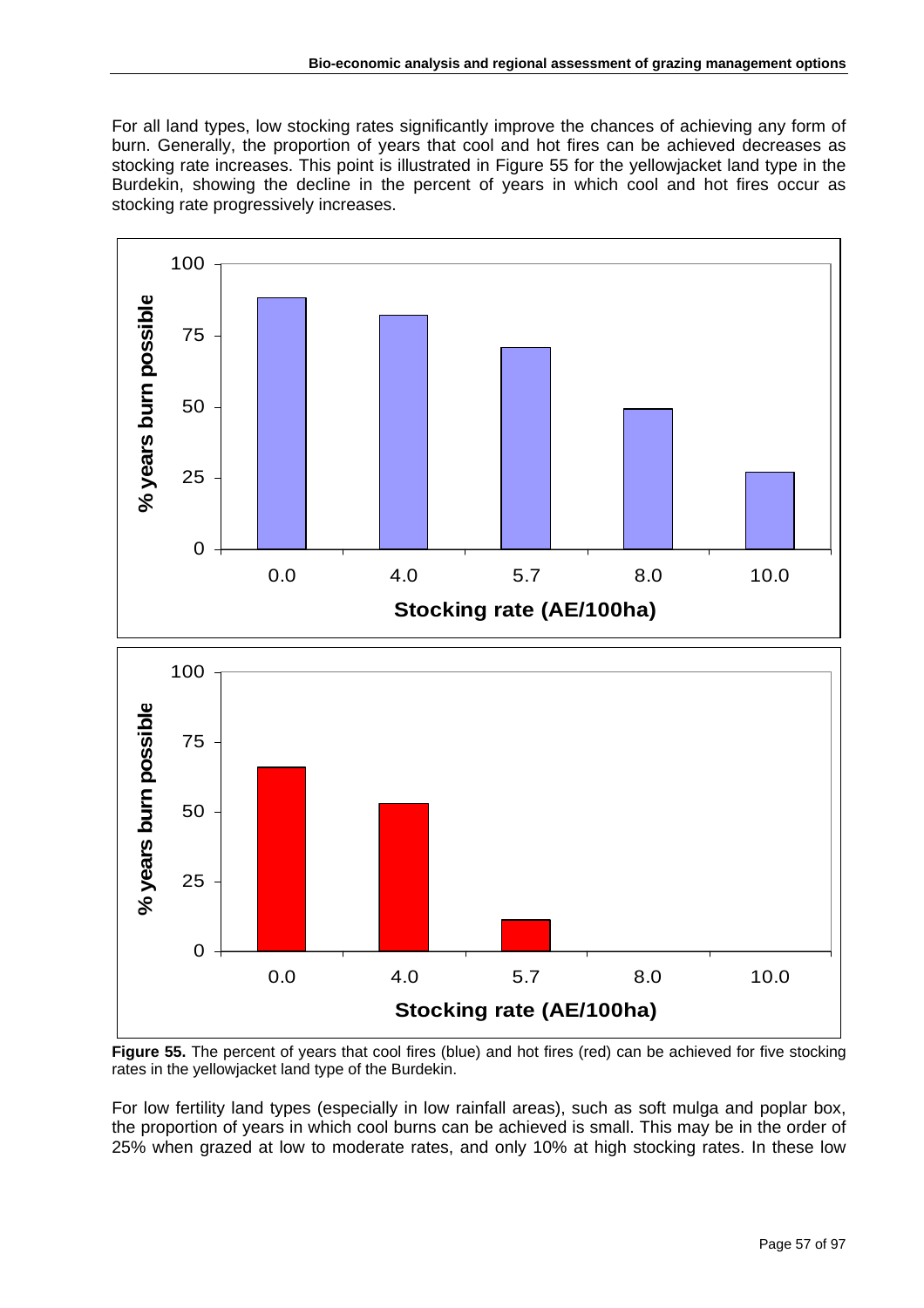For all land types, low stocking rates significantly improve the chances of achieving any form of burn. Generally, the proportion of years that cool and hot fires can be achieved decreases as stocking rate increases. This point is illustrated in Figure 55 for the yellowjacket land type in the Burdekin, showing the decline in the percent of years in which cool and hot fires occur as stocking rate progressively increases.

**Figure 55.** The percent of years that cool fires (blue) and hot fires (red) can be achieved for five stocking rates in the yellowjacket land type of the Burdekin.

For low fertility land types (especially in low rainfall areas), such as soft mulga and poplar box, the proportion of years in which cool burns can be achieved is small. This may be in the order of 25% when grazed at low to moderate rates, and only 10% at high stocking rates. In these low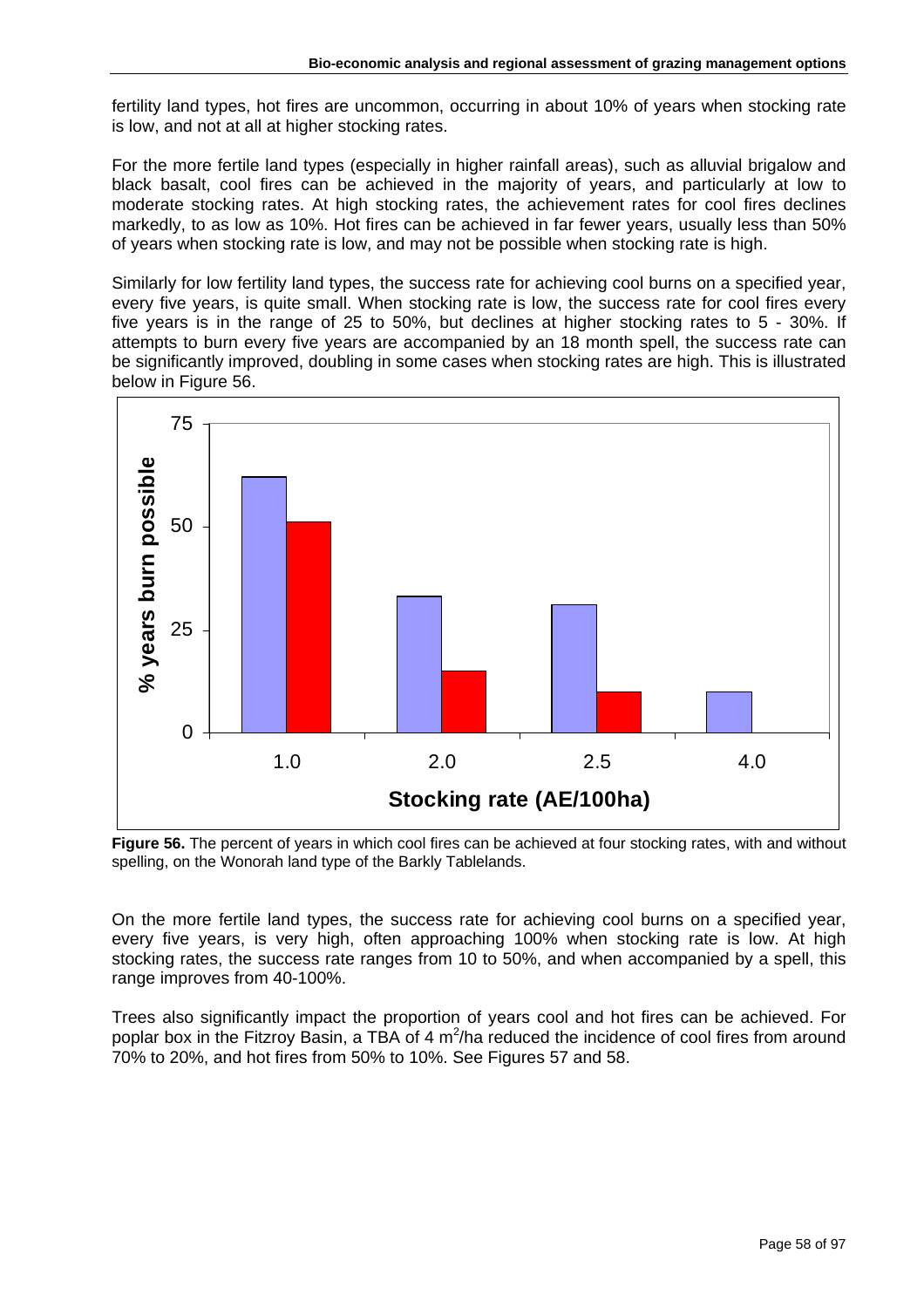fertility land types, hot fires are uncommon, occurring in about 10% of years when stocking rate is low, and not at all at higher stocking rates.

For the more fertile land types (especially in higher rainfall areas), such as alluvial brigalow and black basalt, cool fires can be achieved in the majority of years, and particularly at low to moderate stocking rates. At high stocking rates, the achievement rates for cool fires declines markedly, to as low as 10%. Hot fires can be achieved in far fewer years, usually less than 50% of years when stocking rate is low, and may not be possible when stocking rate is high.

Similarly for low fertility land types, the success rate for achieving cool burns on a specified year, every five years, is quite small. When stocking rate is low, the success rate for cool fires every five years is in the range of 25 to 50%, but declines at higher stocking rates to 5 - 30%. If attempts to burn every five years are accompanied by an 18 month spell, the success rate can be significantly improved, doubling in some cases when stocking rates are high. This is illustrated below in Figure 56.

**Figure 56.** The percent of years in which cool fires can be achieved at four stocking rates, with and without spelling, on the Wonorah land type of the Barkly Tablelands.

On the more fertile land types, the success rate for achieving cool burns on a specified year, every five years, is very high, often approaching 100% when stocking rate is low. At high stocking rates, the success rate ranges from 10 to 50%, and when accompanied by a spell, this range improves from 40-100%.

Trees also significantly impact the proportion of years cool and hot fires can be achieved. For poplar box in the Fitzroy Basin, a TBA of 4 $m^2$/ha reduced the incidence of cool fires from around 70% to 20%, and hot fires from 50% to 10%. See Figures 57 and 58.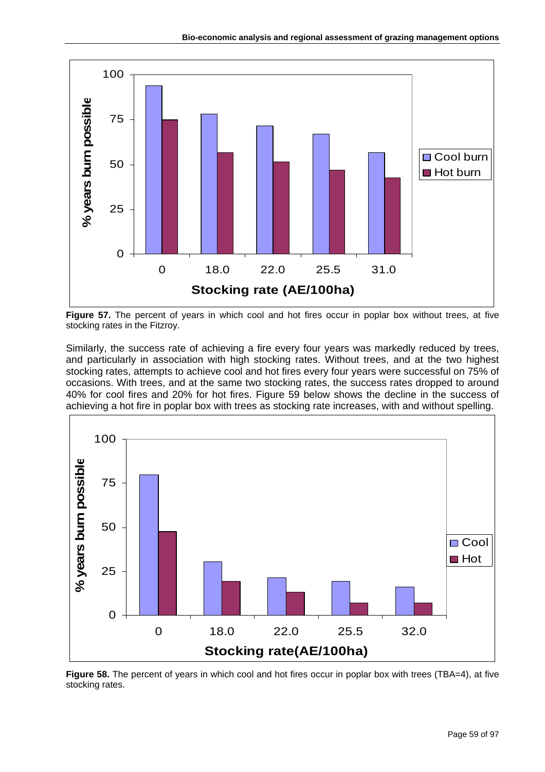**Figure 57.** The percent of years in which cool and hot fires occur in poplar box without trees, at five stocking rates in the Fitzroy.

Similarly, the success rate of achieving a fire every four years was markedly reduced by trees, and particularly in association with high stocking rates. Without trees, and at the two highest stocking rates, attempts to achieve cool and hot fires every four years were successful on 75% of occasions. With trees, and at the same two stocking rates, the success rates dropped to around 40% for cool fires and 20% for hot fires. Figure 59 below shows the decline in the success of achieving a hot fire in poplar box with trees as stocking rate increases, with and without spelling.

**Figure 58.** The percent of years in which cool and hot fires occur in poplar box with trees (TBA=4), at five stocking rates.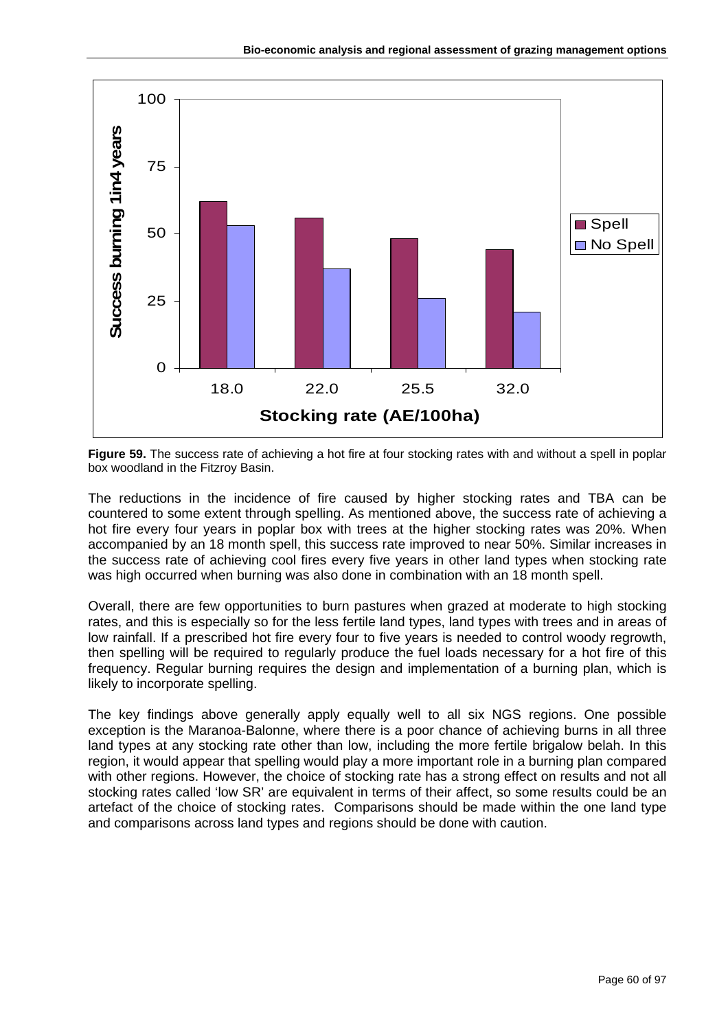**Figure 59.** The success rate of achieving a hot fire at four stocking rates with and without a spell in poplar box woodland in the Fitzroy Basin.

The reductions in the incidence of fire caused by higher stocking rates and TBA can be countered to some extent through spelling. As mentioned above, the success rate of achieving a hot fire every four years in poplar box with trees at the higher stocking rates was 20%. When accompanied by an 18 month spell, this success rate improved to near 50%. Similar increases in the success rate of achieving cool fires every five years in other land types when stocking rate was high occurred when burning was also done in combination with an 18 month spell.

Overall, there are few opportunities to burn pastures when grazed at moderate to high stocking rates, and this is especially so for the less fertile land types, land types with trees and in areas of low rainfall. If a prescribed hot fire every four to five years is needed to control woody regrowth, then spelling will be required to regularly produce the fuel loads necessary for a hot fire of this frequency. Regular burning requires the design and implementation of a burning plan, which is likely to incorporate spelling.

The key findings above generally apply equally well to all six NGS regions. One possible exception is the Maranoa-Balonne, where there is a poor chance of achieving burns in all three land types at any stocking rate other than low, including the more fertile brigalow belah. In this region, it would appear that spelling would play a more important role in a burning plan compared with other regions. However, the choice of stocking rate has a strong effect on results and not all stocking rates called 'low SR' are equivalent in terms of their affect, so some results could be an artefact of the choice of stocking rates. Comparisons should be made within the one land type and comparisons across land types and regions should be done with caution.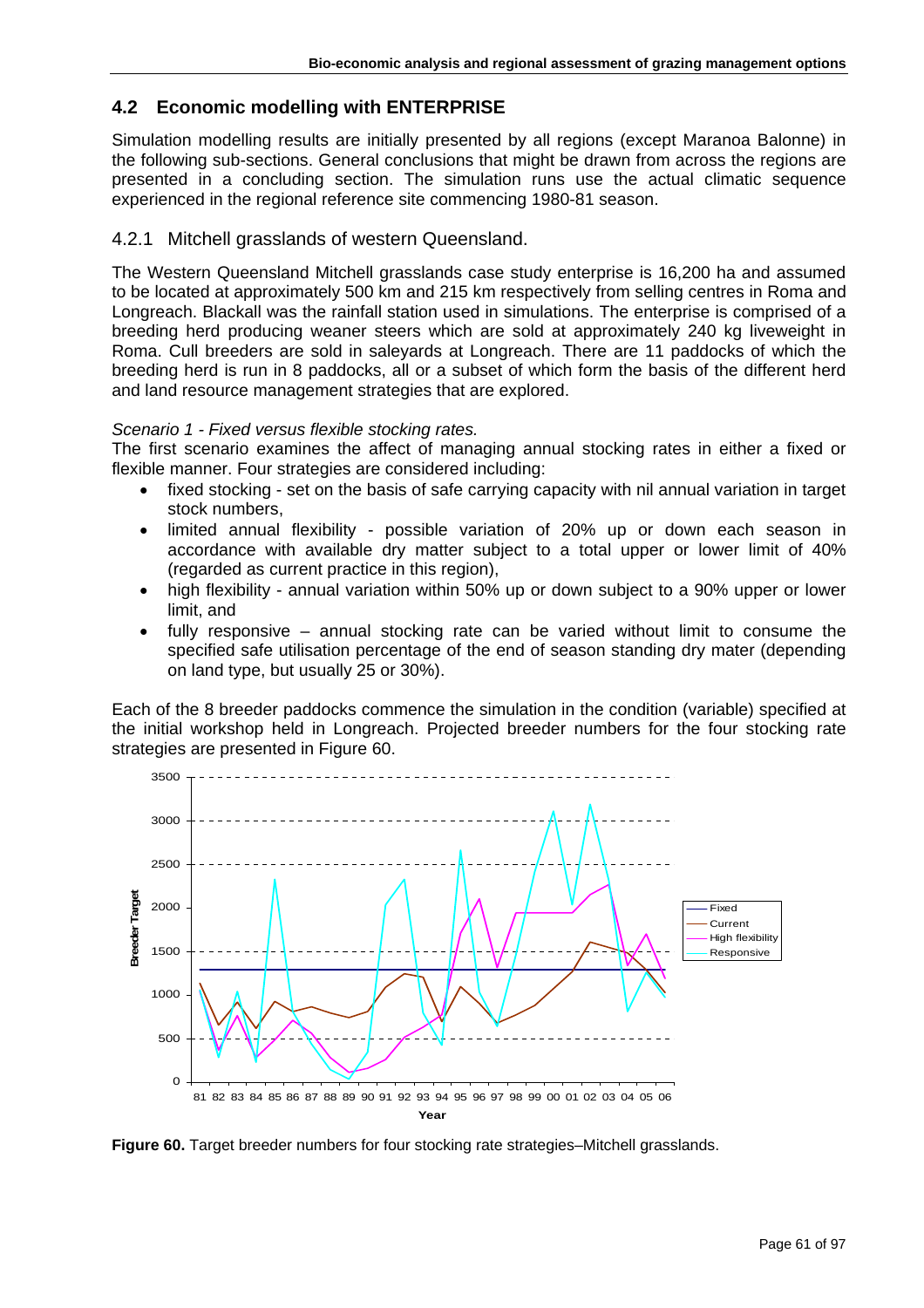## 4.2 Economic modelling with ENTERPRISE

Simulation modelling results are initially presented by all regions (except Maranoa Balonne) in the following sub-sections. General conclusions that might be drawn from across the regions are presented in a concluding section. The simulation runs use the actual climatic sequence experienced in the regional reference site commencing 1980-81 season.

### 4.2.1 Mitchell grasslands of western Queensland.

The Western Queensland Mitchell grasslands case study enterprise is 16,200 ha and assumed to be located at approximately 500 km and 215 km respectively from selling centres in Roma and Longreach. Blackall was the rainfall station used in simulations. The enterprise is comprised of a breeding herd producing weaner steers which are sold at approximately 240 kg liveweight in Roma. Cull breeders are sold in saleyards at Longreach. There are 11 paddocks of which the breeding herd is run in 8 paddocks, all or a subset of which form the basis of the different herd and land resource management strategies that are explored.

*Scenario 1 - Fixed versus flexible stocking rates.*

The first scenario examines the affect of managing annual stocking rates in either a fixed or flexible manner. Four strategies are considered including:

- fixed stocking - set on the basis of safe carrying capacity with nil annual variation in target stock numbers,
- limited annual flexibility - possible variation of 20% up or down each season in accordance with available dry matter subject to a total upper or lower limit of 40% (regarded as current practice in this region),
- high flexibility - annual variation within 50% up or down subject to a 90% upper or lower limit, and
- fully responsive – annual stocking rate can be varied without limit to consume the specified safe utilisation percentage of the end of season standing dry mater (depending on land type, but usually 25 or 30%).

Each of the 8 breeder paddocks commence the simulation in the condition (variable) specified at the initial workshop held in Longreach. Projected breeder numbers for the four stocking rate strategies are presented in Figure 60.

**Figure 60.** Target breeder numbers for four stocking rate strategies–Mitchell grasslands.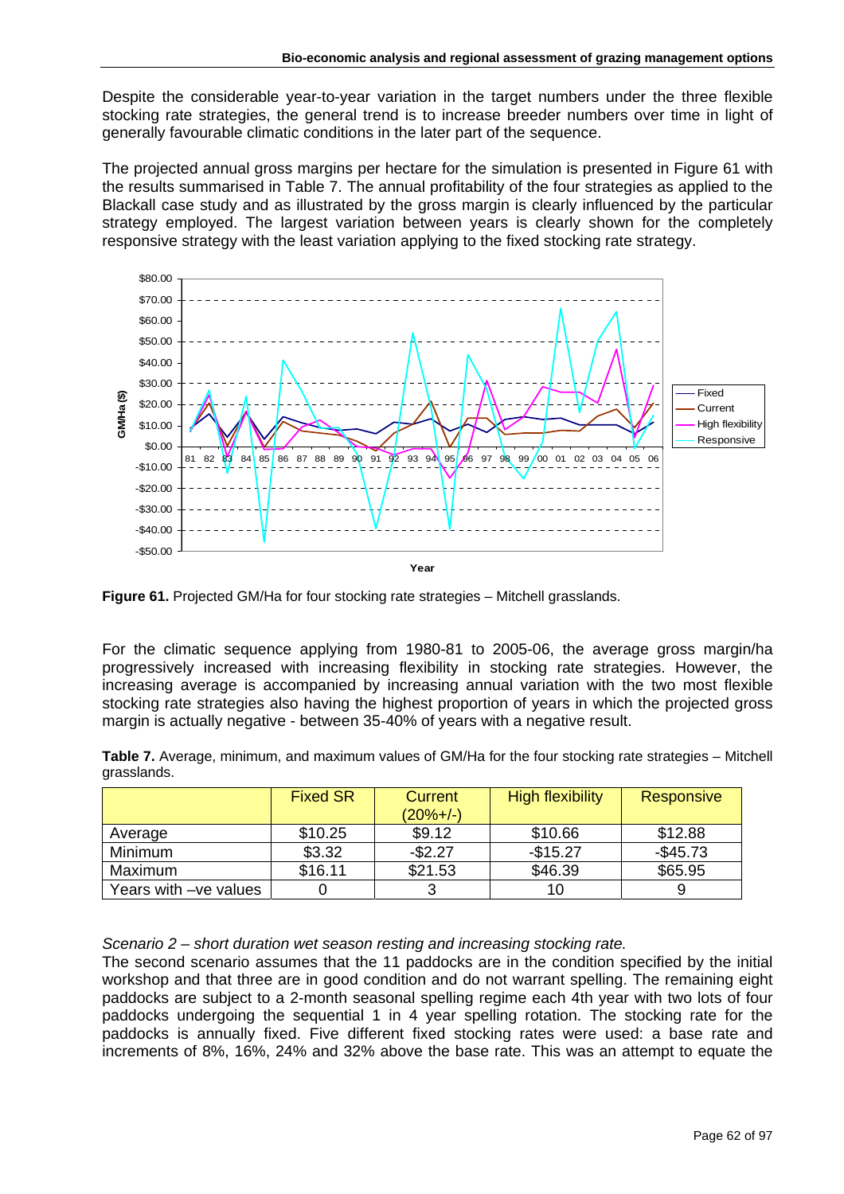Despite the considerable year-to-year variation in the target numbers under the three flexible stocking rate strategies, the general trend is to increase breeder numbers over time in light of generally favourable climatic conditions in the later part of the sequence.

The projected annual gross margins per hectare for the simulation is presented in Figure 61 with the results summarised in Table 7. The annual profitability of the four strategies as applied to the Blackall case study and as illustrated by the gross margin is clearly influenced by the particular strategy employed. The largest variation between years is clearly shown for the completely responsive strategy with the least variation applying to the fixed stocking rate strategy.

**Figure 61.** Projected GM/Ha for four stocking rate strategies – Mitchell grasslands.

For the climatic sequence applying from 1980-81 to 2005-06, the average gross margin/ha progressively increased with increasing flexibility in stocking rate strategies. However, the increasing average is accompanied by increasing annual variation with the two most flexible stocking rate strategies also having the highest proportion of years in which the projected gross margin is actually negative - between 35-40% of years with a negative result.

**Table 7.** Average, minimum, and maximum values of GM/Ha for the four stocking rate strategies – Mitchell grasslands.

| | Fixed SR | Current (20%+/-) | High flexibility | Responsive |
|---|---|---|---|---|
| Average | $10.25 | $9.12 | $10.66 | $12.88 |
| Minimum | $3.32 | -$2.27 | -$15.27 | -$45.73 |
| Maximum | $16.11 | $21.53 | $46.39 | $65.95 |
| Years with –ve values | 0 | 3 | 10 | 9 |

*Scenario 2 – short duration wet season resting and increasing stocking rate.*

The second scenario assumes that the 11 paddocks are in the condition specified by the initial workshop and that three are in good condition and do not warrant spelling. The remaining eight paddocks are subject to a 2-month seasonal spelling regime each 4th year with two lots of four paddocks undergoing the sequential 1 in 4 year spelling rotation. The stocking rate for the paddocks is annually fixed. Five different fixed stocking rates were used: a base rate and increments of 8%, 16%, 24% and 32% above the base rate. This was an attempt to equate the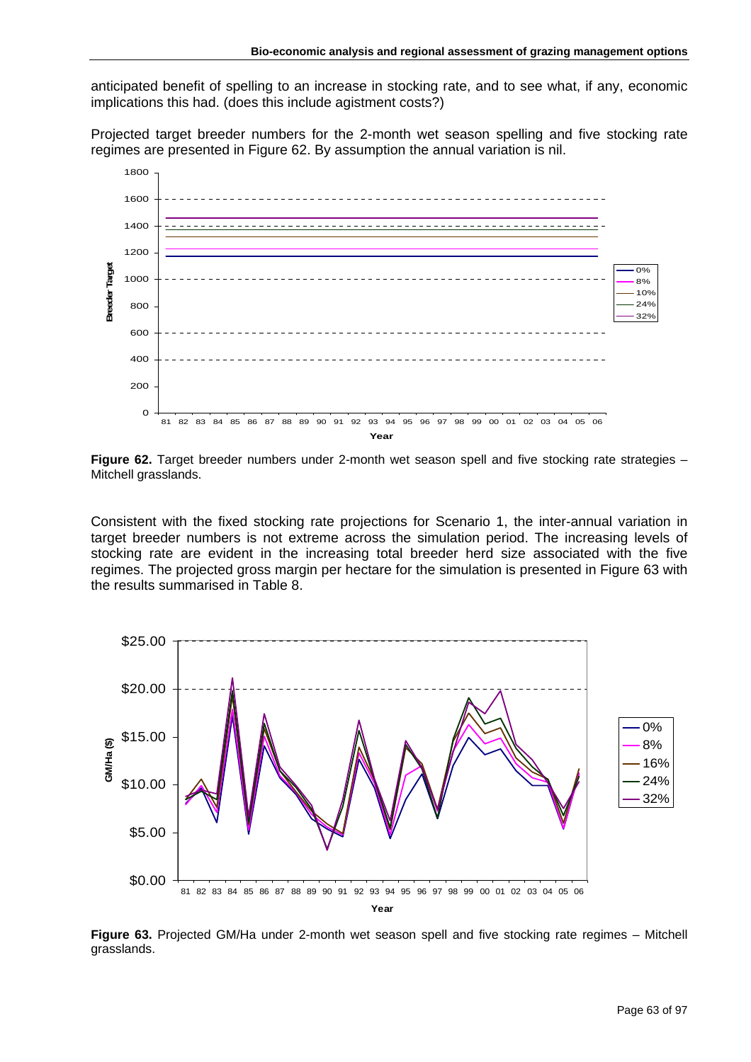anticipated benefit of spelling to an increase in stocking rate, and to see what, if any, economic implications this had. (does this include agistment costs?)

Projected target breeder numbers for the 2-month wet season spelling and five stocking rate regimes are presented in Figure 62. By assumption the annual variation is nil.

**Figure 62.** Target breeder numbers under 2-month wet season spell and five stocking rate strategies – Mitchell grasslands.

Consistent with the fixed stocking rate projections for Scenario 1, the inter-annual variation in target breeder numbers is not extreme across the simulation period. The increasing levels of stocking rate are evident in the increasing total breeder herd size associated with the five regimes. The projected gross margin per hectare for the simulation is presented in Figure 63 with the results summarised in Table 8.

**Figure 63.** Projected GM/Ha under 2-month wet season spell and five stocking rate regimes – Mitchell grasslands.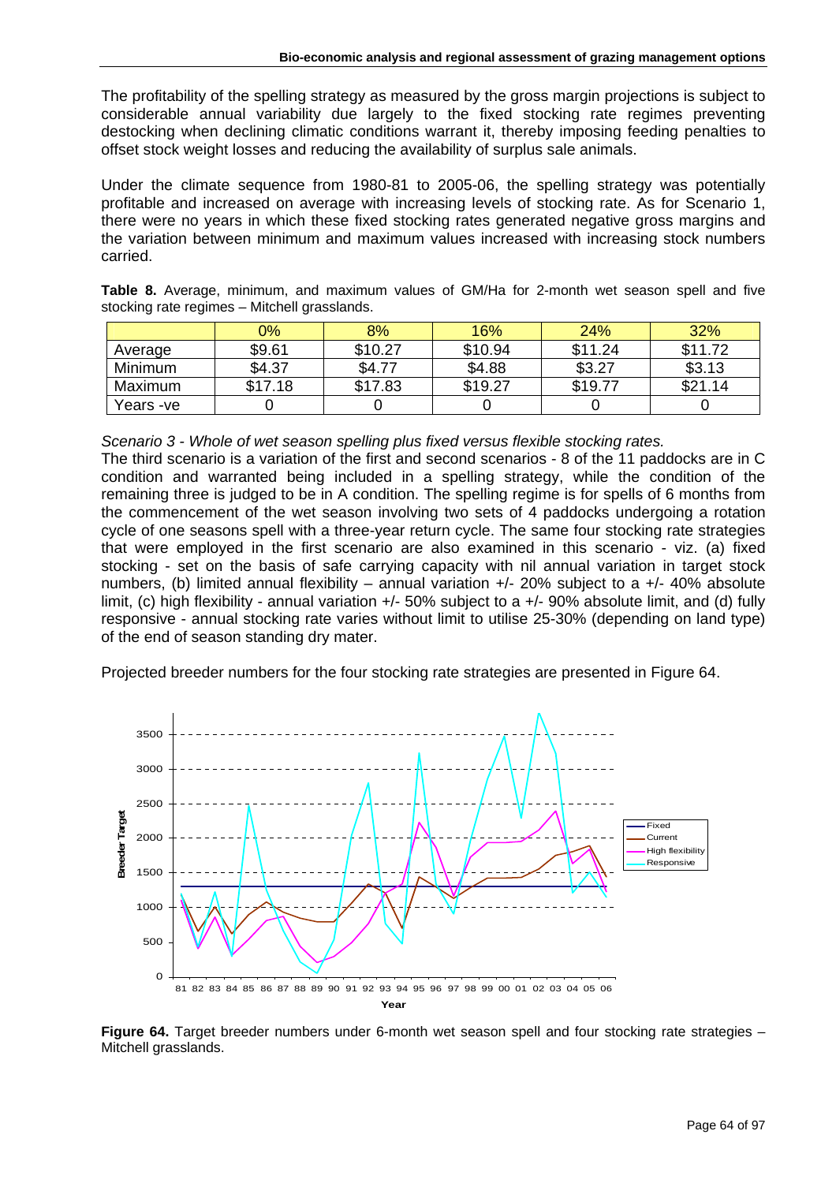The profitability of the spelling strategy as measured by the gross margin projections is subject to considerable annual variability due largely to the fixed stocking rate regimes preventing destocking when declining climatic conditions warrant it, thereby imposing feeding penalties to offset stock weight losses and reducing the availability of surplus sale animals.

Under the climate sequence from 1980-81 to 2005-06, the spelling strategy was potentially profitable and increased on average with increasing levels of stocking rate. As for Scenario 1, there were no years in which these fixed stocking rates generated negative gross margins and the variation between minimum and maximum values increased with increasing stock numbers carried.

**Table 8.** Average, minimum, and maximum values of GM/Ha for 2-month wet season spell and five stocking rate regimes – Mitchell grasslands.

| | 0% | 8% | 16% | 24% | 32% |
|---|---|---|---|---|---|
| Average | $9.61 | $10.27 | $10.94 | $11.24 | $11.72 |
| Minimum | $4.37 | $4.77 | $4.88 | $3.27 | $3.13 |
| Maximum | $17.18 | $17.83 | $19.27 | $19.77 | $21.14 |
| Years -ve | 0 | 0 | 0 | 0 | 0 |

*Scenario 3 - Whole of wet season spelling plus fixed versus flexible stocking rates.*

The third scenario is a variation of the first and second scenarios - 8 of the 11 paddocks are in C condition and warranted being included in a spelling strategy, while the condition of the remaining three is judged to be in A condition. The spelling regime is for spells of 6 months from the commencement of the wet season involving two sets of 4 paddocks undergoing a rotation cycle of one seasons spell with a three-year return cycle. The same four stocking rate strategies that were employed in the first scenario are also examined in this scenario - viz. (a) fixed stocking - set on the basis of safe carrying capacity with nil annual variation in target stock numbers, (b) limited annual flexibility – annual variation +/- 20% subject to a +/- 40% absolute limit, (c) high flexibility - annual variation +/- 50% subject to a +/- 90% absolute limit, and (d) fully responsive - annual stocking rate varies without limit to utilise 25-30% (depending on land type) of the end of season standing dry mater.

Projected breeder numbers for the four stocking rate strategies are presented in Figure 64.

**Figure 64.** Target breeder numbers under 6-month wet season spell and four stocking rate strategies – Mitchell grasslands.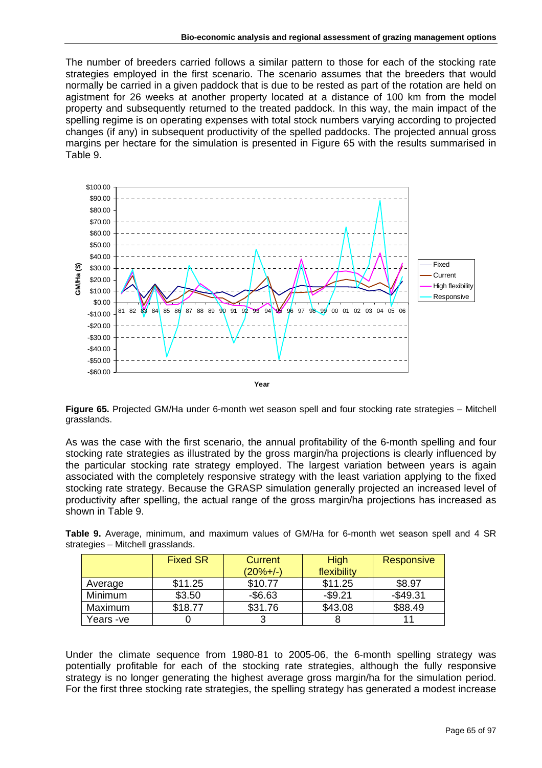The number of breeders carried follows a similar pattern to those for each of the stocking rate strategies employed in the first scenario. The scenario assumes that the breeders that would normally be carried in a given paddock that is due to be rested as part of the rotation are held on agistment for 26 weeks at another property located at a distance of 100 km from the model property and subsequently returned to the treated paddock. In this way, the main impact of the spelling regime is on operating expenses with total stock numbers varying according to projected changes (if any) in subsequent productivity of the spelled paddocks. The projected annual gross margins per hectare for the simulation is presented in Figure 65 with the results summarised in Table 9.

**Figure 65.** Projected GM/Ha under 6-month wet season spell and four stocking rate strategies – Mitchell grasslands.

As was the case with the first scenario, the annual profitability of the 6-month spelling and four stocking rate strategies as illustrated by the gross margin/ha projections is clearly influenced by the particular stocking rate strategy employed. The largest variation between years is again associated with the completely responsive strategy with the least variation applying to the fixed stocking rate strategy. Because the GRASP simulation generally projected an increased level of productivity after spelling, the actual range of the gross margin/ha projections has increased as shown in Table 9.

**Table 9.** Average, minimum, and maximum values of GM/Ha for 6-month wet season spell and 4 SR strategies – Mitchell grasslands.

| | Fixed SR | Current (20%+/-) | High flexibility | Responsive |
|---|---|---|---|---|
| Average | $11.25 | $10.77 | $11.25 | $8.97 |
| Minimum | $3.50 | -$6.63 | -$9.21 | -$49.31 |
| Maximum | $18.77 | $31.76 | $43.08 | $88.49 |
| Years -ve | 0 | 3 | 8 | 11 |

Under the climate sequence from 1980-81 to 2005-06, the 6-month spelling strategy was potentially profitable for each of the stocking rate strategies, although the fully responsive strategy is no longer generating the highest average gross margin/ha for the simulation period. For the first three stocking rate strategies, the spelling strategy has generated a modest increase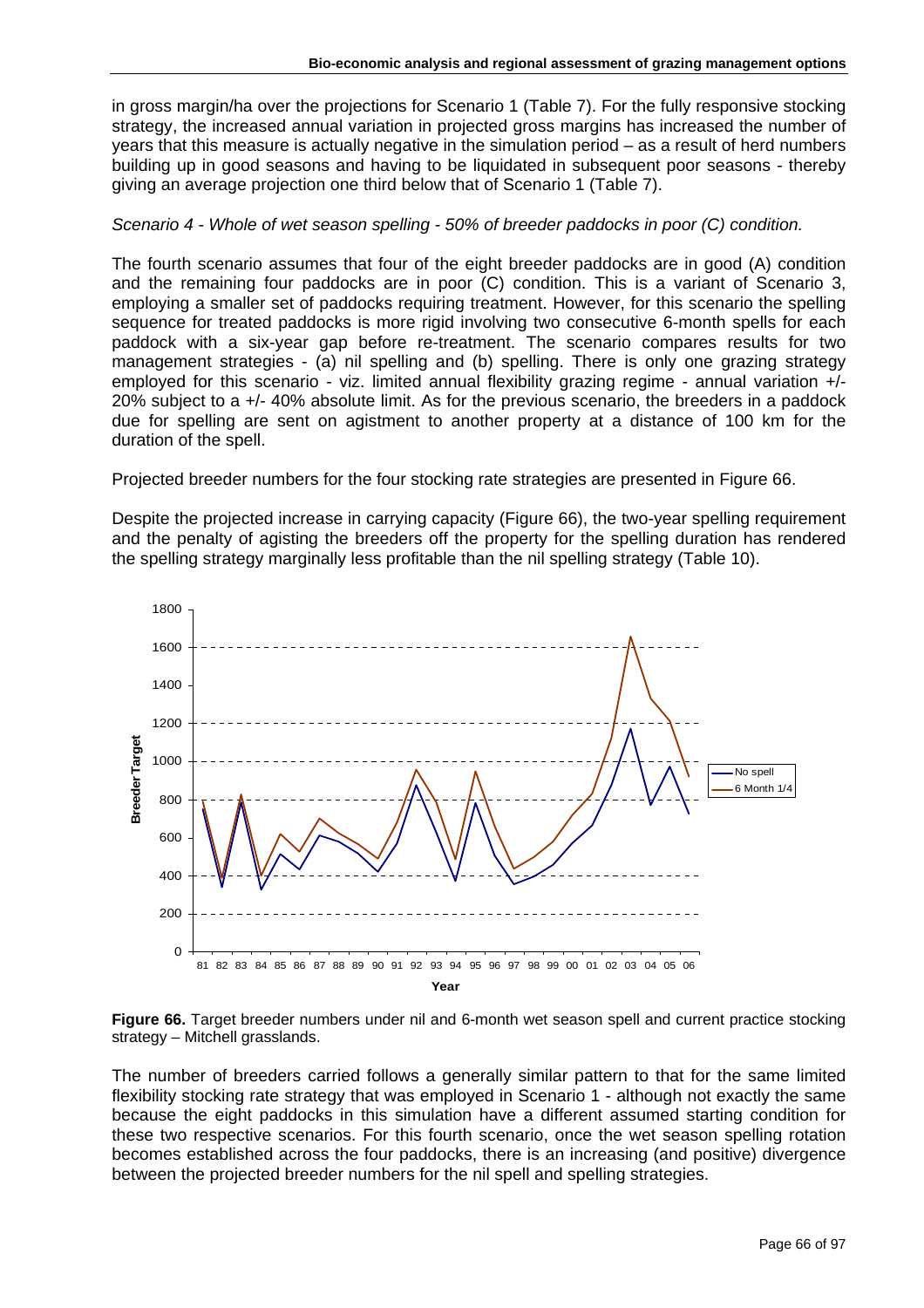in gross margin/ha over the projections for Scenario 1 (Table 7). For the fully responsive stocking strategy, the increased annual variation in projected gross margins has increased the number of years that this measure is actually negative in the simulation period – as a result of herd numbers building up in good seasons and having to be liquidated in subsequent poor seasons - thereby giving an average projection one third below that of Scenario 1 (Table 7).

*Scenario 4 - Whole of wet season spelling - 50% of breeder paddocks in poor (C) condition.*

The fourth scenario assumes that four of the eight breeder paddocks are in good (A) condition and the remaining four paddocks are in poor (C) condition. This is a variant of Scenario 3, employing a smaller set of paddocks requiring treatment. However, for this scenario the spelling sequence for treated paddocks is more rigid involving two consecutive 6-month spells for each paddock with a six-year gap before re-treatment. The scenario compares results for two management strategies - (a) nil spelling and (b) spelling. There is only one grazing strategy employed for this scenario - viz. limited annual flexibility grazing regime - annual variation +/- 20% subject to a +/- 40% absolute limit. As for the previous scenario, the breeders in a paddock due for spelling are sent on agistment to another property at a distance of 100 km for the duration of the spell.

Projected breeder numbers for the four stocking rate strategies are presented in Figure 66.

Despite the projected increase in carrying capacity (Figure 66), the two-year spelling requirement and the penalty of agisting the breeders off the property for the spelling duration has rendered the spelling strategy marginally less profitable than the nil spelling strategy (Table 10).

**Figure 66.** Target breeder numbers under nil and 6-month wet season spell and current practice stocking strategy – Mitchell grasslands.

The number of breeders carried follows a generally similar pattern to that for the same limited flexibility stocking rate strategy that was employed in Scenario 1 - although not exactly the same because the eight paddocks in this simulation have a different assumed starting condition for these two respective scenarios. For this fourth scenario, once the wet season spelling rotation becomes established across the four paddocks, there is an increasing (and positive) divergence between the projected breeder numbers for the nil spell and spelling strategies.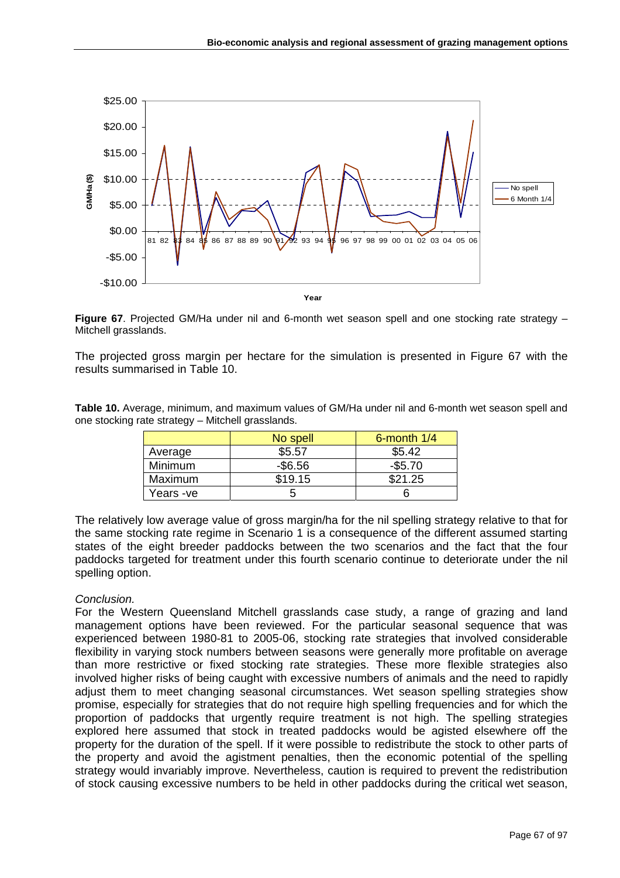**Figure 67**. Projected GM/Ha under nil and 6-month wet season spell and one stocking rate strategy – Mitchell grasslands.

The projected gross margin per hectare for the simulation is presented in Figure 67 with the results summarised in Table 10.

**Table 10.** Average, minimum, and maximum values of GM/Ha under nil and 6-month wet season spell and one stocking rate strategy – Mitchell grasslands.

| | No spell | 6-month 1/4 |
|---|---|---|
| Average | $5.57 | $5.42 |
| Minimum | -$6.56 | -$5.70 |
| Maximum | $19.15 | $21.25 |
| Years -ve | 5 | 6 |

The relatively low average value of gross margin/ha for the nil spelling strategy relative to that for the same stocking rate regime in Scenario 1 is a consequence of the different assumed starting states of the eight breeder paddocks between the two scenarios and the fact that the four paddocks targeted for treatment under this fourth scenario continue to deteriorate under the nil spelling option.

*Conclusion.*

For the Western Queensland Mitchell grasslands case study, a range of grazing and land management options have been reviewed. For the particular seasonal sequence that was experienced between 1980-81 to 2005-06, stocking rate strategies that involved considerable flexibility in varying stock numbers between seasons were generally more profitable on average than more restrictive or fixed stocking rate strategies. These more flexible strategies also involved higher risks of being caught with excessive numbers of animals and the need to rapidly adjust them to meet changing seasonal circumstances. Wet season spelling strategies show promise, especially for strategies that do not require high spelling frequencies and for which the proportion of paddocks that urgently require treatment is not high. The spelling strategies explored here assumed that stock in treated paddocks would be agisted elsewhere off the property for the duration of the spell. If it were possible to redistribute the stock to other parts of the property and avoid the agistment penalties, then the economic potential of the spelling strategy would invariably improve. Nevertheless, caution is required to prevent the redistribution of stock causing excessive numbers to be held in other paddocks during the critical wet season,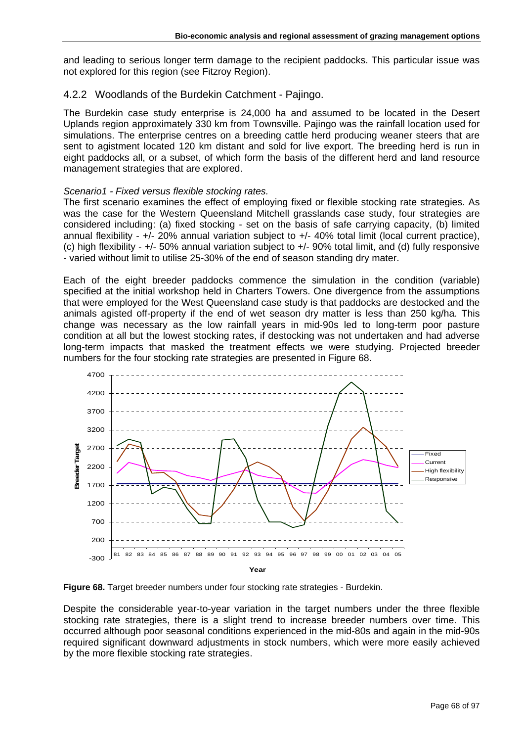and leading to serious longer term damage to the recipient paddocks. This particular issue was not explored for this region (see Fitzroy Region).

### 4.2.2 Woodlands of the Burdekin Catchment - Pajingo.

The Burdekin case study enterprise is 24,000 ha and assumed to be located in the Desert Uplands region approximately 330 km from Townsville. Pajingo was the rainfall location used for simulations. The enterprise centres on a breeding cattle herd producing weaner steers that are sent to agistment located 120 km distant and sold for live export. The breeding herd is run in eight paddocks all, or a subset, of which form the basis of the different herd and land resource management strategies that are explored.

*Scenario1 - Fixed versus flexible stocking rates.*

The first scenario examines the effect of employing fixed or flexible stocking rate strategies. As was the case for the Western Queensland Mitchell grasslands case study, four strategies are considered including: (a) fixed stocking - set on the basis of safe carrying capacity, (b) limited annual flexibility - +/- 20% annual variation subject to +/- 40% total limit (local current practice), (c) high flexibility - +/- 50% annual variation subject to +/- 90% total limit, and (d) fully responsive - varied without limit to utilise 25-30% of the end of season standing dry mater.

Each of the eight breeder paddocks commence the simulation in the condition (variable) specified at the initial workshop held in Charters Towers. One divergence from the assumptions that were employed for the West Queensland case study is that paddocks are destocked and the animals agisted off-property if the end of wet season dry matter is less than 250 kg/ha. This change was necessary as the low rainfall years in mid-90s led to long-term poor pasture condition at all but the lowest stocking rates, if destocking was not undertaken and had adverse long-term impacts that masked the treatment effects we were studying. Projected breeder numbers for the four stocking rate strategies are presented in Figure 68.

**Figure 68.** Target breeder numbers under four stocking rate strategies - Burdekin.

Despite the considerable year-to-year variation in the target numbers under the three flexible stocking rate strategies, there is a slight trend to increase breeder numbers over time. This occurred although poor seasonal conditions experienced in the mid-80s and again in the mid-90s required significant downward adjustments in stock numbers, which were more easily achieved by the more flexible stocking rate strategies.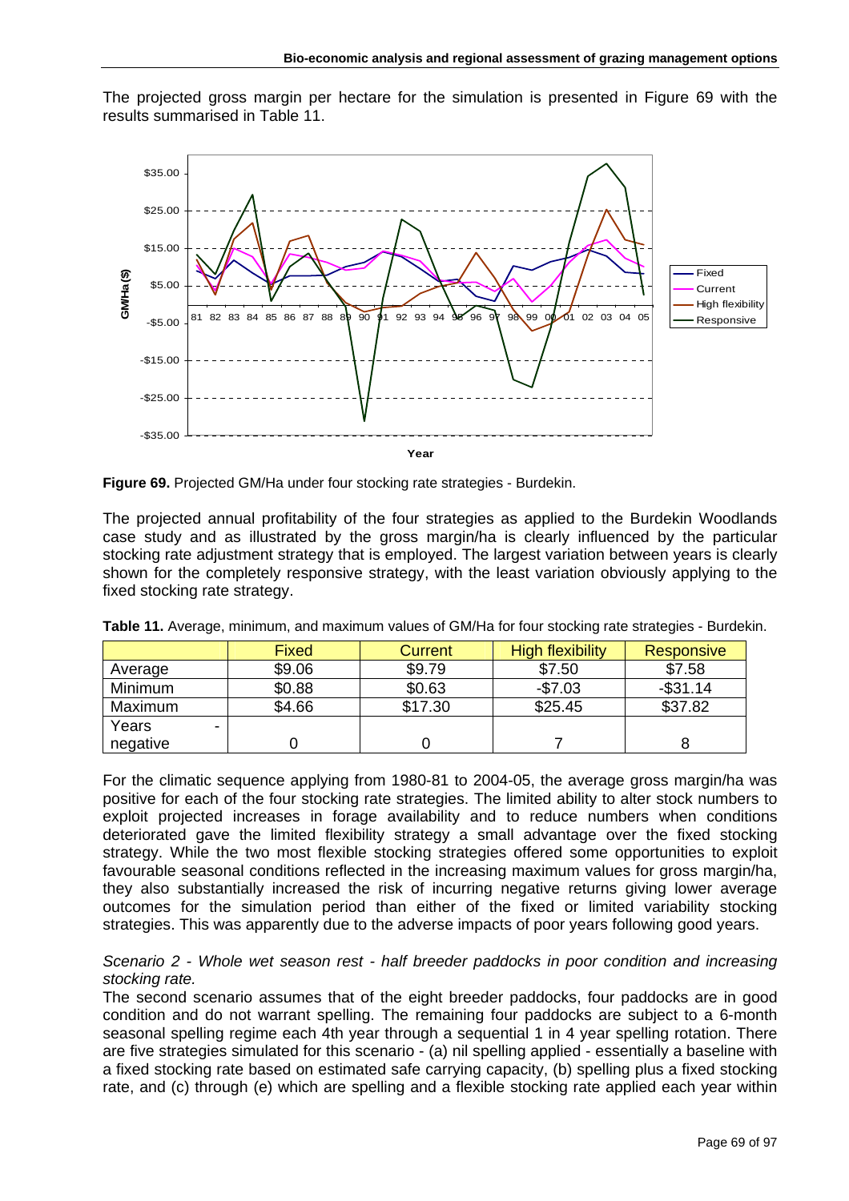The projected gross margin per hectare for the simulation is presented in Figure 69 with the results summarised in Table 11.

**Figure 69.** Projected GM/Ha under four stocking rate strategies - Burdekin.

The projected annual profitability of the four strategies as applied to the Burdekin Woodlands case study and as illustrated by the gross margin/ha is clearly influenced by the particular stocking rate adjustment strategy that is employed. The largest variation between years is clearly shown for the completely responsive strategy, with the least variation obviously applying to the fixed stocking rate strategy.

**Table 11.** Average, minimum, and maximum values of GM/Ha for four stocking rate strategies - Burdekin.

| | Fixed | Current | High flexibility | Responsive |
|---|---|---|---|---|
| Average | $9.06 | $9.79 | $7.50 | $7.58 |
| Minimum | $0.88 | $0.63 | -$7.03 | -$31.14 |
| Maximum | $4.66 | $17.30 | $25.45 | $37.82 |
| Years - negative | 0 | 0 | 7 | 8 |

For the climatic sequence applying from 1980-81 to 2004-05, the average gross margin/ha was positive for each of the four stocking rate strategies. The limited ability to alter stock numbers to exploit projected increases in forage availability and to reduce numbers when conditions deteriorated gave the limited flexibility strategy a small advantage over the fixed stocking strategy. While the two most flexible stocking strategies offered some opportunities to exploit favourable seasonal conditions reflected in the increasing maximum values for gross margin/ha, they also substantially increased the risk of incurring negative returns giving lower average outcomes for the simulation period than either of the fixed or limited variability stocking strategies. This was apparently due to the adverse impacts of poor years following good years.

*Scenario 2 - Whole wet season rest - half breeder paddocks in poor condition and increasing stocking rate.*

The second scenario assumes that of the eight breeder paddocks, four paddocks are in good condition and do not warrant spelling. The remaining four paddocks are subject to a 6-month seasonal spelling regime each 4th year through a sequential 1 in 4 year spelling rotation. There are five strategies simulated for this scenario - (a) nil spelling applied - essentially a baseline with a fixed stocking rate based on estimated safe carrying capacity, (b) spelling plus a fixed stocking rate, and (c) through (e) which are spelling and a flexible stocking rate applied each year within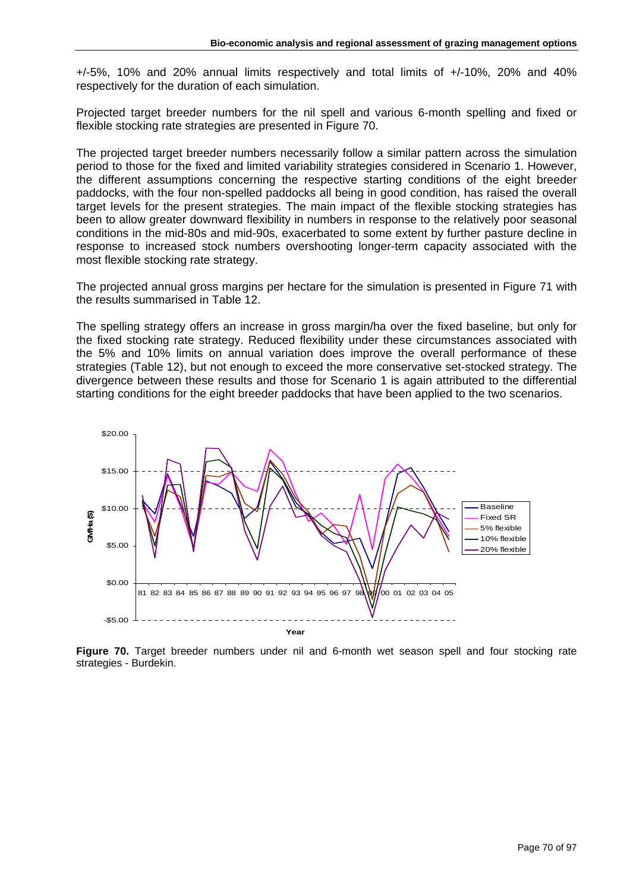+/-5%, 10% and 20% annual limits respectively and total limits of +/-10%, 20% and 40% respectively for the duration of each simulation.

Projected target breeder numbers for the nil spell and various 6-month spelling and fixed or flexible stocking rate strategies are presented in Figure 70.

The projected target breeder numbers necessarily follow a similar pattern across the simulation period to those for the fixed and limited variability strategies considered in Scenario 1. However, the different assumptions concerning the respective starting conditions of the eight breeder paddocks, with the four non-spelled paddocks all being in good condition, has raised the overall target levels for the present strategies. The main impact of the flexible stocking strategies has been to allow greater downward flexibility in numbers in response to the relatively poor seasonal conditions in the mid-80s and mid-90s, exacerbated to some extent by further pasture decline in response to increased stock numbers overshooting longer-term capacity associated with the most flexible stocking rate strategy.

The projected annual gross margins per hectare for the simulation is presented in Figure 71 with the results summarised in Table 12.

The spelling strategy offers an increase in gross margin/ha over the fixed baseline, but only for the fixed stocking rate strategy. Reduced flexibility under these circumstances associated with the 5% and 10% limits on annual variation does improve the overall performance of these strategies (Table 12), but not enough to exceed the more conservative set-stocked strategy. The divergence between these results and those for Scenario 1 is again attributed to the differential starting conditions for the eight breeder paddocks that have been applied to the two scenarios.

**Figure 70.** Target breeder numbers under nil and 6-month wet season spell and four stocking rate strategies - Burdekin.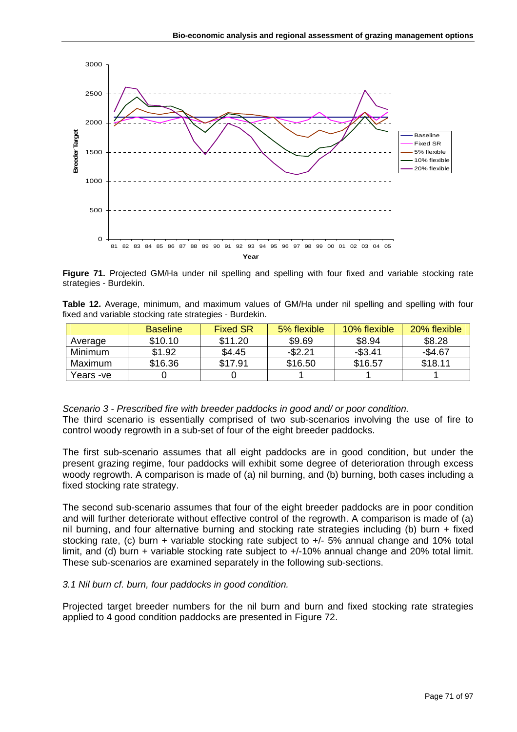Figure 71. Projected GM/Ha under nil spelling and spelling with four fixed and variable stocking rate strategies - Burdekin.

**Table 12.** Average, minimum, and maximum values of GM/Ha under nil spelling and spelling with four fixed and variable stocking rate strategies - Burdekin.

| | Baseline | Fixed SR | 5% flexible | 10% flexible | 20% flexible |
|---|---|---|---|---|---|
| Average | $10.10 | $11.20 | $9.69 | $8.94 | $8.28 |
| Minimum | $1.92 | $4.45 | -$2.21 | -$3.41 | -$4.67 |
| Maximum | $16.36 | $17.91 | $16.50 | $16.57 | $18.11 |
| Years -ve | 0 | 0 | 1 | 1 | 1 |

*Scenario 3 - Prescribed fire with breeder paddocks in good and/ or poor condition.*

The third scenario is essentially comprised of two sub-scenarios involving the use of fire to control woody regrowth in a sub-set of four of the eight breeder paddocks.

The first sub-scenario assumes that all eight paddocks are in good condition, but under the present grazing regime, four paddocks will exhibit some degree of deterioration through excess woody regrowth. A comparison is made of (a) nil burning, and (b) burning, both cases including a fixed stocking rate strategy.

The second sub-scenario assumes that four of the eight breeder paddocks are in poor condition and will further deteriorate without effective control of the regrowth. A comparison is made of (a) nil burning, and four alternative burning and stocking rate strategies including (b) burn + fixed stocking rate, (c) burn + variable stocking rate subject to +/- 5% annual change and 10% total limit, and (d) burn + variable stocking rate subject to +/-10% annual change and 20% total limit. These sub-scenarios are examined separately in the following sub-sections.

*3.1 Nil burn cf. burn, four paddocks in good condition.*

Projected target breeder numbers for the nil burn and burn and fixed stocking rate strategies applied to 4 good condition paddocks are presented in Figure 72.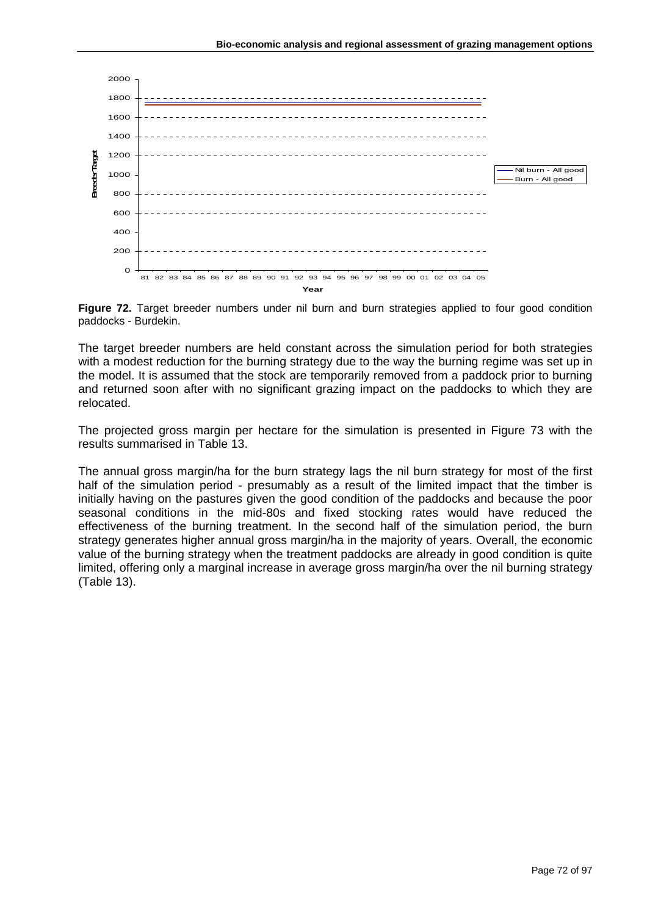**Figure 72.** Target breeder numbers under nil burn and burn strategies applied to four good condition paddocks - Burdekin.

The target breeder numbers are held constant across the simulation period for both strategies with a modest reduction for the burning strategy due to the way the burning regime was set up in the model. It is assumed that the stock are temporarily removed from a paddock prior to burning and returned soon after with no significant grazing impact on the paddocks to which they are relocated.

The projected gross margin per hectare for the simulation is presented in Figure 73 with the results summarised in Table 13.

The annual gross margin/ha for the burn strategy lags the nil burn strategy for most of the first half of the simulation period - presumably as a result of the limited impact that the timber is initially having on the pastures given the good condition of the paddocks and because the poor seasonal conditions in the mid-80s and fixed stocking rates would have reduced the effectiveness of the burning treatment. In the second half of the simulation period, the burn strategy generates higher annual gross margin/ha in the majority of years. Overall, the economic value of the burning strategy when the treatment paddocks are already in good condition is quite limited, offering only a marginal increase in average gross margin/ha over the nil burning strategy (Table 13).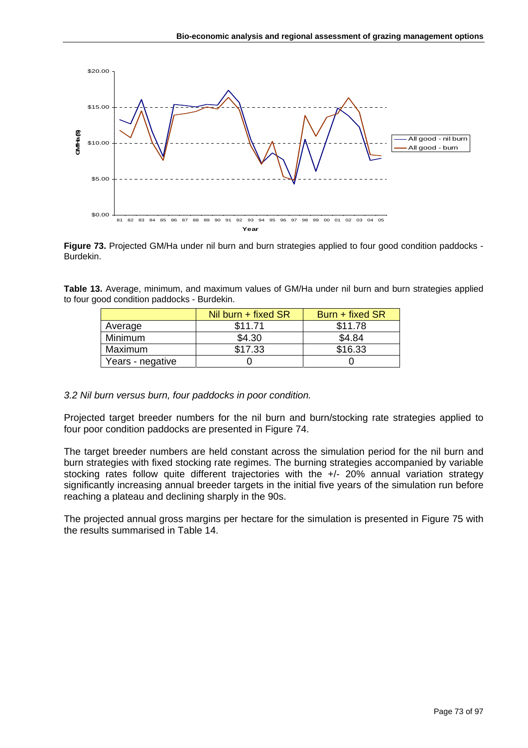**Figure 73.** Projected GM/Ha under nil burn and burn strategies applied to four good condition paddocks - Burdekin.

**Table 13.** Average, minimum, and maximum values of GM/Ha under nil burn and burn strategies applied to four good condition paddocks - Burdekin.

| | Nil burn + fixed SR | Burn + fixed SR |
|---|---|---|
| Average | $11.71 | $11.78 |
| Minimum | $4.30 | $4.84 |
| Maximum | $17.33 | $16.33 |
| Years - negative | 0 | 0 |

*3.2 Nil burn versus burn, four paddocks in poor condition.*

Projected target breeder numbers for the nil burn and burn/stocking rate strategies applied to four poor condition paddocks are presented in Figure 74.

The target breeder numbers are held constant across the simulation period for the nil burn and burn strategies with fixed stocking rate regimes. The burning strategies accompanied by variable stocking rates follow quite different trajectories with the +/- 20% annual variation strategy significantly increasing annual breeder targets in the initial five years of the simulation run before reaching a plateau and declining sharply in the 90s.

The projected annual gross margins per hectare for the simulation is presented in Figure 75 with the results summarised in Table 14.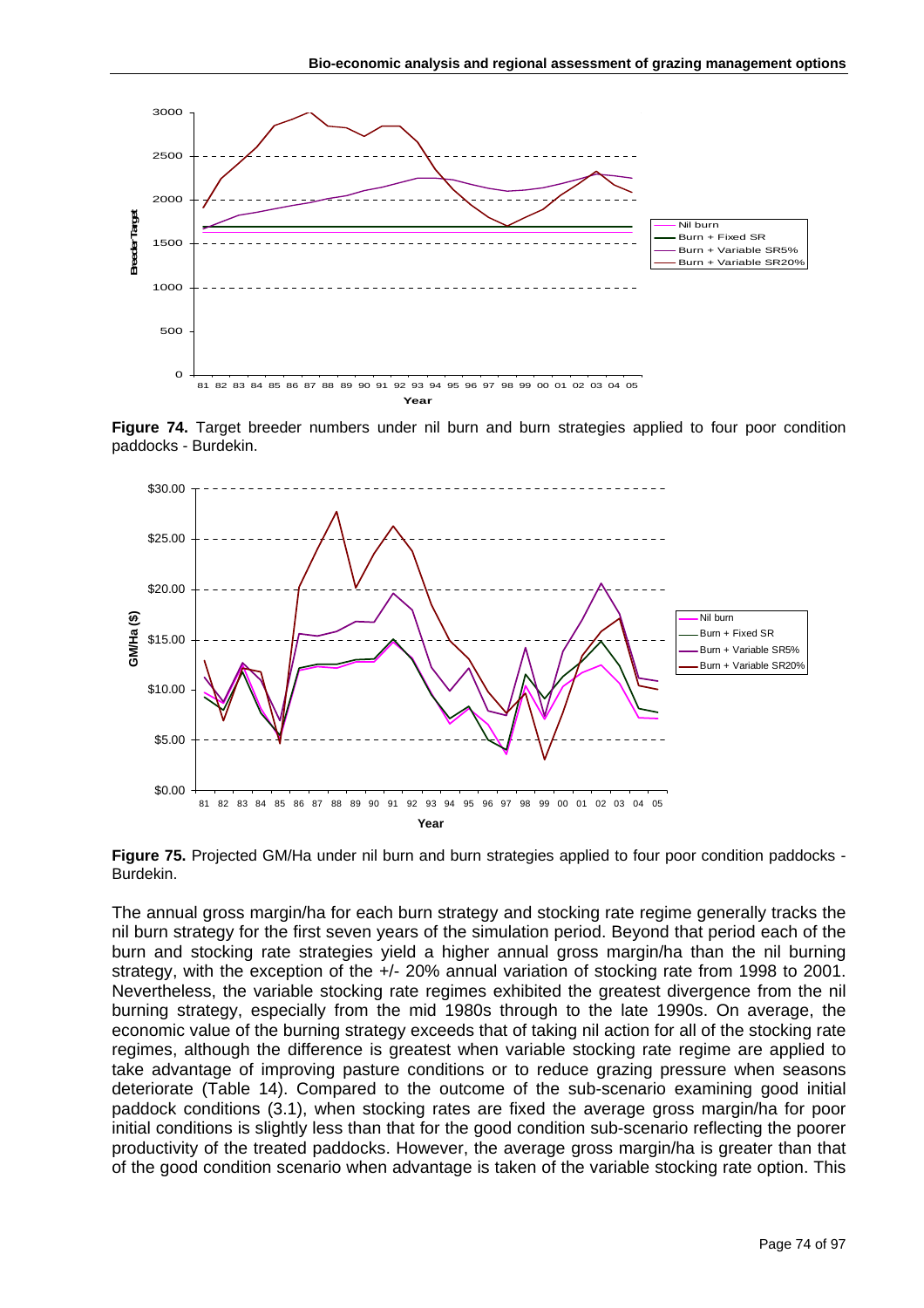Figure 74. Target breeder numbers under nil burn and burn strategies applied to four poor condition paddocks - Burdekin.

Figure 75. Projected GM/Ha under nil burn and burn strategies applied to four poor condition paddocks - Burdekin.

The annual gross margin/ha for each burn strategy and stocking rate regime generally tracks the nil burn strategy for the first seven years of the simulation period. Beyond that period each of the burn and stocking rate strategies yield a higher annual gross margin/ha than the nil burning strategy, with the exception of the +/- 20% annual variation of stocking rate from 1998 to 2001. Nevertheless, the variable stocking rate regimes exhibited the greatest divergence from the nil burning strategy, especially from the mid 1980s through to the late 1990s. On average, the economic value of the burning strategy exceeds that of taking nil action for all of the stocking rate regimes, although the difference is greatest when variable stocking rate regime are applied to take advantage of improving pasture conditions or to reduce grazing pressure when seasons deteriorate (Table 14). Compared to the outcome of the sub-scenario examining good initial paddock conditions (3.1), when stocking rates are fixed the average gross margin/ha for poor initial conditions is slightly less than that for the good condition sub-scenario reflecting the poorer productivity of the treated paddocks. However, the average gross margin/ha is greater than that of the good condition scenario when advantage is taken of the variable stocking rate option. This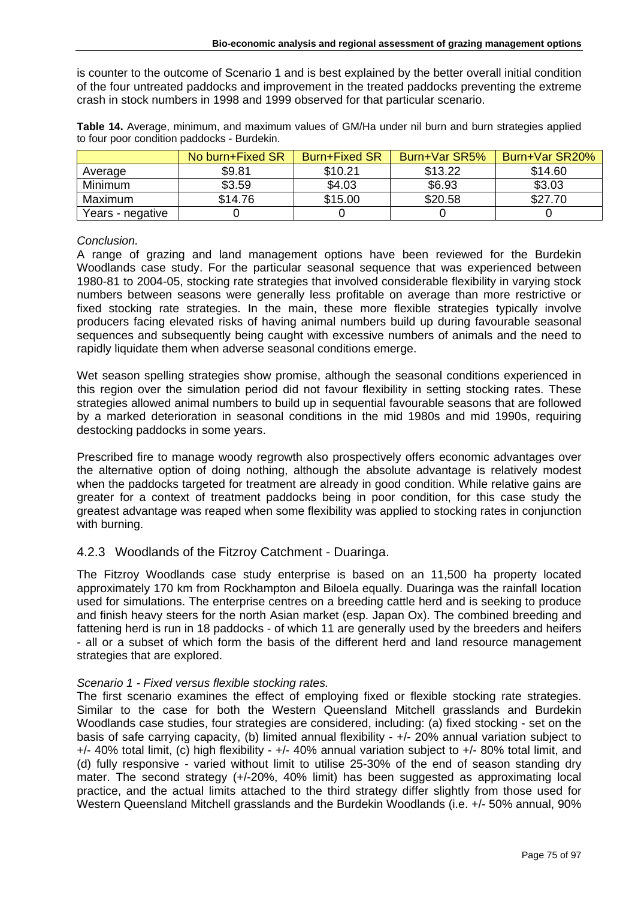is counter to the outcome of Scenario 1 and is best explained by the better overall initial condition of the four untreated paddocks and improvement in the treated paddocks preventing the extreme crash in stock numbers in 1998 and 1999 observed for that particular scenario.

**Table 14.** Average, minimum, and maximum values of GM/Ha under nil burn and burn strategies applied to four poor condition paddocks - Burdekin.

| | No burn+Fixed SR | Burn+Fixed SR | Burn+Var SR5% | Burn+Var SR20% |
|---|---|---|---|---|
| Average | \$9.81 | \$10.21 | \$13.22 | \$14.60 |
| Minimum | \$3.59 | \$4.03 | \$6.93 | \$3.03 |
| Maximum | \$14.76 | \$15.00 | \$20.58 | \$27.70 |
| Years - negative | 0 | 0 | 0 | 0 |

*Conclusion.*

A range of grazing and land management options have been reviewed for the Burdekin Woodlands case study. For the particular seasonal sequence that was experienced between 1980-81 to 2004-05, stocking rate strategies that involved considerable flexibility in varying stock numbers between seasons were generally less profitable on average than more restrictive or fixed stocking rate strategies. In the main, these more flexible strategies typically involve producers facing elevated risks of having animal numbers build up during favourable seasonal sequences and subsequently being caught with excessive numbers of animals and the need to rapidly liquidate them when adverse seasonal conditions emerge.

Wet season spelling strategies show promise, although the seasonal conditions experienced in this region over the simulation period did not favour flexibility in setting stocking rates. These strategies allowed animal numbers to build up in sequential favourable seasons that are followed by a marked deterioration in seasonal conditions in the mid 1980s and mid 1990s, requiring destocking paddocks in some years.

Prescribed fire to manage woody regrowth also prospectively offers economic advantages over the alternative option of doing nothing, although the absolute advantage is relatively modest when the paddocks targeted for treatment are already in good condition. While relative gains are greater for a context of treatment paddocks being in poor condition, for this case study the greatest advantage was reaped when some flexibility was applied to stocking rates in conjunction with burning.

### 4.2.3 Woodlands of the Fitzroy Catchment - Duaringa.

The Fitzroy Woodlands case study enterprise is based on an 11,500 ha property located approximately 170 km from Rockhampton and Biloela equally. Duaringa was the rainfall location used for simulations. The enterprise centres on a breeding cattle herd and is seeking to produce and finish heavy steers for the north Asian market (esp. Japan Ox). The combined breeding and fattening herd is run in 18 paddocks - of which 11 are generally used by the breeders and heifers - all or a subset of which form the basis of the different herd and land resource management strategies that are explored.

*Scenario 1 - Fixed versus flexible stocking rates.*

The first scenario examines the effect of employing fixed or flexible stocking rate strategies. Similar to the case for both the Western Queensland Mitchell grasslands and Burdekin Woodlands case studies, four strategies are considered, including: (a) fixed stocking - set on the basis of safe carrying capacity, (b) limited annual flexibility - +/- 20% annual variation subject to +/- 40% total limit, (c) high flexibility - +/- 40% annual variation subject to +/- 80% total limit, and (d) fully responsive - varied without limit to utilise 25-30% of the end of season standing dry mater. The second strategy (+/-20%, 40% limit) has been suggested as approximating local practice, and the actual limits attached to the third strategy differ slightly from those used for Western Queensland Mitchell grasslands and the Burdekin Woodlands (i.e. +/- 50% annual, 90%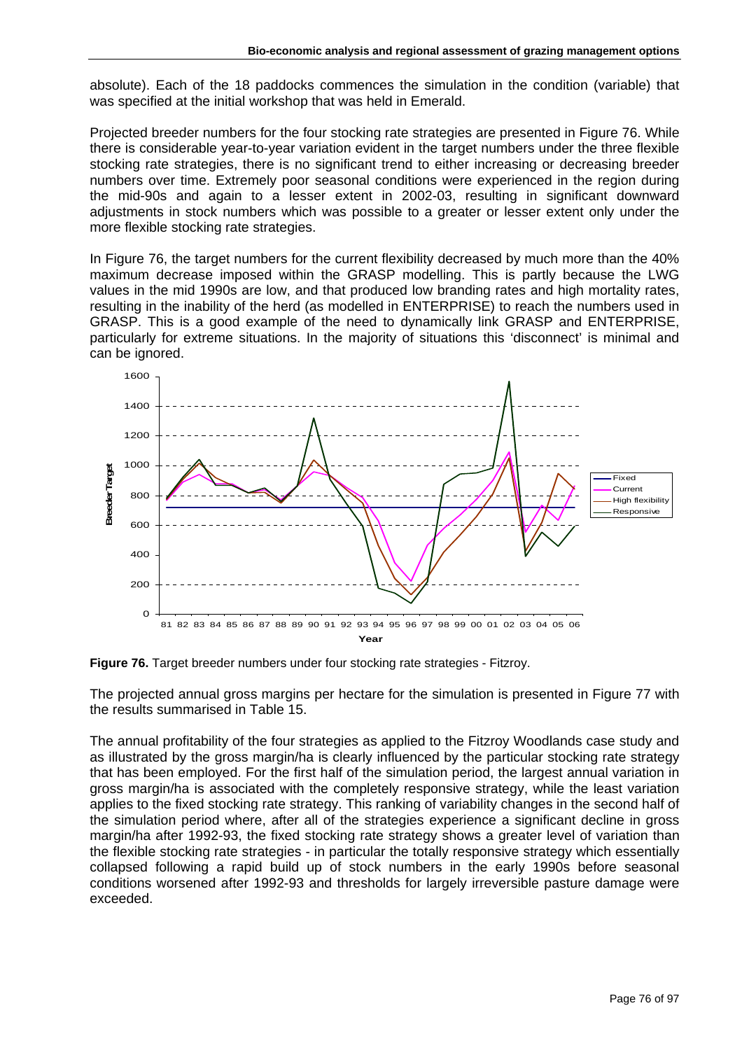absolute). Each of the 18 paddocks commences the simulation in the condition (variable) that was specified at the initial workshop that was held in Emerald.

Projected breeder numbers for the four stocking rate strategies are presented in Figure 76. While there is considerable year-to-year variation evident in the target numbers under the three flexible stocking rate strategies, there is no significant trend to either increasing or decreasing breeder numbers over time. Extremely poor seasonal conditions were experienced in the region during the mid-90s and again to a lesser extent in 2002-03, resulting in significant downward adjustments in stock numbers which was possible to a greater or lesser extent only under the more flexible stocking rate strategies.

In Figure 76, the target numbers for the current flexibility decreased by much more than the 40% maximum decrease imposed within the GRASP modelling. This is partly because the LWG values in the mid 1990s are low, and that produced low branding rates and high mortality rates, resulting in the inability of the herd (as modelled in ENTERPRISE) to reach the numbers used in GRASP. This is a good example of the need to dynamically link GRASP and ENTERPRISE, particularly for extreme situations. In the majority of situations this 'disconnect' is minimal and can be ignored.

**Figure 76.** Target breeder numbers under four stocking rate strategies - Fitzroy.

The projected annual gross margins per hectare for the simulation is presented in Figure 77 with the results summarised in Table 15.

The annual profitability of the four strategies as applied to the Fitzroy Woodlands case study and as illustrated by the gross margin/ha is clearly influenced by the particular stocking rate strategy that has been employed. For the first half of the simulation period, the largest annual variation in gross margin/ha is associated with the completely responsive strategy, while the least variation applies to the fixed stocking rate strategy. This ranking of variability changes in the second half of the simulation period where, after all of the strategies experience a significant decline in gross margin/ha after 1992-93, the fixed stocking rate strategy shows a greater level of variation than the flexible stocking rate strategies - in particular the totally responsive strategy which essentially collapsed following a rapid build up of stock numbers in the early 1990s before seasonal conditions worsened after 1992-93 and thresholds for largely irreversible pasture damage were exceeded.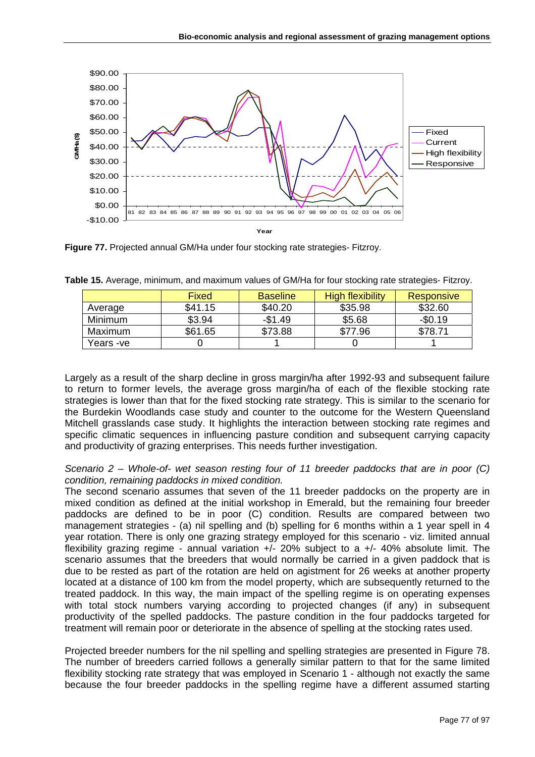**Figure 77.** Projected annual GM/Ha under four stocking rate strategies- Fitzroy.

**Table 15.** Average, minimum, and maximum values of GM/Ha for four stocking rate strategies- Fitzroy.

| | Fixed | Baseline | High flexibility | Responsive |
|---|---|---|---|---|
| Average | $41.15 | $40.20 | $35.98 | $32.60 |
| Minimum | $3.94 | -$1.49 | $5.68 | -$0.19 |
| Maximum | $61.65 | $73.88 | $77.96 | $78.71 |
| Years -ve | 0 | 1 | 0 | 1 |

Largely as a result of the sharp decline in gross margin/ha after 1992-93 and subsequent failure to return to former levels, the average gross margin/ha of each of the flexible stocking rate strategies is lower than that for the fixed stocking rate strategy. This is similar to the scenario for the Burdekin Woodlands case study and counter to the outcome for the Western Queensland Mitchell grasslands case study. It highlights the interaction between stocking rate regimes and specific climatic sequences in influencing pasture condition and subsequent carrying capacity and productivity of grazing enterprises. This needs further investigation.

*Scenario 2 – Whole-of- wet season resting four of 11 breeder paddocks that are in poor (C) condition, remaining paddocks in mixed condition.*

The second scenario assumes that seven of the 11 breeder paddocks on the property are in mixed condition as defined at the initial workshop in Emerald, but the remaining four breeder paddocks are defined to be in poor (C) condition. Results are compared between two management strategies - (a) nil spelling and (b) spelling for 6 months within a 1 year spell in 4 year rotation. There is only one grazing strategy employed for this scenario - viz. limited annual flexibility grazing regime - annual variation +/- 20% subject to a +/- 40% absolute limit. The scenario assumes that the breeders that would normally be carried in a given paddock that is due to be rested as part of the rotation are held on agistment for 26 weeks at another property located at a distance of 100 km from the model property, which are subsequently returned to the treated paddock. In this way, the main impact of the spelling regime is on operating expenses with total stock numbers varying according to projected changes (if any) in subsequent productivity of the spelled paddocks. The pasture condition in the four paddocks targeted for treatment will remain poor or deteriorate in the absence of spelling at the stocking rates used.

Projected breeder numbers for the nil spelling and spelling strategies are presented in Figure 78. The number of breeders carried follows a generally similar pattern to that for the same limited flexibility stocking rate strategy that was employed in Scenario 1 - although not exactly the same because the four breeder paddocks in the spelling regime have a different assumed starting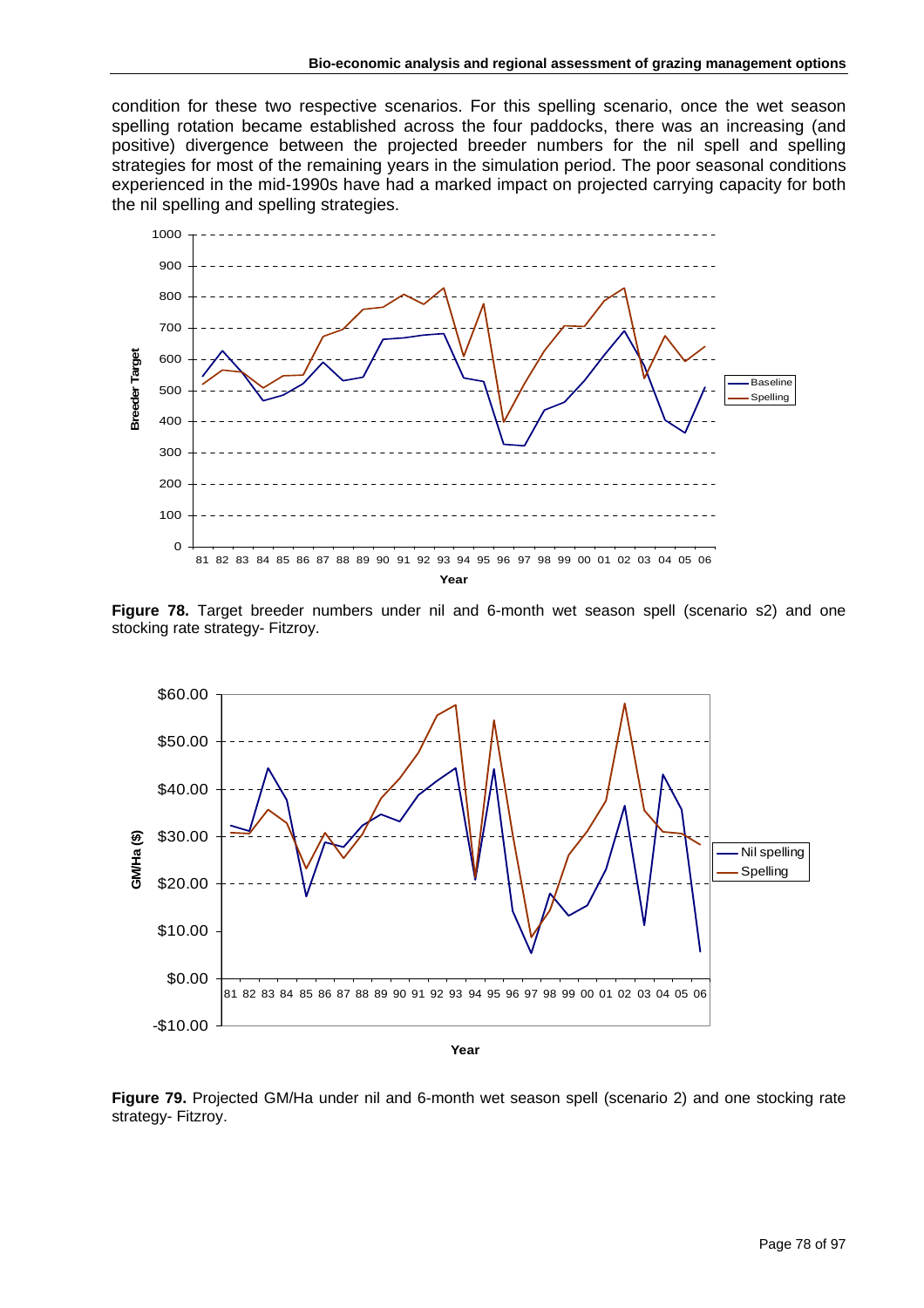condition for these two respective scenarios. For this spelling scenario, once the wet season spelling rotation became established across the four paddocks, there was an increasing (and positive) divergence between the projected breeder numbers for the nil spell and spelling strategies for most of the remaining years in the simulation period. The poor seasonal conditions experienced in the mid-1990s have had a marked impact on projected carrying capacity for both the nil spelling and spelling strategies.

**Figure 78.** Target breeder numbers under nil and 6-month wet season spell (scenario s2) and one stocking rate strategy- Fitzroy.

**Figure 79.** Projected GM/Ha under nil and 6-month wet season spell (scenario 2) and one stocking rate strategy- Fitzroy.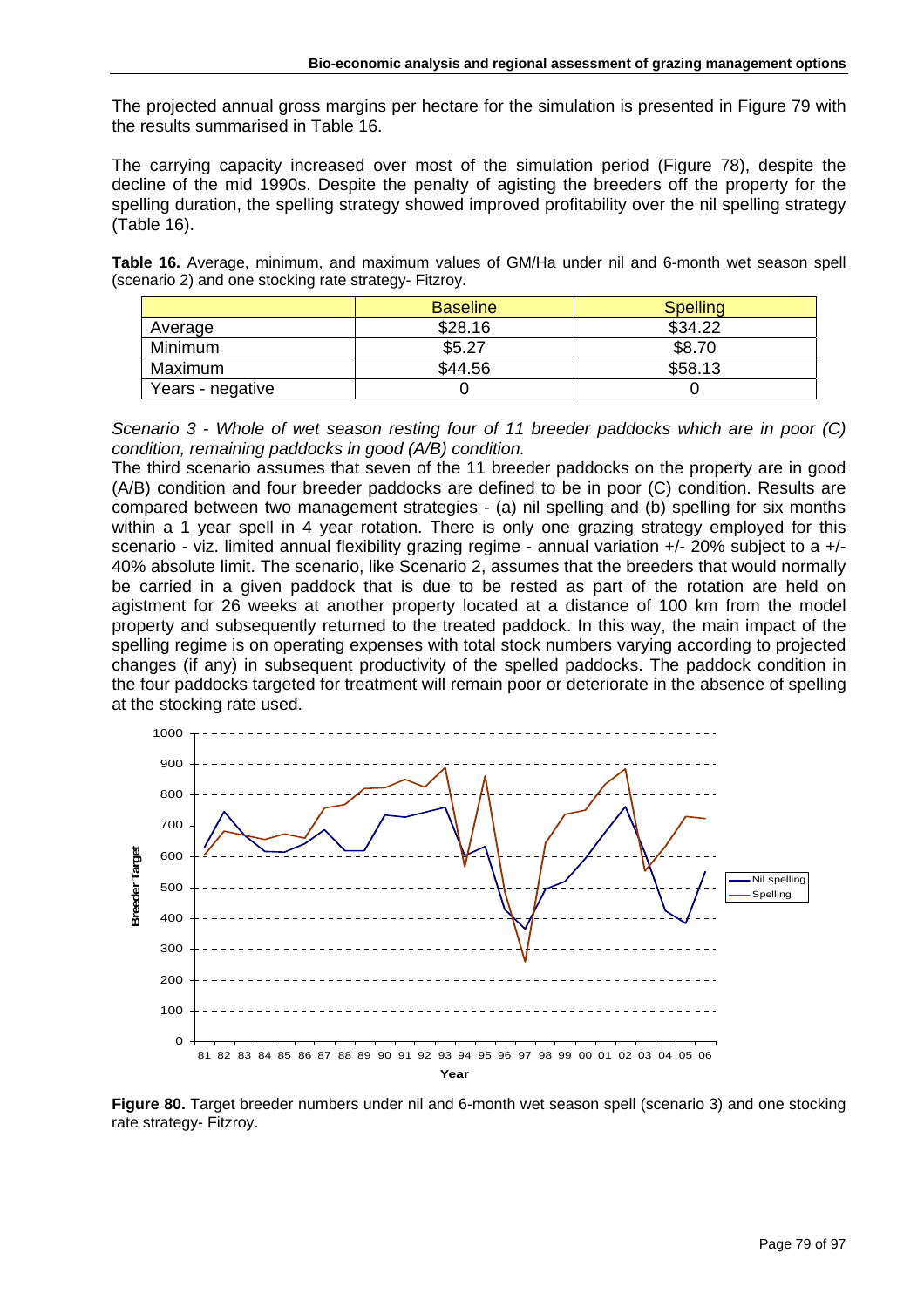The projected annual gross margins per hectare for the simulation is presented in Figure 79 with the results summarised in Table 16.

The carrying capacity increased over most of the simulation period (Figure 78), despite the decline of the mid 1990s. Despite the penalty of agisting the breeders off the property for the spelling duration, the spelling strategy showed improved profitability over the nil spelling strategy (Table 16).

**Table 16.** Average, minimum, and maximum values of GM/Ha under nil and 6-month wet season spell (scenario 2) and one stocking rate strategy- Fitzroy.

| | Baseline | Spelling |
|---|---|---|
| Average | $28.16 | $34.22 |
| Minimum | $5.27 | $8.70 |
| Maximum | $44.56 | $58.13 |
| Years - negative | 0 | 0 |

*Scenario 3 - Whole of wet season resting four of 11 breeder paddocks which are in poor (C) condition, remaining paddocks in good (A/B) condition.*

The third scenario assumes that seven of the 11 breeder paddocks on the property are in good (A/B) condition and four breeder paddocks are defined to be in poor (C) condition. Results are compared between two management strategies - (a) nil spelling and (b) spelling for six months within a 1 year spell in 4 year rotation. There is only one grazing strategy employed for this scenario - viz. limited annual flexibility grazing regime - annual variation +/- 20% subject to a +/- 40% absolute limit. The scenario, like Scenario 2, assumes that the breeders that would normally be carried in a given paddock that is due to be rested as part of the rotation are held on agistment for 26 weeks at another property located at a distance of 100 km from the model property and subsequently returned to the treated paddock. In this way, the main impact of the spelling regime is on operating expenses with total stock numbers varying according to projected changes (if any) in subsequent productivity of the spelled paddocks. The paddock condition in the four paddocks targeted for treatment will remain poor or deteriorate in the absence of spelling at the stocking rate used.

**Figure 80.** Target breeder numbers under nil and 6-month wet season spell (scenario 3) and one stocking rate strategy- Fitzroy.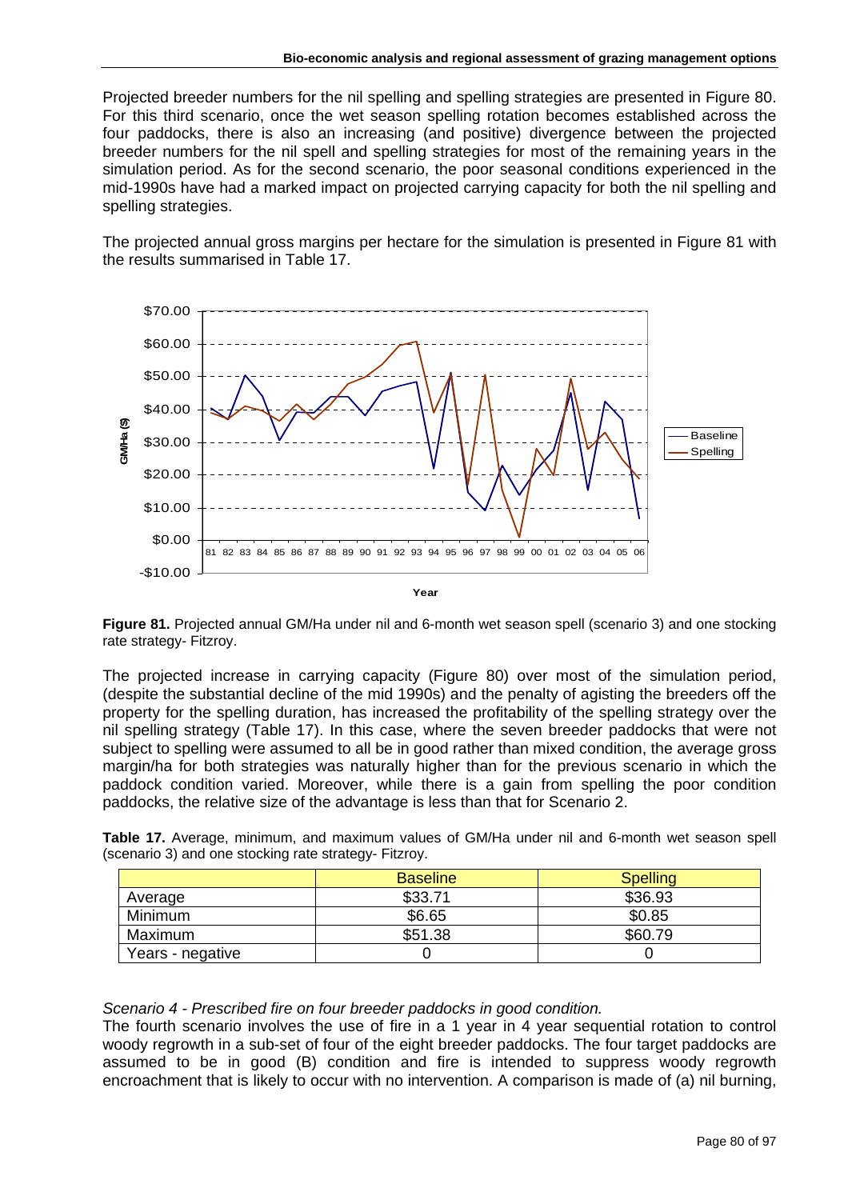Projected breeder numbers for the nil spelling and spelling strategies are presented in Figure 80. For this third scenario, once the wet season spelling rotation becomes established across the four paddocks, there is also an increasing (and positive) divergence between the projected breeder numbers for the nil spell and spelling strategies for most of the remaining years in the simulation period. As for the second scenario, the poor seasonal conditions experienced in the mid-1990s have had a marked impact on projected carrying capacity for both the nil spelling and spelling strategies.

The projected annual gross margins per hectare for the simulation is presented in Figure 81 with the results summarised in Table 17.

**Figure 81.** Projected annual GM/Ha under nil and 6-month wet season spell (scenario 3) and one stocking rate strategy- Fitzroy.

The projected increase in carrying capacity (Figure 80) over most of the simulation period, (despite the substantial decline of the mid 1990s) and the penalty of agisting the breeders off the property for the spelling duration, has increased the profitability of the spelling strategy over the nil spelling strategy (Table 17). In this case, where the seven breeder paddocks that were not subject to spelling were assumed to all be in good rather than mixed condition, the average gross margin/ha for both strategies was naturally higher than for the previous scenario in which the paddock condition varied. Moreover, while there is a gain from spelling the poor condition paddocks, the relative size of the advantage is less than that for Scenario 2.

**Table 17.** Average, minimum, and maximum values of GM/Ha under nil and 6-month wet season spell (scenario 3) and one stocking rate strategy- Fitzroy.

| | Baseline | Spelling |
|---|---|---|
| Average | $33.71 | $36.93 |
| Minimum | $6.65 | $0.85 |
| Maximum | $51.38 | $60.79 |
| Years - negative | 0 | 0 |

*Scenario 4 - Prescribed fire on four breeder paddocks in good condition.*

The fourth scenario involves the use of fire in a 1 year in 4 year sequential rotation to control woody regrowth in a sub-set of four of the eight breeder paddocks. The four target paddocks are assumed to be in good (B) condition and fire is intended to suppress woody regrowth encroachment that is likely to occur with no intervention. A comparison is made of (a) nil burning,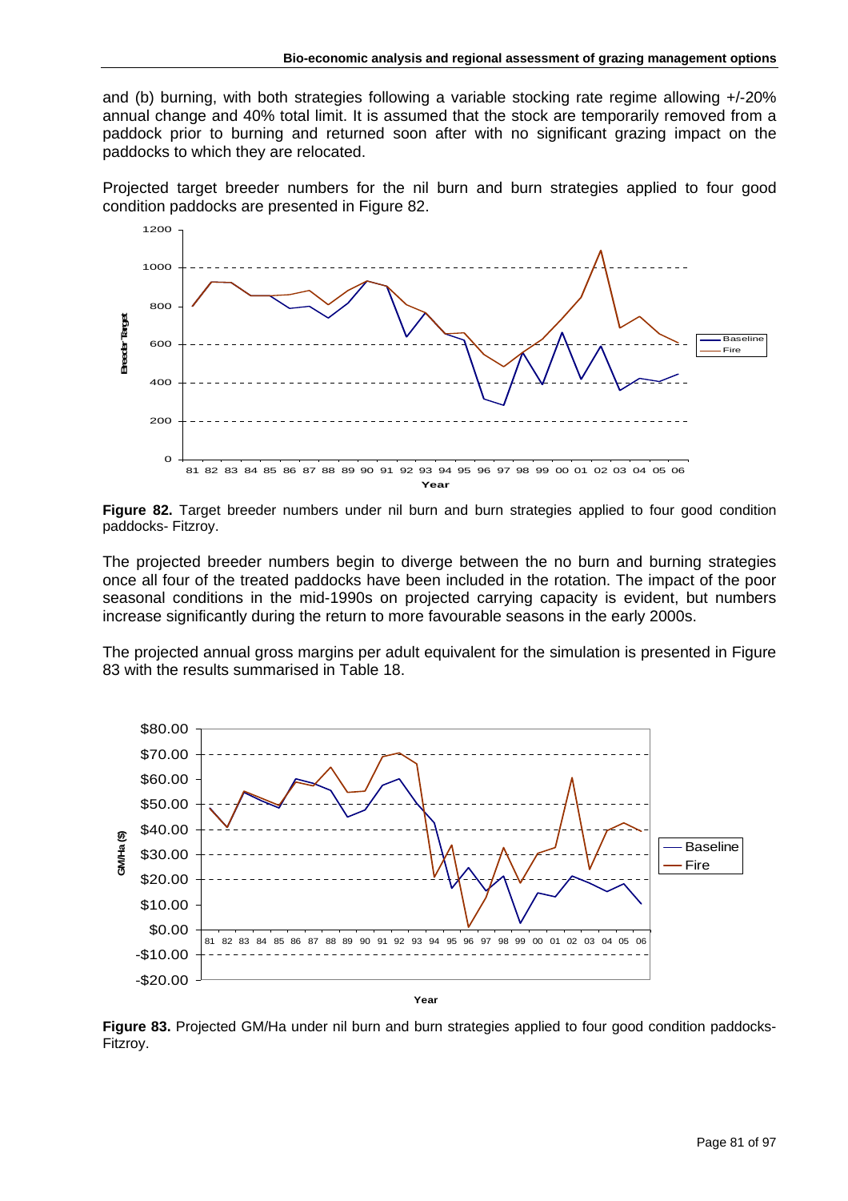and (b) burning, with both strategies following a variable stocking rate regime allowing +/-20% annual change and 40% total limit. It is assumed that the stock are temporarily removed from a paddock prior to burning and returned soon after with no significant grazing impact on the paddocks to which they are relocated.

Projected target breeder numbers for the nil burn and burn strategies applied to four good condition paddocks are presented in Figure 82.

**Figure 82.** Target breeder numbers under nil burn and burn strategies applied to four good condition paddocks- Fitzroy.

The projected breeder numbers begin to diverge between the no burn and burning strategies once all four of the treated paddocks have been included in the rotation. The impact of the poor seasonal conditions in the mid-1990s on projected carrying capacity is evident, but numbers increase significantly during the return to more favourable seasons in the early 2000s.

The projected annual gross margins per adult equivalent for the simulation is presented in Figure 83 with the results summarised in Table 18.

**Figure 83.** Projected GM/Ha under nil burn and burn strategies applied to four good condition paddocks- Fitzroy.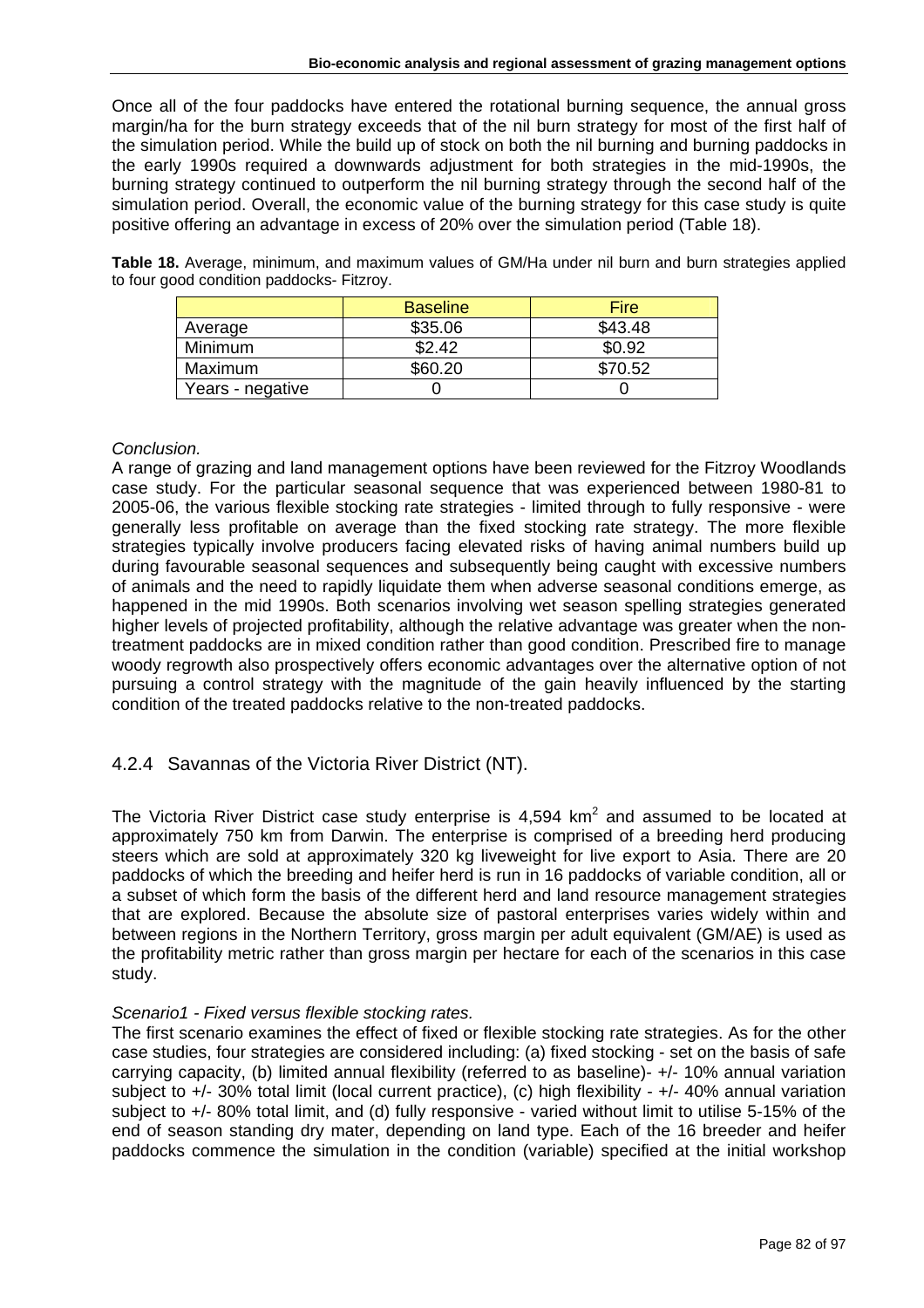Once all of the four paddocks have entered the rotational burning sequence, the annual gross margin/ha for the burn strategy exceeds that of the nil burn strategy for most of the first half of the simulation period. While the build up of stock on both the nil burning and burning paddocks in the early 1990s required a downwards adjustment for both strategies in the mid-1990s, the burning strategy continued to outperform the nil burning strategy through the second half of the simulation period. Overall, the economic value of the burning strategy for this case study is quite positive offering an advantage in excess of 20% over the simulation period (Table 18).

**Table 18.** Average, minimum, and maximum values of GM/Ha under nil burn and burn strategies applied to four good condition paddocks- Fitzroy.

| | Baseline | Fire |
|---|---|---|
| Average | \$35.06 | \$43.48 |
| Minimum | \$2.42 | \$0.92 |
| Maximum | \$60.20 | \$70.52 |
| Years - negative | 0 | 0 |

*Conclusion.*

A range of grazing and land management options have been reviewed for the Fitzroy Woodlands case study. For the particular seasonal sequence that was experienced between 1980-81 to 2005-06, the various flexible stocking rate strategies - limited through to fully responsive - were generally less profitable on average than the fixed stocking rate strategy. The more flexible strategies typically involve producers facing elevated risks of having animal numbers build up during favourable seasonal sequences and subsequently being caught with excessive numbers of animals and the need to rapidly liquidate them when adverse seasonal conditions emerge, as happened in the mid 1990s. Both scenarios involving wet season spelling strategies generated higher levels of projected profitability, although the relative advantage was greater when the non-treatment paddocks are in mixed condition rather than good condition. Prescribed fire to manage woody regrowth also prospectively offers economic advantages over the alternative option of not pursuing a control strategy with the magnitude of the gain heavily influenced by the starting condition of the treated paddocks relative to the non-treated paddocks.

### 4.2.4 Savannas of the Victoria River District (NT).

The Victoria River District case study enterprise is 4,594 $km^2$ and assumed to be located at approximately 750 km from Darwin. The enterprise is comprised of a breeding herd producing steers which are sold at approximately 320 kg liveweight for live export to Asia. There are 20 paddocks of which the breeding and heifer herd is run in 16 paddocks of variable condition, all or a subset of which form the basis of the different herd and land resource management strategies that are explored. Because the absolute size of pastoral enterprises varies widely within and between regions in the Northern Territory, gross margin per adult equivalent (GM/AE) is used as the profitability metric rather than gross margin per hectare for each of the scenarios in this case study.

*Scenario1 - Fixed versus flexible stocking rates.*

The first scenario examines the effect of fixed or flexible stocking rate strategies. As for the other case studies, four strategies are considered including: (a) fixed stocking - set on the basis of safe carrying capacity, (b) limited annual flexibility (referred to as baseline)- +/- 10% annual variation subject to +/- 30% total limit (local current practice), (c) high flexibility - +/- 40% annual variation subject to +/- 80% total limit, and (d) fully responsive - varied without limit to utilise 5-15% of the end of season standing dry mater, depending on land type. Each of the 16 breeder and heifer paddocks commence the simulation in the condition (variable) specified at the initial workshop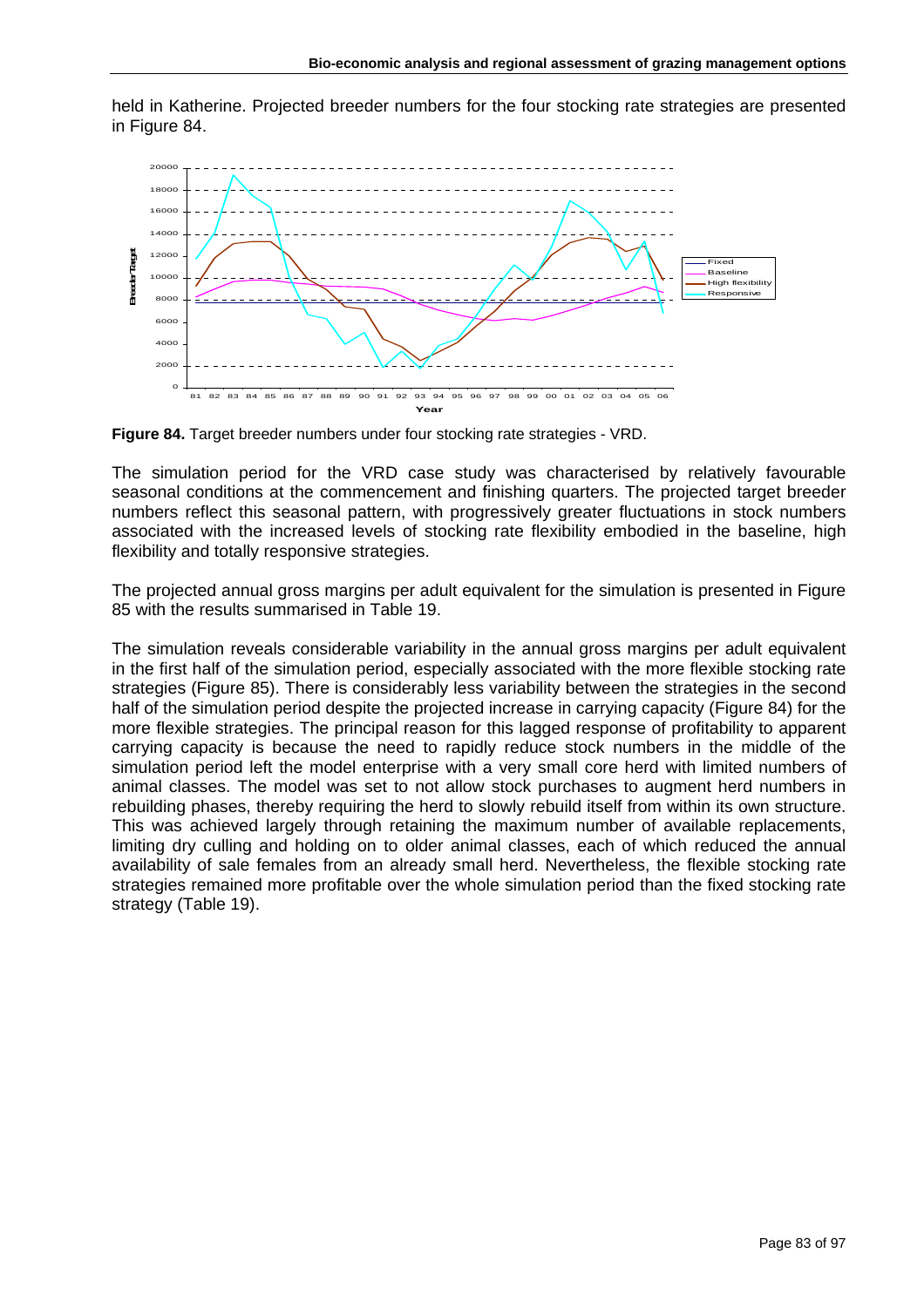held in Katherine. Projected breeder numbers for the four stocking rate strategies are presented in Figure 84.

**Figure 84.** Target breeder numbers under four stocking rate strategies - VRD.

The simulation period for the VRD case study was characterised by relatively favourable seasonal conditions at the commencement and finishing quarters. The projected target breeder numbers reflect this seasonal pattern, with progressively greater fluctuations in stock numbers associated with the increased levels of stocking rate flexibility embodied in the baseline, high flexibility and totally responsive strategies.

The projected annual gross margins per adult equivalent for the simulation is presented in Figure 85 with the results summarised in Table 19.

The simulation reveals considerable variability in the annual gross margins per adult equivalent in the first half of the simulation period, especially associated with the more flexible stocking rate strategies (Figure 85). There is considerably less variability between the strategies in the second half of the simulation period despite the projected increase in carrying capacity (Figure 84) for the more flexible strategies. The principal reason for this lagged response of profitability to apparent carrying capacity is because the need to rapidly reduce stock numbers in the middle of the simulation period left the model enterprise with a very small core herd with limited numbers of animal classes. The model was set to not allow stock purchases to augment herd numbers in rebuilding phases, thereby requiring the herd to slowly rebuild itself from within its own structure. This was achieved largely through retaining the maximum number of available replacements, limiting dry culling and holding on to older animal classes, each of which reduced the annual availability of sale females from an already small herd. Nevertheless, the flexible stocking rate strategies remained more profitable over the whole simulation period than the fixed stocking rate strategy (Table 19).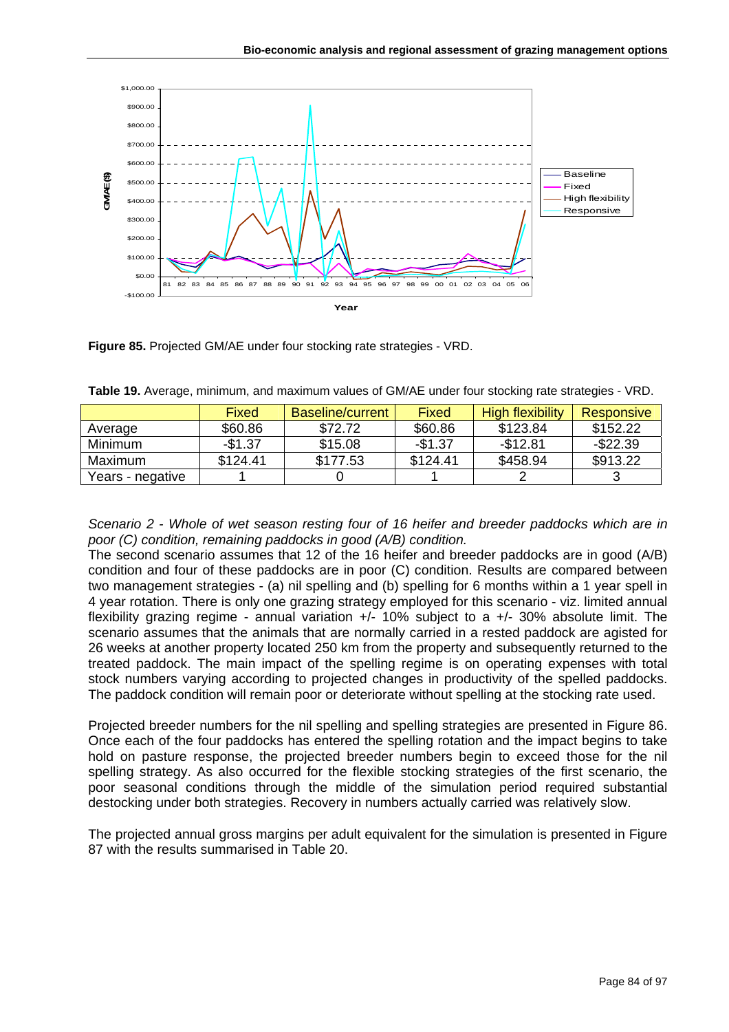Figure 85. Projected GM/AE under four stocking rate strategies - VRD.

Table 19. Average, minimum, and maximum values of GM/AE under four stocking rate strategies - VRD.

| | Fixed | Baseline/current | Fixed | High flexibility | Responsive |
|---|---|---|---|---|---|
| Average | $60.86 | $72.72 | $60.86 | $123.84 | $152.22 |
| Minimum | -$1.37 | $15.08 | -$1.37 | -$12.81 | -$22.39 |
| Maximum | $124.41 | $177.53 | $124.41 | $458.94 | $913.22 |
| Years - negative | 1 | 0 | 1 | 2 | 3 |

*Scenario 2 - Whole of wet season resting four of 16 heifer and breeder paddocks which are in poor (C) condition, remaining paddocks in good (A/B) condition.*

The second scenario assumes that 12 of the 16 heifer and breeder paddocks are in good (A/B) condition and four of these paddocks are in poor (C) condition. Results are compared between two management strategies - (a) nil spelling and (b) spelling for 6 months within a 1 year spell in 4 year rotation. There is only one grazing strategy employed for this scenario - viz. limited annual flexibility grazing regime - annual variation +/- 10% subject to a +/- 30% absolute limit. The scenario assumes that the animals that are normally carried in a rested paddock are agisted for 26 weeks at another property located 250 km from the property and subsequently returned to the treated paddock. The main impact of the spelling regime is on operating expenses with total stock numbers varying according to projected changes in productivity of the spelled paddocks. The paddock condition will remain poor or deteriorate without spelling at the stocking rate used.

Projected breeder numbers for the nil spelling and spelling strategies are presented in Figure 86. Once each of the four paddocks has entered the spelling rotation and the impact begins to take hold on pasture response, the projected breeder numbers begin to exceed those for the nil spelling strategy. As also occurred for the flexible stocking strategies of the first scenario, the poor seasonal conditions through the middle of the simulation period required substantial destocking under both strategies. Recovery in numbers actually carried was relatively slow.

The projected annual gross margins per adult equivalent for the simulation is presented in Figure 87 with the results summarised in Table 20.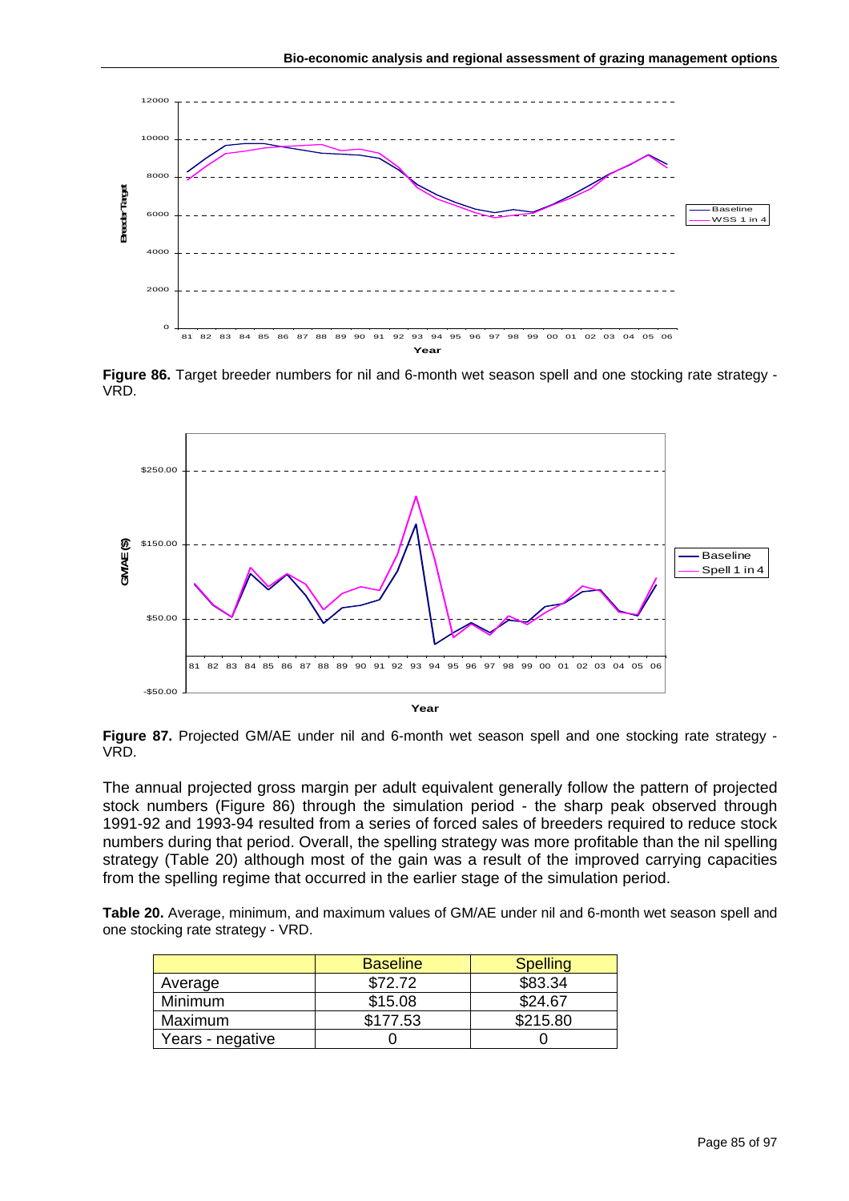**Figure 86.** Target breeder numbers for nil and 6-month wet season spell and one stocking rate strategy - VRD.

**Figure 87.** Projected GM/AE under nil and 6-month wet season spell and one stocking rate strategy - VRD.

The annual projected gross margin per adult equivalent generally follow the pattern of projected stock numbers (Figure 86) through the simulation period - the sharp peak observed through 1991-92 and 1993-94 resulted from a series of forced sales of breeders required to reduce stock numbers during that period. Overall, the spelling strategy was more profitable than the nil spelling strategy (Table 20) although most of the gain was a result of the improved carrying capacities from the spelling regime that occurred in the earlier stage of the simulation period.

**Table 20.** Average, minimum, and maximum values of GM/AE under nil and 6-month wet season spell and one stocking rate strategy - VRD.

| | Baseline | Spelling |
|---|---|---|
| Average | $72.72 | $83.34 |
| Minimum | $15.08 | $24.67 |
| Maximum | $177.53 | $215.80 |
| Years - negative | 0 | 0 |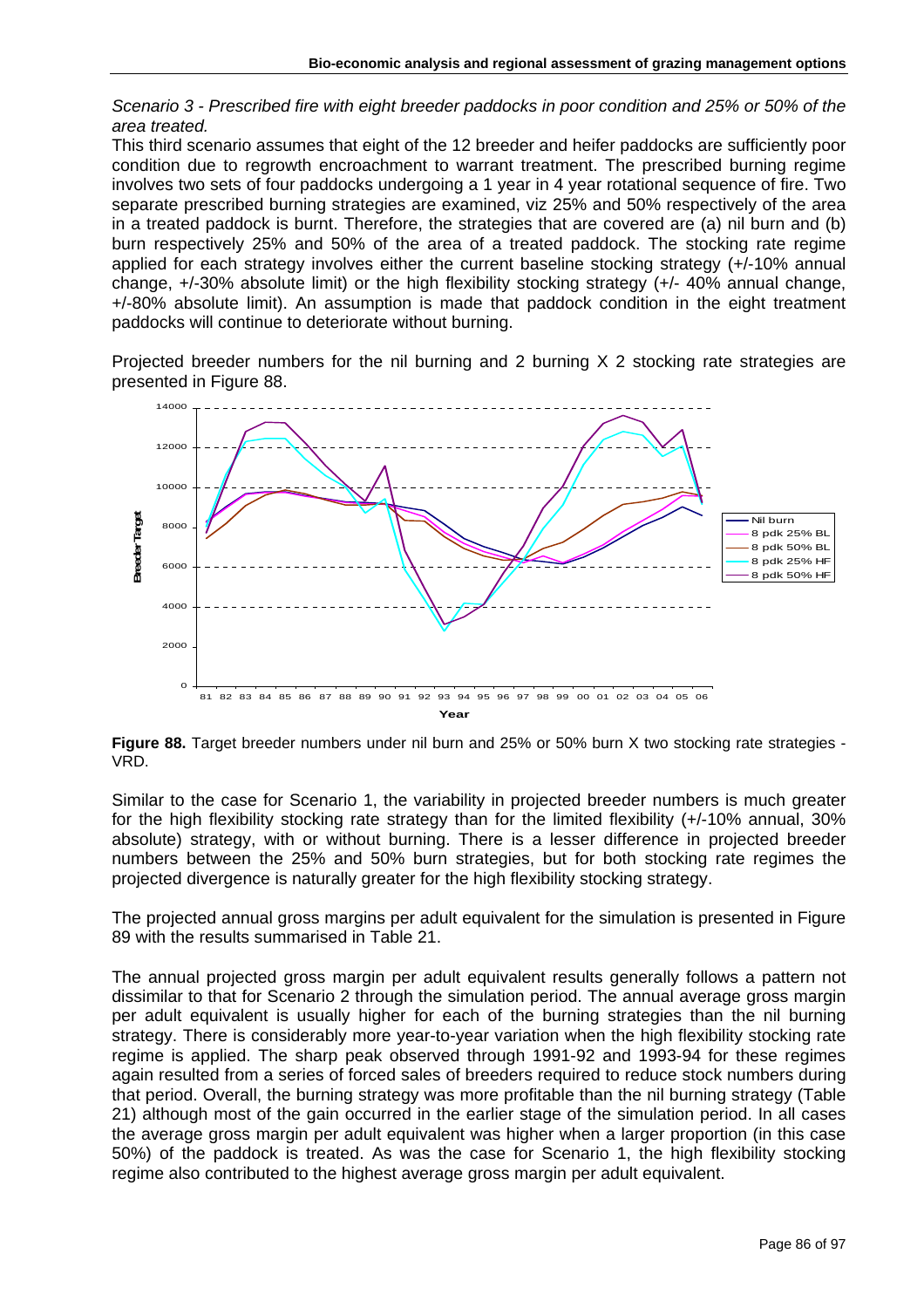*Scenario 3 - Prescribed fire with eight breeder paddocks in poor condition and 25% or 50% of the area treated.*

This third scenario assumes that eight of the 12 breeder and heifer paddocks are sufficiently poor condition due to regrowth encroachment to warrant treatment. The prescribed burning regime involves two sets of four paddocks undergoing a 1 year in 4 year rotational sequence of fire. Two separate prescribed burning strategies are examined, viz 25% and 50% respectively of the area in a treated paddock is burnt. Therefore, the strategies that are covered are (a) nil burn and (b) burn respectively 25% and 50% of the area of a treated paddock. The stocking rate regime applied for each strategy involves either the current baseline stocking strategy (+/-10% annual change, +/-30% absolute limit) or the high flexibility stocking strategy (+/- 40% annual change, +/-80% absolute limit). An assumption is made that paddock condition in the eight treatment paddocks will continue to deteriorate without burning.

Projected breeder numbers for the nil burning and 2 burning X 2 stocking rate strategies are presented in Figure 88.

**Figure 88.** Target breeder numbers under nil burn and 25% or 50% burn X two stocking rate strategies - VRD.

Similar to the case for Scenario 1, the variability in projected breeder numbers is much greater for the high flexibility stocking rate strategy than for the limited flexibility (+/-10% annual, 30% absolute) strategy, with or without burning. There is a lesser difference in projected breeder numbers between the 25% and 50% burn strategies, but for both stocking rate regimes the projected divergence is naturally greater for the high flexibility stocking strategy.

The projected annual gross margins per adult equivalent for the simulation is presented in Figure 89 with the results summarised in Table 21.

The annual projected gross margin per adult equivalent results generally follows a pattern not dissimilar to that for Scenario 2 through the simulation period. The annual average gross margin per adult equivalent is usually higher for each of the burning strategies than the nil burning strategy. There is considerably more year-to-year variation when the high flexibility stocking rate regime is applied. The sharp peak observed through 1991-92 and 1993-94 for these regimes again resulted from a series of forced sales of breeders required to reduce stock numbers during that period. Overall, the burning strategy was more profitable than the nil burning strategy (Table 21) although most of the gain occurred in the earlier stage of the simulation period. In all cases the average gross margin per adult equivalent was higher when a larger proportion (in this case 50%) of the paddock is treated. As was the case for Scenario 1, the high flexibility stocking regime also contributed to the highest average gross margin per adult equivalent.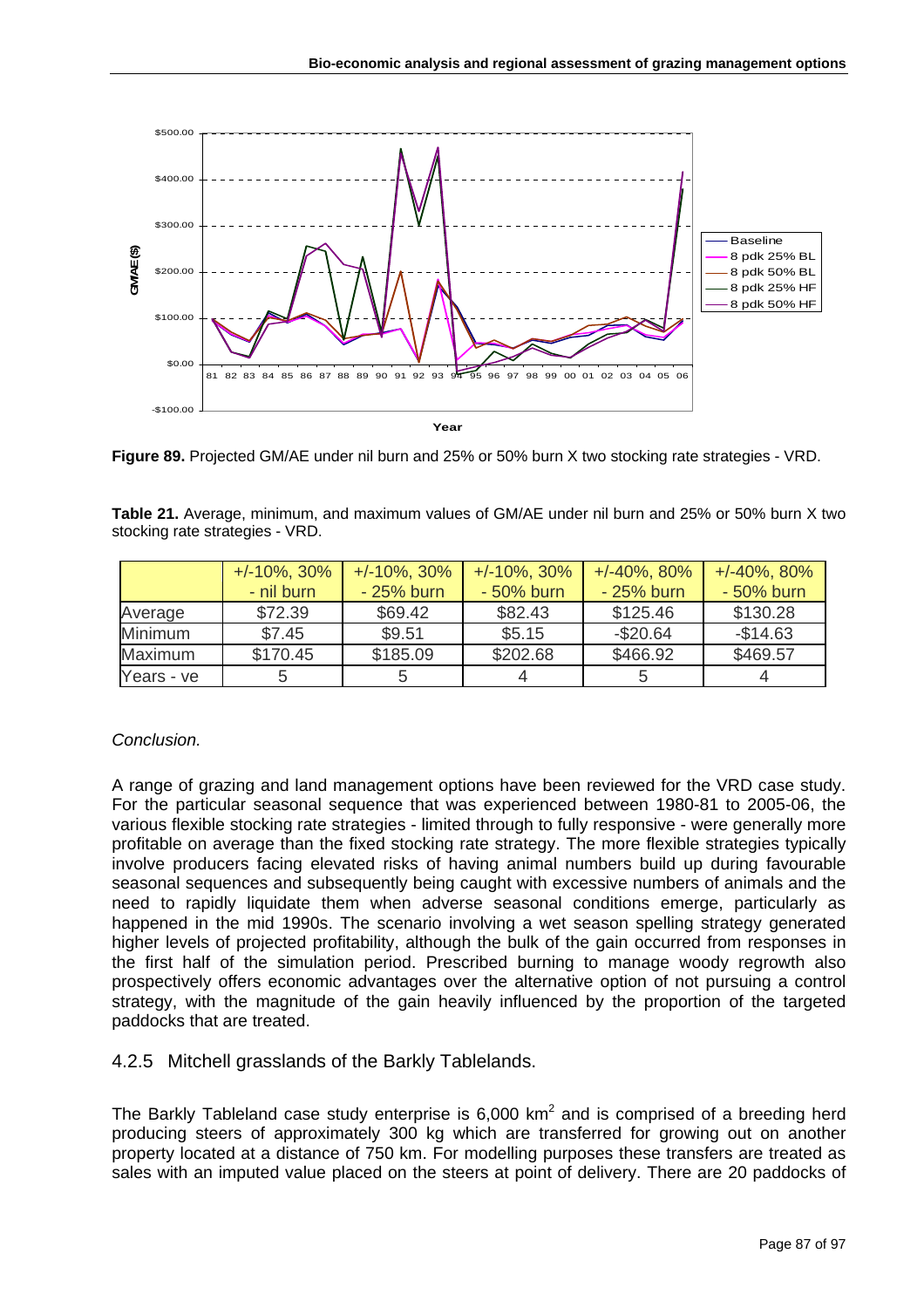**Figure 89.** Projected GM/AE under nil burn and 25% or 50% burn X two stocking rate strategies - VRD.

**Table 21.** Average, minimum, and maximum values of GM/AE under nil burn and 25% or 50% burn X two stocking rate strategies - VRD.

| | +/-10%, 30% - nil burn | +/-10%, 30% - 25% burn | +/-10%, 30% - 50% burn | +/-40%, 80% - 25% burn | +/-40%, 80% - 50% burn |
|---|---|---|---|---|---|
| Average | $72.39 | $69.42 | $82.43 | $125.46 | $130.28 |
| Minimum | $7.45 | $9.51 | $5.15 | -$20.64 | -$14.63 |
| Maximum | $170.45 | $185.09 | $202.68 | $466.92 | $469.57 |
| Years - ve | 5 | 5 | 4 | 5 | 4 |

*Conclusion.*

A range of grazing and land management options have been reviewed for the VRD case study. For the particular seasonal sequence that was experienced between 1980-81 to 2005-06, the various flexible stocking rate strategies - limited through to fully responsive - were generally more profitable on average than the fixed stocking rate strategy. The more flexible strategies typically involve producers facing elevated risks of having animal numbers build up during favourable seasonal sequences and subsequently being caught with excessive numbers of animals and the need to rapidly liquidate them when adverse seasonal conditions emerge, particularly as happened in the mid 1990s. The scenario involving a wet season spelling strategy generated higher levels of projected profitability, although the bulk of the gain occurred from responses in the first half of the simulation period. Prescribed burning to manage woody regrowth also prospectively offers economic advantages over the alternative option of not pursuing a control strategy, with the magnitude of the gain heavily influenced by the proportion of the targeted paddocks that are treated.

### 4.2.5 Mitchell grasslands of the Barkly Tablelands.

The Barkly Tableland case study enterprise is 6,000 $km^2$ and is comprised of a breeding herd producing steers of approximately 300 kg which are transferred for growing out on another property located at a distance of 750 km. For modelling purposes these transfers are treated as sales with an imputed value placed on the steers at point of delivery. There are 20 paddocks of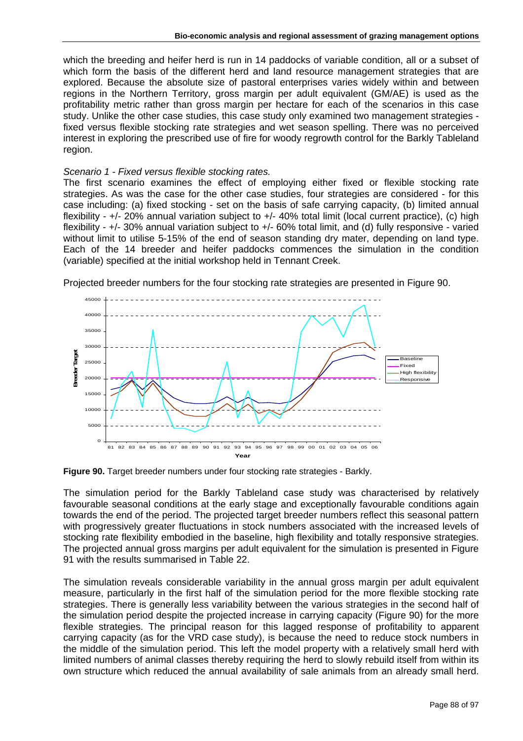which the breeding and heifer herd is run in 14 paddocks of variable condition, all or a subset of which form the basis of the different herd and land resource management strategies that are explored. Because the absolute size of pastoral enterprises varies widely within and between regions in the Northern Territory, gross margin per adult equivalent (GM/AE) is used as the profitability metric rather than gross margin per hectare for each of the scenarios in this case study. Unlike the other case studies, this case study only examined two management strategies - fixed versus flexible stocking rate strategies and wet season spelling. There was no perceived interest in exploring the prescribed use of fire for woody regrowth control for the Barkly Tableland region.

*Scenario 1 - Fixed versus flexible stocking rates.*

The first scenario examines the effect of employing either fixed or flexible stocking rate strategies. As was the case for the other case studies, four strategies are considered - for this case including: (a) fixed stocking - set on the basis of safe carrying capacity, (b) limited annual flexibility - +/- 20% annual variation subject to +/- 40% total limit (local current practice), (c) high flexibility - +/- 30% annual variation subject to +/- 60% total limit, and (d) fully responsive - varied without limit to utilise 5-15% of the end of season standing dry mater, depending on land type. Each of the 14 breeder and heifer paddocks commences the simulation in the condition (variable) specified at the initial workshop held in Tennant Creek.

Projected breeder numbers for the four stocking rate strategies are presented in Figure 90.

**Figure 90.** Target breeder numbers under four stocking rate strategies - Barkly.

The simulation period for the Barkly Tableland case study was characterised by relatively favourable seasonal conditions at the early stage and exceptionally favourable conditions again towards the end of the period. The projected target breeder numbers reflect this seasonal pattern with progressively greater fluctuations in stock numbers associated with the increased levels of stocking rate flexibility embodied in the baseline, high flexibility and totally responsive strategies. The projected annual gross margins per adult equivalent for the simulation is presented in Figure 91 with the results summarised in Table 22.

The simulation reveals considerable variability in the annual gross margin per adult equivalent measure, particularly in the first half of the simulation period for the more flexible stocking rate strategies. There is generally less variability between the various strategies in the second half of the simulation period despite the projected increase in carrying capacity (Figure 90) for the more flexible strategies. The principal reason for this lagged response of profitability to apparent carrying capacity (as for the VRD case study), is because the need to reduce stock numbers in the middle of the simulation period. This left the model property with a relatively small herd with limited numbers of animal classes thereby requiring the herd to slowly rebuild itself from within its own structure which reduced the annual availability of sale animals from an already small herd.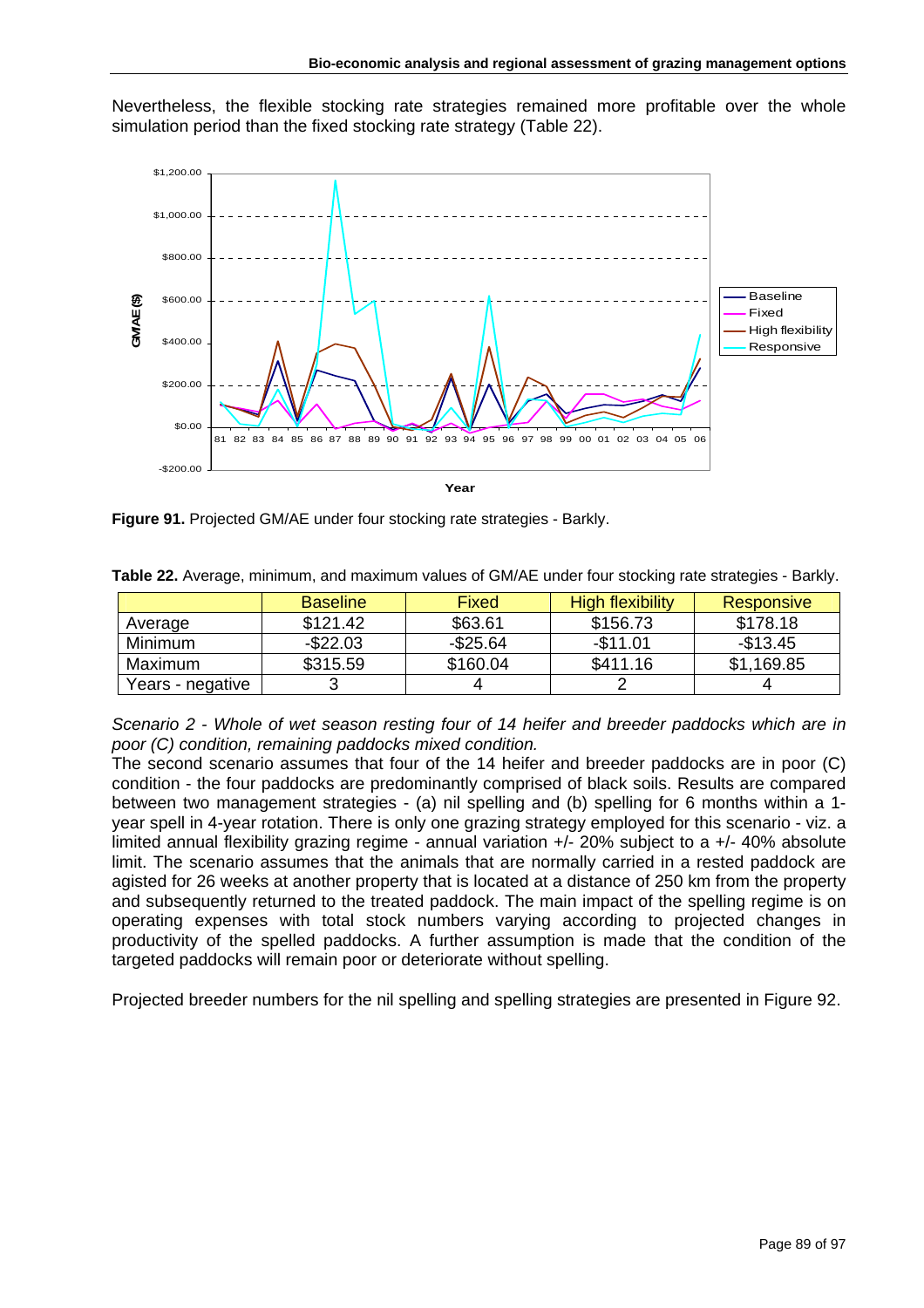Nevertheless, the flexible stocking rate strategies remained more profitable over the whole simulation period than the fixed stocking rate strategy (Table 22).

**Figure 91.** Projected GM/AE under four stocking rate strategies - Barkly.

**Table 22.** Average, minimum, and maximum values of GM/AE under four stocking rate strategies - Barkly.

| | Baseline | Fixed | High flexibility | Responsive |
|---|---|---|---|---|
| Average | $121.42 | $63.61 | $156.73 | $178.18 |
| Minimum | -$22.03 | -$25.64 | -$11.01 | -$13.45 |
| Maximum | $315.59 | $160.04 | $411.16 | $1,169.85 |
| Years - negative | 3 | 4 | 2 | 4 |

*Scenario 2 - Whole of wet season resting four of 14 heifer and breeder paddocks which are in poor (C) condition, remaining paddocks mixed condition.*

The second scenario assumes that four of the 14 heifer and breeder paddocks are in poor (C) condition - the four paddocks are predominantly comprised of black soils. Results are compared between two management strategies - (a) nil spelling and (b) spelling for 6 months within a 1-year spell in 4-year rotation. There is only one grazing strategy employed for this scenario - viz. a limited annual flexibility grazing regime - annual variation +/- 20% subject to a +/- 40% absolute limit. The scenario assumes that the animals that are normally carried in a rested paddock are agisted for 26 weeks at another property that is located at a distance of 250 km from the property and subsequently returned to the treated paddock. The main impact of the spelling regime is on operating expenses with total stock numbers varying according to projected changes in productivity of the spelled paddocks. A further assumption is made that the condition of the targeted paddocks will remain poor or deteriorate without spelling.

Projected breeder numbers for the nil spelling and spelling strategies are presented in Figure 92.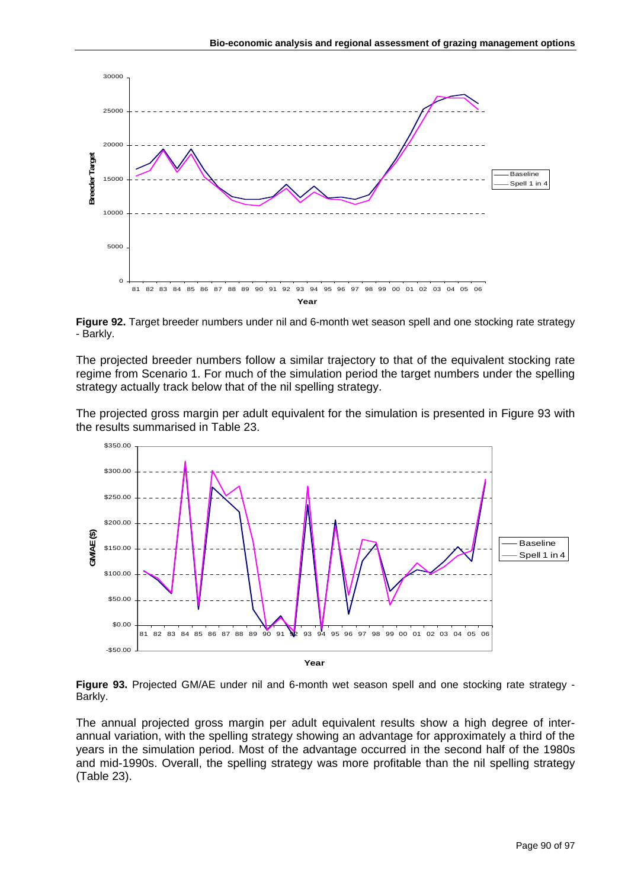Figure 92. Target breeder numbers under nil and 6-month wet season spell and one stocking rate strategy - Barkly.

The projected breeder numbers follow a similar trajectory to that of the equivalent stocking rate regime from Scenario 1. For much of the simulation period the target numbers under the spelling strategy actually track below that of the nil spelling strategy.

The projected gross margin per adult equivalent for the simulation is presented in Figure 93 with the results summarised in Table 23.

**Figure 93.** Projected GM/AE under nil and 6-month wet season spell and one stocking rate strategy - Barkly.

The annual projected gross margin per adult equivalent results show a high degree of inter-annual variation, with the spelling strategy showing an advantage for approximately a third of the years in the simulation period. Most of the advantage occurred in the second half of the 1980s and mid-1990s. Overall, the spelling strategy was more profitable than the nil spelling strategy (Table 23).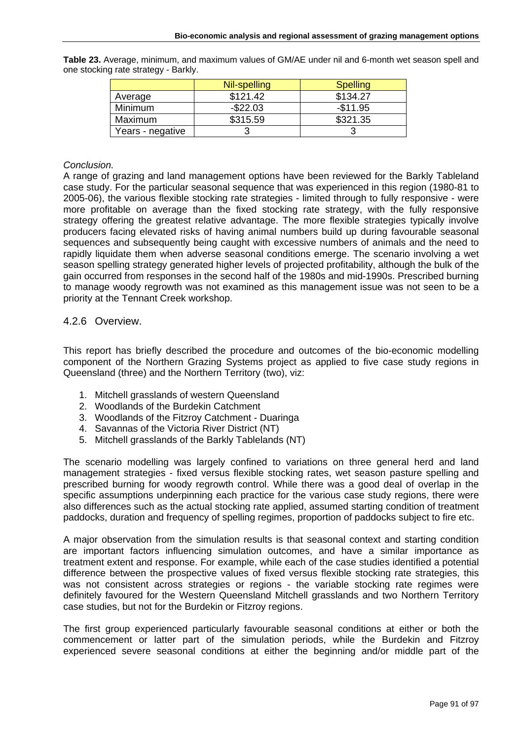**Table 23.** Average, minimum, and maximum values of GM/AE under nil and 6-month wet season spell and one stocking rate strategy - Barkly.

| | Nil-spelling | Spelling |
|---|---|---|
| Average | $121.42 | $134.27 |
| Minimum | -$22.03 | -$11.95 |
| Maximum | $315.59 | $321.35 |
| Years - negative | 3 | 3 |

*Conclusion.*

A range of grazing and land management options have been reviewed for the Barkly Tableland case study. For the particular seasonal sequence that was experienced in this region (1980-81 to 2005-06), the various flexible stocking rate strategies - limited through to fully responsive - were more profitable on average than the fixed stocking rate strategy, with the fully responsive strategy offering the greatest relative advantage. The more flexible strategies typically involve producers facing elevated risks of having animal numbers build up during favourable seasonal sequences and subsequently being caught with excessive numbers of animals and the need to rapidly liquidate them when adverse seasonal conditions emerge. The scenario involving a wet season spelling strategy generated higher levels of projected profitability, although the bulk of the gain occurred from responses in the second half of the 1980s and mid-1990s. Prescribed burning to manage woody regrowth was not examined as this management issue was not seen to be a priority at the Tennant Creek workshop.

### 4.2.6 Overview.

This report has briefly described the procedure and outcomes of the bio-economic modelling component of the Northern Grazing Systems project as applied to five case study regions in Queensland (three) and the Northern Territory (two), viz:

1. Mitchell grasslands of western Queensland
2. Woodlands of the Burdekin Catchment
3. Woodlands of the Fitzroy Catchment - Duaringa
4. Savannas of the Victoria River District (NT)
5. Mitchell grasslands of the Barkly Tablelands (NT)

The scenario modelling was largely confined to variations on three general herd and land management strategies - fixed versus flexible stocking rates, wet season pasture spelling and prescribed burning for woody regrowth control. While there was a good deal of overlap in the specific assumptions underpinning each practice for the various case study regions, there were also differences such as the actual stocking rate applied, assumed starting condition of treatment paddocks, duration and frequency of spelling regimes, proportion of paddocks subject to fire etc.

A major observation from the simulation results is that seasonal context and starting condition are important factors influencing simulation outcomes, and have a similar importance as treatment extent and response. For example, while each of the case studies identified a potential difference between the prospective values of fixed versus flexible stocking rate strategies, this was not consistent across strategies or regions - the variable stocking rate regimes were definitely favoured for the Western Queensland Mitchell grasslands and two Northern Territory case studies, but not for the Burdekin or Fitzroy regions.

The first group experienced particularly favourable seasonal conditions at either or both the commencement or latter part of the simulation periods, while the Burdekin and Fitzroy experienced severe seasonal conditions at either the beginning and/or middle part of the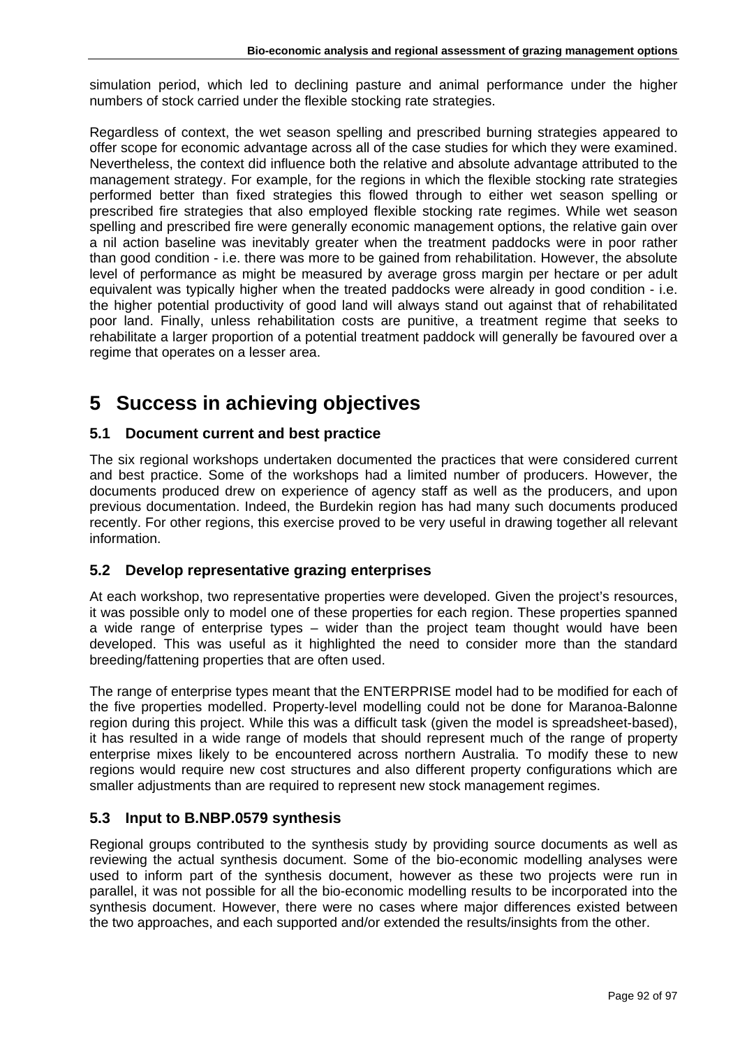simulation period, which led to declining pasture and animal performance under the higher numbers of stock carried under the flexible stocking rate strategies.

Regardless of context, the wet season spelling and prescribed burning strategies appeared to offer scope for economic advantage across all of the case studies for which they were examined. Nevertheless, the context did influence both the relative and absolute advantage attributed to the management strategy. For example, for the regions in which the flexible stocking rate strategies performed better than fixed strategies this flowed through to either wet season spelling or prescribed fire strategies that also employed flexible stocking rate regimes. While wet season spelling and prescribed fire were generally economic management options, the relative gain over a nil action baseline was inevitably greater when the treatment paddocks were in poor rather than good condition - i.e. there was more to be gained from rehabilitation. However, the absolute level of performance as might be measured by average gross margin per hectare or per adult equivalent was typically higher when the treated paddocks were already in good condition - i.e. the higher potential productivity of good land will always stand out against that of rehabilitated poor land. Finally, unless rehabilitation costs are punitive, a treatment regime that seeks to rehabilitate a larger proportion of a potential treatment paddock will generally be favoured over a regime that operates on a lesser area.

# 5 Success in achieving objectives

## 5.1 Document current and best practice

The six regional workshops undertaken documented the practices that were considered current and best practice. Some of the workshops had a limited number of producers. However, the documents produced drew on experience of agency staff as well as the producers, and upon previous documentation. Indeed, the Burdekin region has had many such documents produced recently. For other regions, this exercise proved to be very useful in drawing together all relevant information.

## 5.2 Develop representative grazing enterprises

At each workshop, two representative properties were developed. Given the project's resources, it was possible only to model one of these properties for each region. These properties spanned a wide range of enterprise types – wider than the project team thought would have been developed. This was useful as it highlighted the need to consider more than the standard breeding/fattening properties that are often used.

The range of enterprise types meant that the ENTERPRISE model had to be modified for each of the five properties modelled. Property-level modelling could not be done for Maranoa-Balonne region during this project. While this was a difficult task (given the model is spreadsheet-based), it has resulted in a wide range of models that should represent much of the range of property enterprise mixes likely to be encountered across northern Australia. To modify these to new regions would require new cost structures and also different property configurations which are smaller adjustments than are required to represent new stock management regimes.

## 5.3 Input to B.NBP.0579 synthesis

Regional groups contributed to the synthesis study by providing source documents as well as reviewing the actual synthesis document. Some of the bio-economic modelling analyses were used to inform part of the synthesis document, however as these two projects were run in parallel, it was not possible for all the bio-economic modelling results to be incorporated into the synthesis document. However, there were no cases where major differences existed between the two approaches, and each supported and/or extended the results/insights from the other.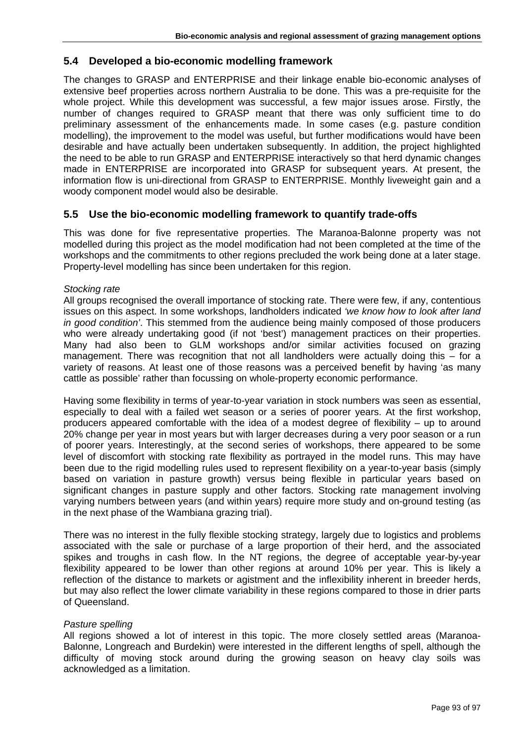## 5.4 Developed a bio-economic modelling framework

The changes to GRASP and ENTERPRISE and their linkage enable bio-economic analyses of extensive beef properties across northern Australia to be done. This was a pre-requisite for the whole project. While this development was successful, a few major issues arose. Firstly, the number of changes required to GRASP meant that there was only sufficient time to do preliminary assessment of the enhancements made. In some cases (e.g. pasture condition modelling), the improvement to the model was useful, but further modifications would have been desirable and have actually been undertaken subsequently. In addition, the project highlighted the need to be able to run GRASP and ENTERPRISE interactively so that herd dynamic changes made in ENTERPRISE are incorporated into GRASP for subsequent years. At present, the information flow is uni-directional from GRASP to ENTERPRISE. Monthly liveweight gain and a woody component model would also be desirable.

## 5.5 Use the bio-economic modelling framework to quantify trade-offs

This was done for five representative properties. The Maranoa-Balonne property was not modelled during this project as the model modification had not been completed at the time of the workshops and the commitments to other regions precluded the work being done at a later stage. Property-level modelling has since been undertaken for this region.

*Stocking rate*

All groups recognised the overall importance of stocking rate. There were few, if any, contentious issues on this aspect. In some workshops, landholders indicated *'we know how to look after land in good condition'*. This stemmed from the audience being mainly composed of those producers who were already undertaking good (if not 'best') management practices on their properties. Many had also been to GLM workshops and/or similar activities focused on grazing management. There was recognition that not all landholders were actually doing this – for a variety of reasons. At least one of those reasons was a perceived benefit by having 'as many cattle as possible' rather than focussing on whole-property economic performance.

Having some flexibility in terms of year-to-year variation in stock numbers was seen as essential, especially to deal with a failed wet season or a series of poorer years. At the first workshop, producers appeared comfortable with the idea of a modest degree of flexibility – up to around 20% change per year in most years but with larger decreases during a very poor season or a run of poorer years. Interestingly, at the second series of workshops, there appeared to be some level of discomfort with stocking rate flexibility as portrayed in the model runs. This may have been due to the rigid modelling rules used to represent flexibility on a year-to-year basis (simply based on variation in pasture growth) versus being flexible in particular years based on significant changes in pasture supply and other factors. Stocking rate management involving varying numbers between years (and within years) require more study and on-ground testing (as in the next phase of the Wambiana grazing trial).

There was no interest in the fully flexible stocking strategy, largely due to logistics and problems associated with the sale or purchase of a large proportion of their herd, and the associated spikes and troughs in cash flow. In the NT regions, the degree of acceptable year-by-year flexibility appeared to be lower than other regions at around 10% per year. This is likely a reflection of the distance to markets or agistment and the inflexibility inherent in breeder herds, but may also reflect the lower climate variability in these regions compared to those in drier parts of Queensland.

*Pasture spelling*

All regions showed a lot of interest in this topic. The more closely settled areas (Maranoa-Balonne, Longreach and Burdekin) were interested in the different lengths of spell, although the difficulty of moving stock around during the growing season on heavy clay soils was acknowledged as a limitation.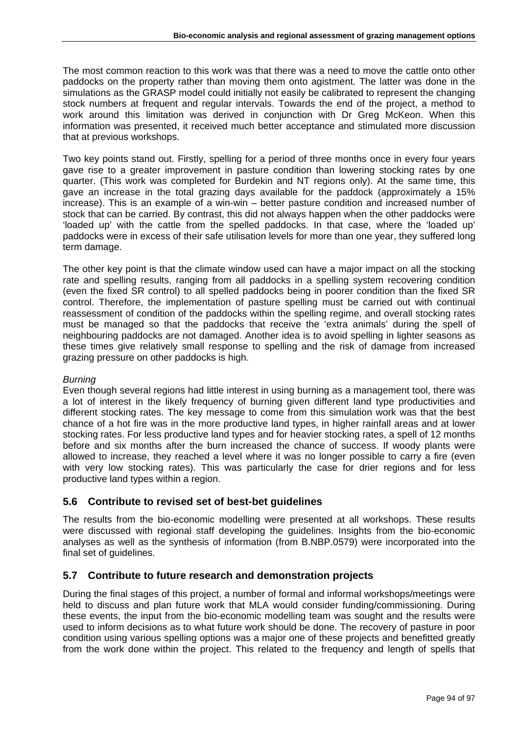The most common reaction to this work was that there was a need to move the cattle onto other paddocks on the property rather than moving them onto agistment. The latter was done in the simulations as the GRASP model could initially not easily be calibrated to represent the changing stock numbers at frequent and regular intervals. Towards the end of the project, a method to work around this limitation was derived in conjunction with Dr Greg McKeon. When this information was presented, it received much better acceptance and stimulated more discussion that at previous workshops.

Two key points stand out. Firstly, spelling for a period of three months once in every four years gave rise to a greater improvement in pasture condition than lowering stocking rates by one quarter. (This work was completed for Burdekin and NT regions only). At the same time, this gave an increase in the total grazing days available for the paddock (approximately a 15% increase). This is an example of a win-win – better pasture condition and increased number of stock that can be carried. By contrast, this did not always happen when the other paddocks were 'loaded up' with the cattle from the spelled paddocks. In that case, where the 'loaded up' paddocks were in excess of their safe utilisation levels for more than one year, they suffered long term damage.

The other key point is that the climate window used can have a major impact on all the stocking rate and spelling results, ranging from all paddocks in a spelling system recovering condition (even the fixed SR control) to all spelled paddocks being in poorer condition than the fixed SR control. Therefore, the implementation of pasture spelling must be carried out with continual reassessment of condition of the paddocks within the spelling regime, and overall stocking rates must be managed so that the paddocks that receive the 'extra animals' during the spell of neighbouring paddocks are not damaged. Another idea is to avoid spelling in lighter seasons as these times give relatively small response to spelling and the risk of damage from increased grazing pressure on other paddocks is high.

*Burning*

Even though several regions had little interest in using burning as a management tool, there was a lot of interest in the likely frequency of burning given different land type productivities and different stocking rates. The key message to come from this simulation work was that the best chance of a hot fire was in the more productive land types, in higher rainfall areas and at lower stocking rates. For less productive land types and for heavier stocking rates, a spell of 12 months before and six months after the burn increased the chance of success. If woody plants were allowed to increase, they reached a level where it was no longer possible to carry a fire (even with very low stocking rates). This was particularly the case for drier regions and for less productive land types within a region.

## 5.6 Contribute to revised set of best-bet guidelines

The results from the bio-economic modelling were presented at all workshops. These results were discussed with regional staff developing the guidelines. Insights from the bio-economic analyses as well as the synthesis of information (from B.NBP.0579) were incorporated into the final set of guidelines.

## 5.7 Contribute to future research and demonstration projects

During the final stages of this project, a number of formal and informal workshops/meetings were held to discuss and plan future work that MLA would consider funding/commissioning. During these events, the input from the bio-economic modelling team was sought and the results were used to inform decisions as to what future work should be done. The recovery of pasture in poor condition using various spelling options was a major one of these projects and benefitted greatly from the work done within the project. This related to the frequency and length of spells that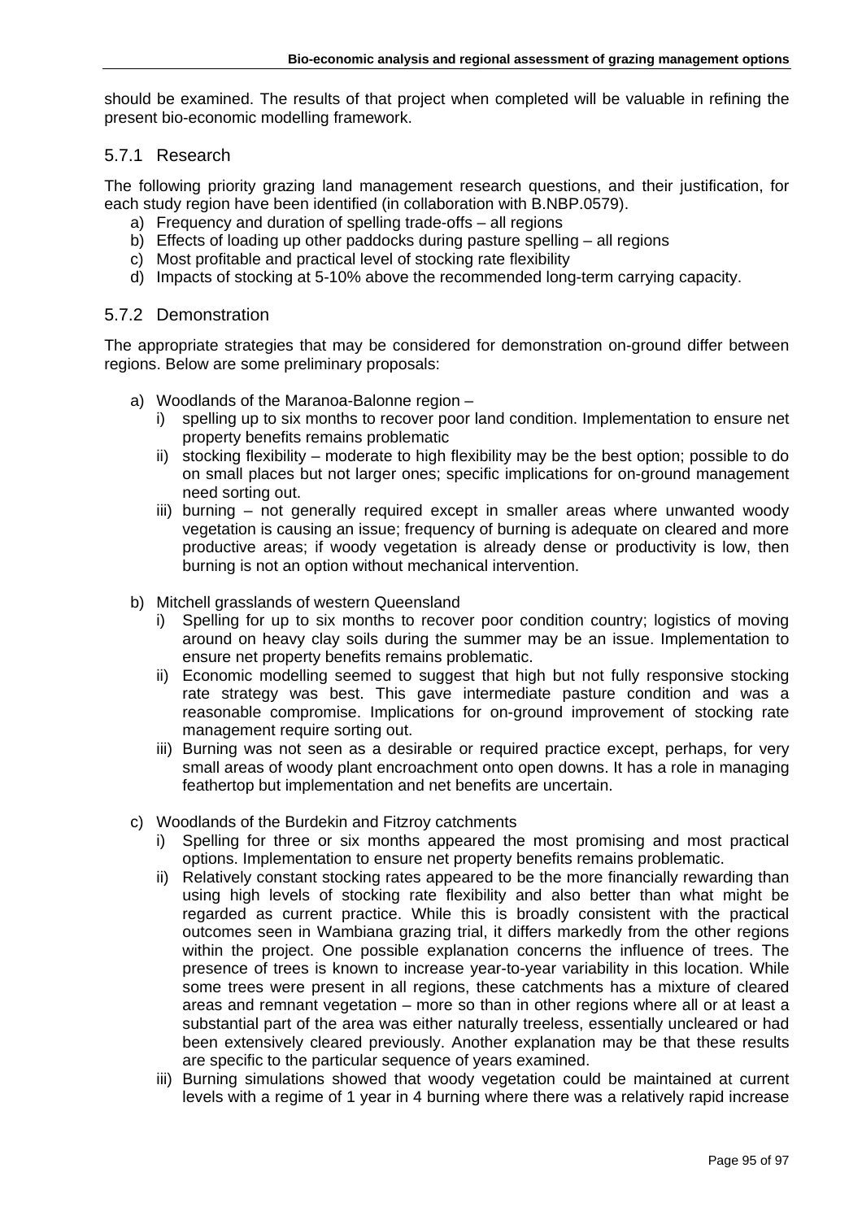should be examined. The results of that project when completed will be valuable in refining the present bio-economic modelling framework.

### 5.7.1 Research

The following priority grazing land management research questions, and their justification, for each study region have been identified (in collaboration with B.NBP.0579).

a) Frequency and duration of spelling trade-offs – all regions
b) Effects of loading up other paddocks during pasture spelling – all regions
c) Most profitable and practical level of stocking rate flexibility
d) Impacts of stocking at 5-10% above the recommended long-term carrying capacity.

### 5.7.2 Demonstration

The appropriate strategies that may be considered for demonstration on-ground differ between regions. Below are some preliminary proposals:

a) Woodlands of the Maranoa-Balonne region –
   i) spelling up to six months to recover poor land condition. Implementation to ensure net property benefits remains problematic
   ii) stocking flexibility – moderate to high flexibility may be the best option; possible to do on small places but not larger ones; specific implications for on-ground management need sorting out.
   iii) burning – not generally required except in smaller areas where unwanted woody vegetation is causing an issue; frequency of burning is adequate on cleared and more productive areas; if woody vegetation is already dense or productivity is low, then burning is not an option without mechanical intervention.

b) Mitchell grasslands of western Queensland
   i) Spelling for up to six months to recover poor condition country; logistics of moving around on heavy clay soils during the summer may be an issue. Implementation to ensure net property benefits remains problematic.
   ii) Economic modelling seemed to suggest that high but not fully responsive stocking rate strategy was best. This gave intermediate pasture condition and was a reasonable compromise. Implications for on-ground improvement of stocking rate management require sorting out.
   iii) Burning was not seen as a desirable or required practice except, perhaps, for very small areas of woody plant encroachment onto open downs. It has a role in managing feathertop but implementation and net benefits are uncertain.

c) Woodlands of the Burdekin and Fitzroy catchments
   i) Spelling for three or six months appeared the most promising and most practical options. Implementation to ensure net property benefits remains problematic.
   ii) Relatively constant stocking rates appeared to be the more financially rewarding than using high levels of stocking rate flexibility and also better than what might be regarded as current practice. While this is broadly consistent with the practical outcomes seen in Wambiana grazing trial, it differs markedly from the other regions within the project. One possible explanation concerns the influence of trees. The presence of trees is known to increase year-to-year variability in this location. While some trees were present in all regions, these catchments has a mixture of cleared areas and remnant vegetation – more so than in other regions where all or at least a substantial part of the area was either naturally treeless, essentially uncleared or had been extensively cleared previously. Another explanation may be that these results are specific to the particular sequence of years examined.
   iii) Burning simulations showed that woody vegetation could be maintained at current levels with a regime of 1 year in 4 burning where there was a relatively rapid increase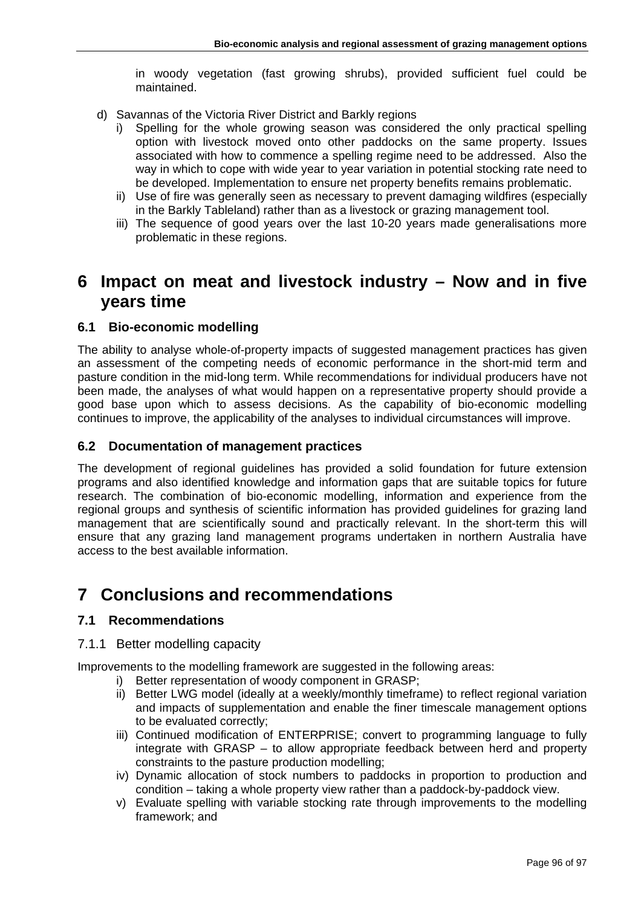in woody vegetation (fast growing shrubs), provided sufficient fuel could be maintained.

d) Savannas of the Victoria River District and Barkly regions
   i) Spelling for the whole growing season was considered the only practical spelling option with livestock moved onto other paddocks on the same property. Issues associated with how to commence a spelling regime need to be addressed. Also the way in which to cope with wide year to year variation in potential stocking rate need to be developed. Implementation to ensure net property benefits remains problematic.
   ii) Use of fire was generally seen as necessary to prevent damaging wildfires (especially in the Barkly Tableland) rather than as a livestock or grazing management tool.
   iii) The sequence of good years over the last 10-20 years made generalisations more problematic in these regions.

# 6 Impact on meat and livestock industry – Now and in five years time

## 6.1 Bio-economic modelling

The ability to analyse whole-of-property impacts of suggested management practices has given an assessment of the competing needs of economic performance in the short-mid term and pasture condition in the mid-long term. While recommendations for individual producers have not been made, the analyses of what would happen on a representative property should provide a good base upon which to assess decisions. As the capability of bio-economic modelling continues to improve, the applicability of the analyses to individual circumstances will improve.

## 6.2 Documentation of management practices

The development of regional guidelines has provided a solid foundation for future extension programs and also identified knowledge and information gaps that are suitable topics for future research. The combination of bio-economic modelling, information and experience from the regional groups and synthesis of scientific information has provided guidelines for grazing land management that are scientifically sound and practically relevant. In the short-term this will ensure that any grazing land management programs undertaken in northern Australia have access to the best available information.

# 7 Conclusions and recommendations

## 7.1 Recommendations

### 7.1.1 Better modelling capacity

Improvements to the modelling framework are suggested in the following areas:

i) Better representation of woody component in GRASP;
ii) Better LWG model (ideally at a weekly/monthly timeframe) to reflect regional variation and impacts of supplementation and enable the finer timescale management options to be evaluated correctly;
iii) Continued modification of ENTERPRISE; convert to programming language to fully integrate with GRASP – to allow appropriate feedback between herd and property constraints to the pasture production modelling;
iv) Dynamic allocation of stock numbers to paddocks in proportion to production and condition – taking a whole property view rather than a paddock-by-paddock view.
v) Evaluate spelling with variable stocking rate through improvements to the modelling framework; and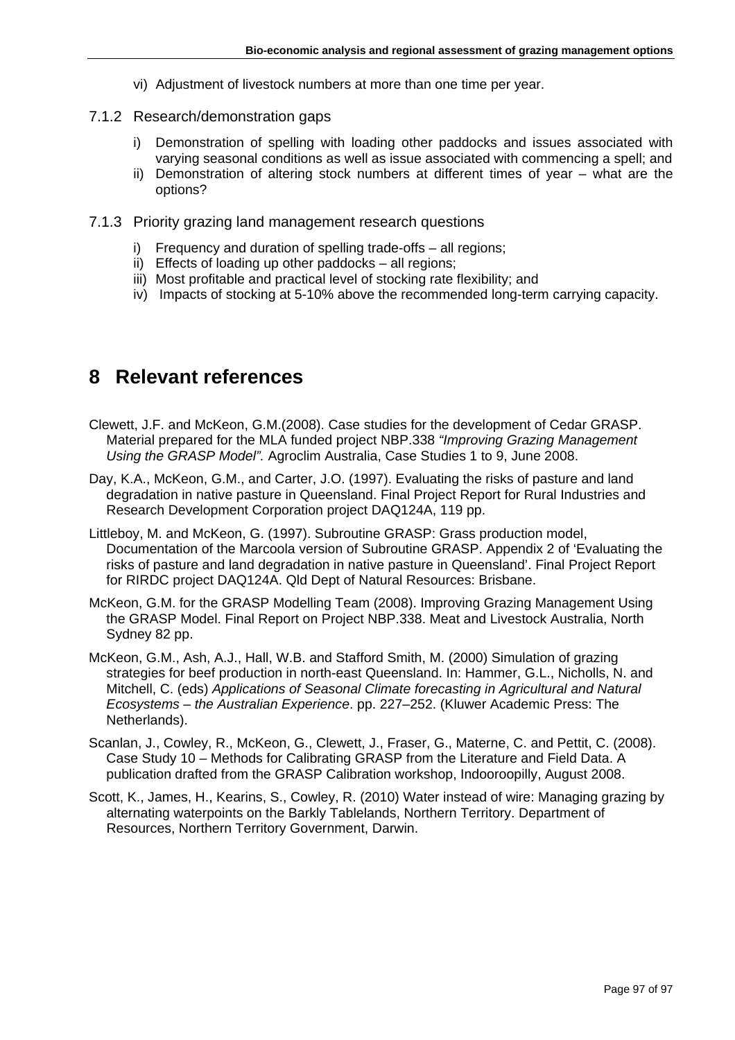vi) Adjustment of livestock numbers at more than one time per year.

### 7.1.2 Research/demonstration gaps

i) Demonstration of spelling with loading other paddocks and issues associated with varying seasonal conditions as well as issue associated with commencing a spell; and
ii) Demonstration of altering stock numbers at different times of year – what are the options?

### 7.1.3 Priority grazing land management research questions

i) Frequency and duration of spelling trade-offs – all regions;
ii) Effects of loading up other paddocks – all regions;
iii) Most profitable and practical level of stocking rate flexibility; and
iv) Impacts of stocking at 5-10% above the recommended long-term carrying capacity.

# 8 Relevant references

Clewett, J.F. and McKeon, G.M.(2008). Case studies for the development of Cedar GRASP. Material prepared for the MLA funded project NBP.338 *"Improving Grazing Management Using the GRASP Model".* Agroclim Australia, Case Studies 1 to 9, June 2008.

Day, K.A., McKeon, G.M., and Carter, J.O. (1997). Evaluating the risks of pasture and land degradation in native pasture in Queensland. Final Project Report for Rural Industries and Research Development Corporation project DAQ124A, 119 pp.

Littleboy, M. and McKeon, G. (1997). Subroutine GRASP: Grass production model, Documentation of the Marcoola version of Subroutine GRASP. Appendix 2 of 'Evaluating the risks of pasture and land degradation in native pasture in Queensland'. Final Project Report for RIRDC project DAQ124A. Qld Dept of Natural Resources: Brisbane.

McKeon, G.M. for the GRASP Modelling Team (2008). Improving Grazing Management Using the GRASP Model. Final Report on Project NBP.338. Meat and Livestock Australia, North Sydney 82 pp.

McKeon, G.M., Ash, A.J., Hall, W.B. and Stafford Smith, M. (2000) Simulation of grazing strategies for beef production in north-east Queensland. In: Hammer, G.L., Nicholls, N. and Mitchell, C. (eds) *Applications of Seasonal Climate forecasting in Agricultural and Natural Ecosystems – the Australian Experience*. pp. 227–252. (Kluwer Academic Press: The Netherlands).

Scanlan, J., Cowley, R., McKeon, G., Clewett, J., Fraser, G., Materne, C. and Pettit, C. (2008). Case Study 10 – Methods for Calibrating GRASP from the Literature and Field Data. A publication drafted from the GRASP Calibration workshop, Indooroopilly, August 2008.

Scott, K., James, H., Kearins, S., Cowley, R. (2010) Water instead of wire: Managing grazing by alternating waterpoints on the Barkly Tablelands, Northern Territory. Department of Resources, Northern Territory Government, Darwin.